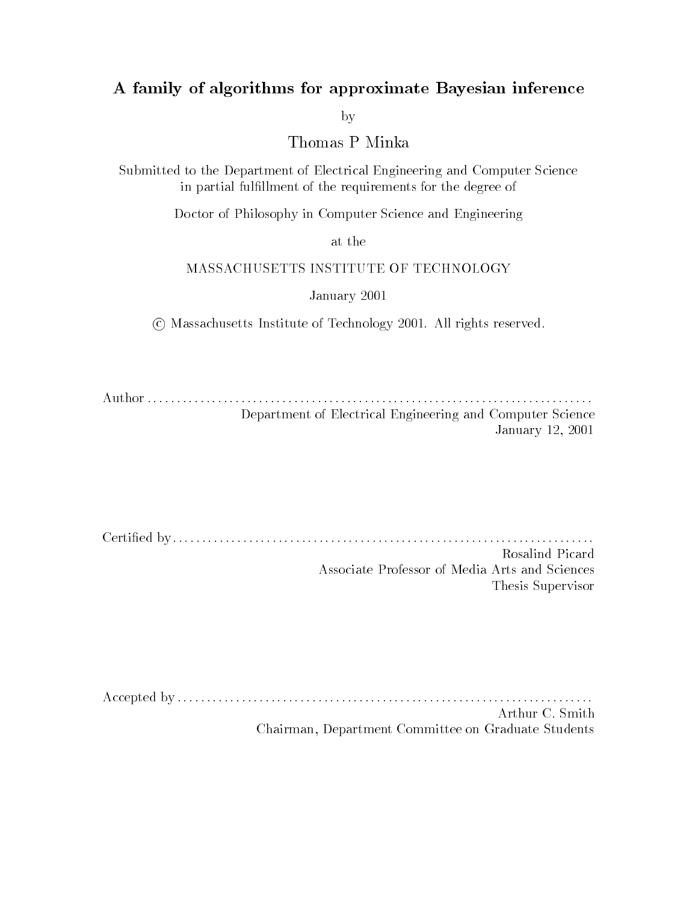# A family of algorithms for approximate Bayesian inference

by

Thomas P Minka

Submitted to the Department of Electrical Engineering and Computer Science in partial fulfillment of the requirements for the degree of

Doctor of Philosophy in Computer Science and Engineering

at the

MASSACHUSETTS INSTITUTE OF TECHNOLOGY

January 2001

© Massachusetts Institute of Technology 2001. All rights reserved.

Author . . . . . . . . . . . . . . . . . . . . . . . . . . . . . . . . . . . . . . . . . . . . . . . . . . . . . . . . . . . . . . . . . . . . . . . . . .

Department of Electrical Engineering and Computer Science

January 12, 2001

Certified by . . . . . . . . . . . . . . . . . . . . . . . . . . . . . . . . . . . . . . . . . . . . . . . . . . . . . . . . . . . . . . . . . . . . . . .

Rosalind Picard

Associate Professor of Media Arts and Sciences

Thesis Supervisor

Accepted by . . . . . . . . . . . . . . . . . . . . . . . . . . . . . . . . . . . . . . . . . . . . . . . . . . . . . . . . . . . . . . . . . . . . . .

Arthur C. Smith

Chairman, Department Committee on Graduate Students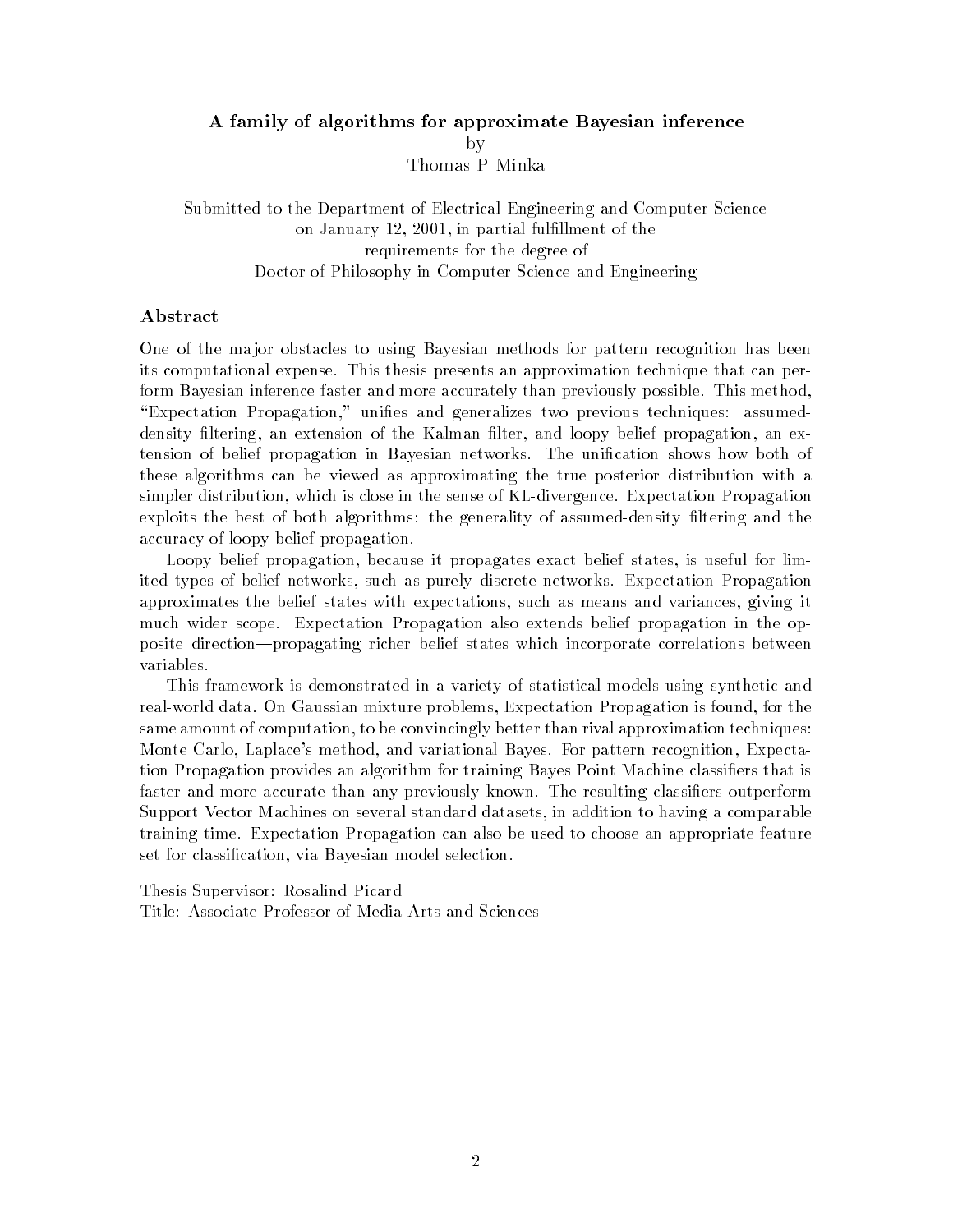**A family of algorithms for approximate Bayesian inference**

by

Thomas P Minka

Submitted to the Department of Electrical Engineering and Computer Science
on January 12, 2001, in partial fulfillment of the
requirements for the degree of
Doctor of Philosophy in Computer Science and Engineering

## Abstract

One of the major obstacles to using Bayesian methods for pattern recognition has been its computational expense. This thesis presents an approximation technique that can perform Bayesian inference faster and more accurately than previously possible. This method, "Expectation Propagation," unifies and generalizes two previous techniques: assumed-density filtering, an extension of the Kalman filter, and loopy belief propagation, an extension of belief propagation in Bayesian networks. The unification shows how both of these algorithms can be viewed as approximating the true posterior distribution with a simpler distribution, which is close in the sense of KL-divergence. Expectation Propagation exploits the best of both algorithms: the generality of assumed-density filtering and the accuracy of loopy belief propagation.

Loopy belief propagation, because it propagates exact belief states, is useful for limited types of belief networks, such as purely discrete networks. Expectation Propagation approximates the belief states with expectations, such as means and variances, giving it much wider scope. Expectation Propagation also extends belief propagation in the opposite direction—propagating richer belief states which incorporate correlations between variables.

This framework is demonstrated in a variety of statistical models using synthetic and real-world data. On Gaussian mixture problems, Expectation Propagation is found, for the same amount of computation, to be convincingly better than rival approximation techniques: Monte Carlo, Laplace's method, and variational Bayes. For pattern recognition, Expectation Propagation provides an algorithm for training Bayes Point Machine classifiers that is faster and more accurate than any previously known. The resulting classifiers outperform Support Vector Machines on several standard datasets, in addition to having a comparable training time. Expectation Propagation can also be used to choose an appropriate feature set for classification, via Bayesian model selection.

Thesis Supervisor: Rosalind Picard
Title: Associate Professor of Media Arts and Sciences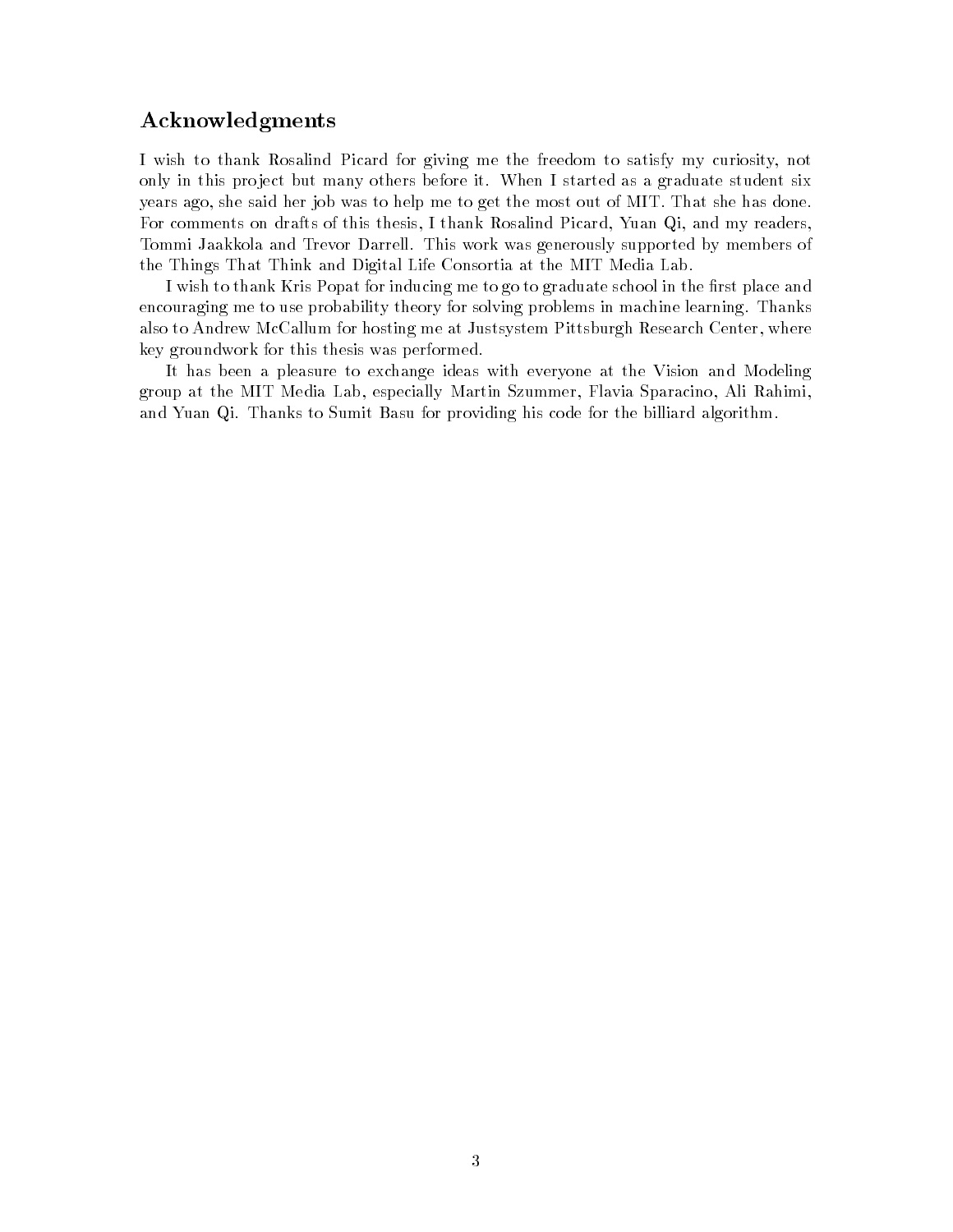## Acknowledgments

I wish to thank Rosalind Picard for giving me the freedom to satisfy my curiosity, not only in this project but many others before it. When I started as a graduate student six years ago, she said her job was to help me to get the most out of MIT. That she has done. For comments on drafts of this thesis, I thank Rosalind Picard, Yuan Qi, and my readers, Tommi Jaakkola and Trevor Darrell. This work was generously supported by members of the Things That Think and Digital Life Consortia at the MIT Media Lab.

I wish to thank Kris Popat for inducing me to go to graduate school in the first place and encouraging me to use probability theory for solving problems in machine learning. Thanks also to Andrew McCallum for hosting me at Justsystem Pittsburgh Research Center, where key groundwork for this thesis was performed.

It has been a pleasure to exchange ideas with everyone at the Vision and Modeling group at the MIT Media Lab, especially Martin Szummer, Flavia Sparacino, Ali Rahimi, and Yuan Qi. Thanks to Sumit Basu for providing his code for the billiard algorithm.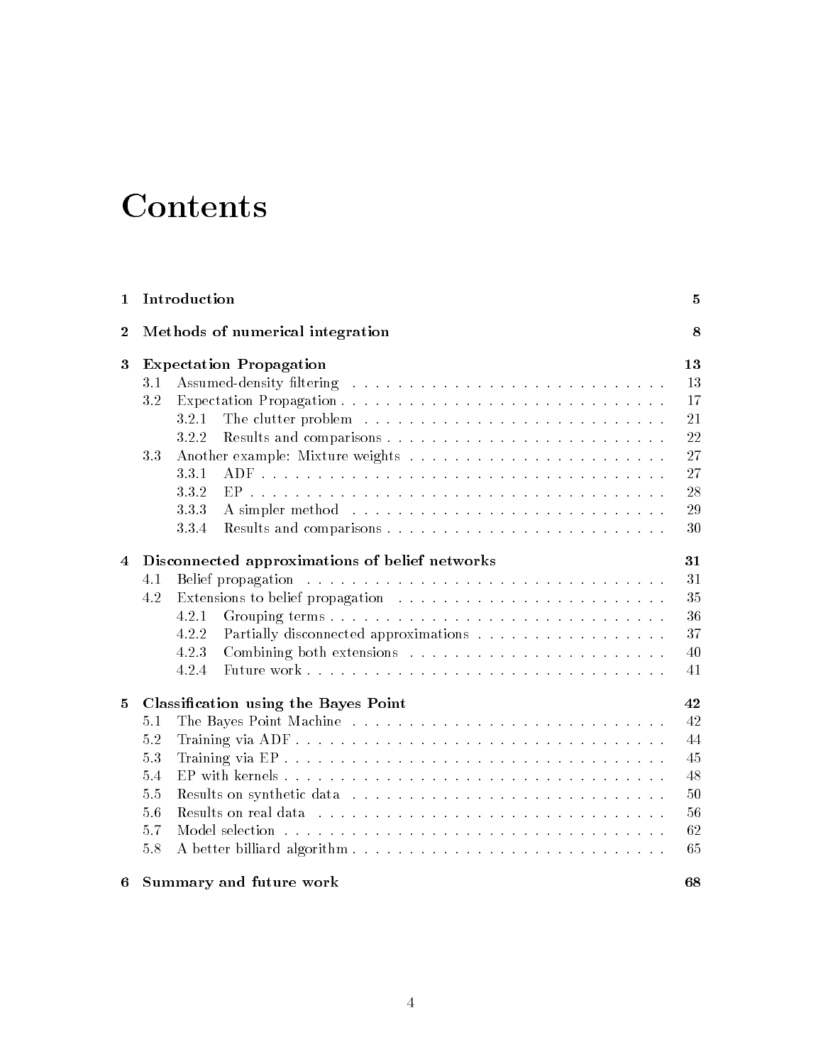# Contents

- **1 Introduction** — **5**
- **2 Methods of numerical integration** — **8**
- **3 Expectation Propagation** — **13**
  - 3.1 Assumed-density filtering — 13
  - 3.2 Expectation Propagation — 17
    - 3.2.1 The clutter problem — 21
    - 3.2.2 Results and comparisons — 22
  - 3.3 Another example: Mixture weights — 27
    - 3.3.1 ADF — 27
    - 3.3.2 EP — 28
    - 3.3.3 A simpler method — 29
    - 3.3.4 Results and comparisons — 30
- **4 Disconnected approximations of belief networks** — **31**
  - 4.1 Belief propagation — 31
  - 4.2 Extensions to belief propagation — 35
    - 4.2.1 Grouping terms — 36
    - 4.2.2 Partially disconnected approximations — 37
    - 4.2.3 Combining both extensions — 40
    - 4.2.4 Future work — 41
- **5 Classification using the Bayes Point** — **42**
  - 5.1 The Bayes Point Machine — 42
  - 5.2 Training via ADF — 44
  - 5.3 Training via EP — 45
  - 5.4 EP with kernels — 48
  - 5.5 Results on synthetic data — 50
  - 5.6 Results on real data — 56
  - 5.7 Model selection — 62
  - 5.8 A better billiard algorithm — 65
- **6 Summary and future work** — **68**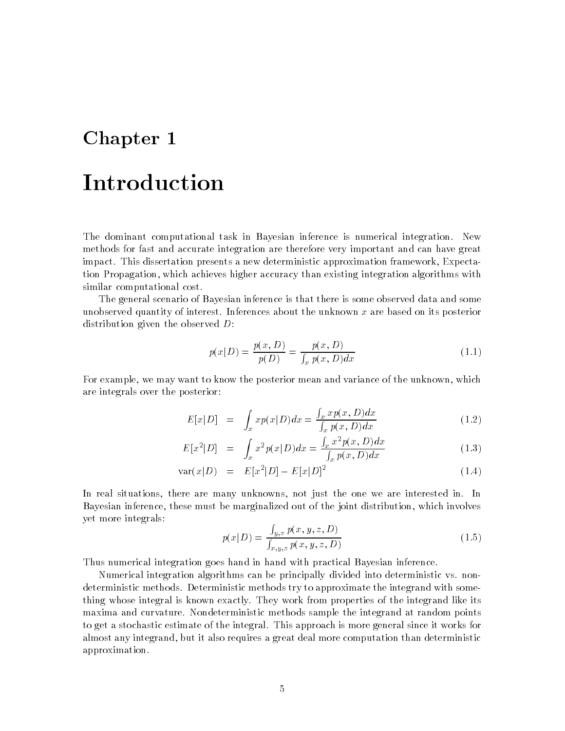# Chapter 1

# Introduction

The dominant computational task in Bayesian inference is numerical integration. New methods for fast and accurate integration are therefore very important and can have great impact. This dissertation presents a new deterministic approximation framework, Expectation Propagation, which achieves higher accuracy than existing integration algorithms with similar computational cost.

The general scenario of Bayesian inference is that there is some observed data and some unobserved quantity of interest. Inferences about the unknown $x$ are based on its posterior distribution given the observed $D$:

$$p(x|D) = \frac{p(x, D)}{p(D)} = \frac{p(x, D)}{\int_x p(x, D)dx} \tag{1.1}$$

For example, we may want to know the posterior mean and variance of the unknown, which are integrals over the posterior:

$$E[x|D] = \int_x x p(x|D)dx = \frac{\int_x x p(x, D)dx}{\int_x p(x, D)dx} \tag{1.2}$$

$$E[x^2|D] = \int_x x^2 p(x|D)dx = \frac{\int_x x^2 p(x, D)dx}{\int_x p(x, D)dx} \tag{1.3}$$

$$\text{var}(x|D) = E[x^2|D] - E[x|D]^2 \tag{1.4}$$

In real situations, there are many unknowns, not just the one we are interested in. In Bayesian inference, these must be marginalized out of the joint distribution, which involves yet more integrals:

$$p(x|D) = \frac{\int_{y,z} p(x, y, z, D)}{\int_{x,y,z} p(x, y, z, D)} \tag{1.5}$$

Thus numerical integration goes hand in hand with practical Bayesian inference.

Numerical integration algorithms can be principally divided into deterministic vs. nondeterministic methods. Deterministic methods try to approximate the integrand with something whose integral is known exactly. They work from properties of the integrand like its maxima and curvature. Nondeterministic methods sample the integrand at random points to get a stochastic estimate of the integral. This approach is more general since it works for almost any integrand, but it also requires a great deal more computation than deterministic approximation.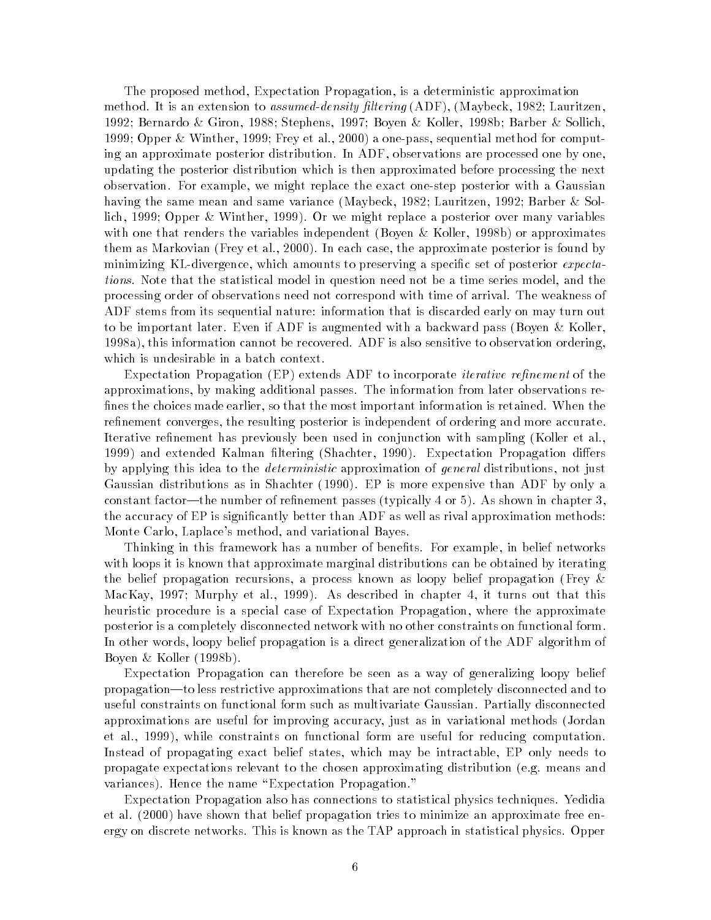The proposed method, Expectation Propagation, is a deterministic approximation method. It is an extension to *assumed-density filtering* (ADF), (Maybeck, 1982; Lauritzen, 1992; Bernardo & Giron, 1988; Stephens, 1997; Boyen & Koller, 1998b; Barber & Sollich, 1999; Opper & Winther, 1999; Frey et al., 2000) a one-pass, sequential method for computing an approximate posterior distribution. In ADF, observations are processed one by one, updating the posterior distribution which is then approximated before processing the next observation. For example, we might replace the exact one-step posterior with a Gaussian having the same mean and same variance (Maybeck, 1982; Lauritzen, 1992; Barber & Sollich, 1999; Opper & Winther, 1999). Or we might replace a posterior over many variables with one that renders the variables independent (Boyen & Koller, 1998b) or approximates them as Markovian (Frey et al., 2000). In each case, the approximate posterior is found by minimizing KL-divergence, which amounts to preserving a specific set of posterior *expectations*. Note that the statistical model in question need not be a time series model, and the processing order of observations need not correspond with time of arrival. The weakness of ADF stems from its sequential nature: information that is discarded early on may turn out to be important later. Even if ADF is augmented with a backward pass (Boyen & Koller, 1998a), this information cannot be recovered. ADF is also sensitive to observation ordering, which is undesirable in a batch context.

Expectation Propagation (EP) extends ADF to incorporate *iterative refinement* of the approximations, by making additional passes. The information from later observations refines the choices made earlier, so that the most important information is retained. When the refinement converges, the resulting posterior is independent of ordering and more accurate. Iterative refinement has previously been used in conjunction with sampling (Koller et al., 1999) and extended Kalman filtering (Shachter, 1990). Expectation Propagation differs by applying this idea to the *deterministic* approximation of *general* distributions, not just Gaussian distributions as in Shachter (1990). EP is more expensive than ADF by only a constant factor—the number of refinement passes (typically 4 or 5). As shown in chapter 3, the accuracy of EP is significantly better than ADF as well as rival approximation methods: Monte Carlo, Laplace's method, and variational Bayes.

Thinking in this framework has a number of benefits. For example, in belief networks with loops it is known that approximate marginal distributions can be obtained by iterating the belief propagation recursions, a process known as loopy belief propagation (Frey & MacKay, 1997; Murphy et al., 1999). As described in chapter 4, it turns out that this heuristic procedure is a special case of Expectation Propagation, where the approximate posterior is a completely disconnected network with no other constraints on functional form. In other words, loopy belief propagation is a direct generalization of the ADF algorithm of Boyen & Koller (1998b).

Expectation Propagation can therefore be seen as a way of generalizing loopy belief propagation—to less restrictive approximations that are not completely disconnected and to useful constraints on functional form such as multivariate Gaussian. Partially disconnected approximations are useful for improving accuracy, just as in variational methods (Jordan et al., 1999), while constraints on functional form are useful for reducing computation. Instead of propagating exact belief states, which may be intractable, EP only needs to propagate expectations relevant to the chosen approximating distribution (e.g. means and variances). Hence the name "Expectation Propagation."

Expectation Propagation also has connections to statistical physics techniques. Yedidia et al. (2000) have shown that belief propagation tries to minimize an approximate free energy on discrete networks. This is known as the TAP approach in statistical physics. Opper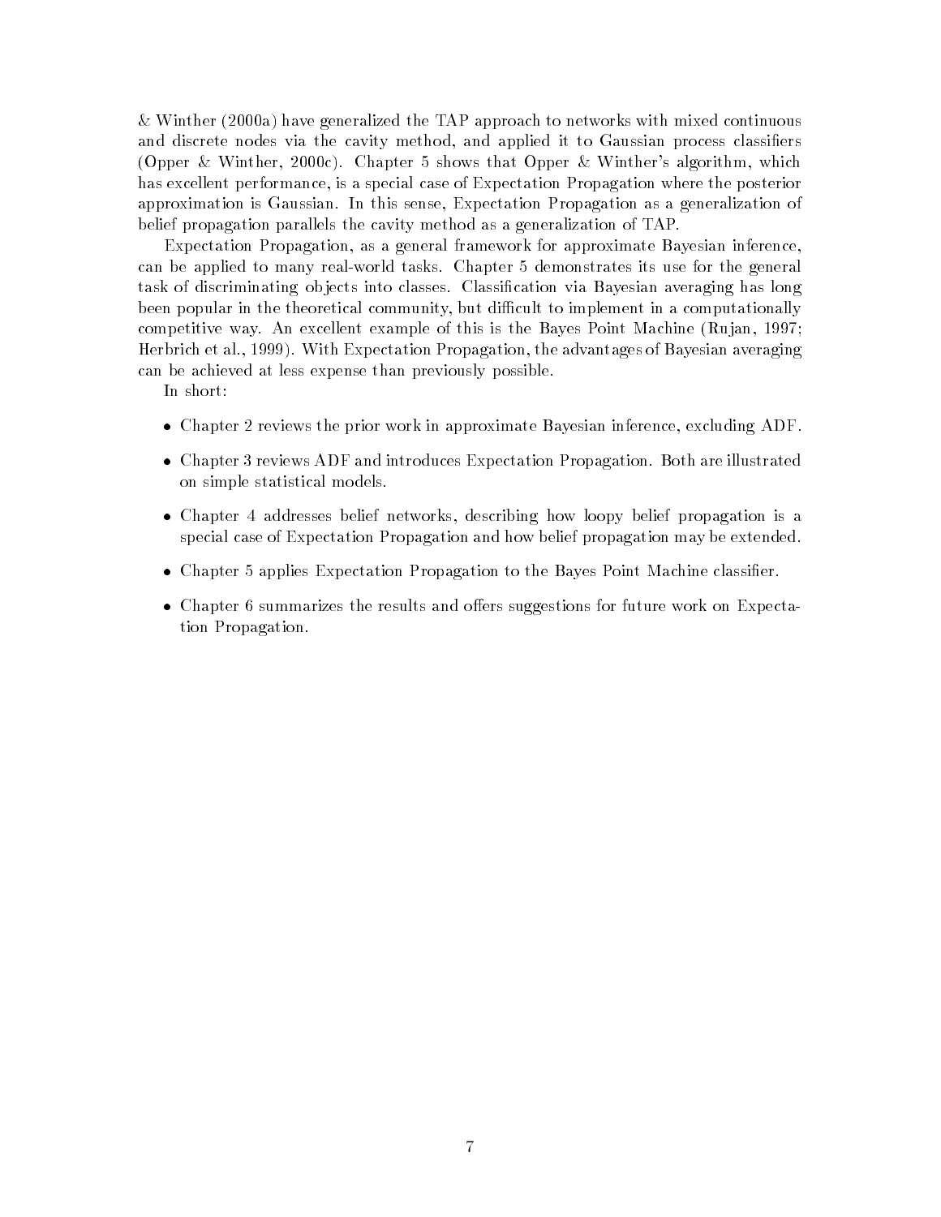& Winther (2000a) have generalized the TAP approach to networks with mixed continuous and discrete nodes via the cavity method, and applied it to Gaussian process classifiers (Opper & Winther, 2000c). Chapter 5 shows that Opper & Winther's algorithm, which has excellent performance, is a special case of Expectation Propagation where the posterior approximation is Gaussian. In this sense, Expectation Propagation as a generalization of belief propagation parallels the cavity method as a generalization of TAP.

Expectation Propagation, as a general framework for approximate Bayesian inference, can be applied to many real-world tasks. Chapter 5 demonstrates its use for the general task of discriminating objects into classes. Classification via Bayesian averaging has long been popular in the theoretical community, but difficult to implement in a computationally competitive way. An excellent example of this is the Bayes Point Machine (Rujan, 1997; Herbrich et al., 1999). With Expectation Propagation, the advantages of Bayesian averaging can be achieved at less expense than previously possible.

In short:

- Chapter 2 reviews the prior work in approximate Bayesian inference, excluding ADF.
- Chapter 3 reviews ADF and introduces Expectation Propagation. Both are illustrated on simple statistical models.
- Chapter 4 addresses belief networks, describing how loopy belief propagation is a special case of Expectation Propagation and how belief propagation may be extended.
- Chapter 5 applies Expectation Propagation to the Bayes Point Machine classifier.
- Chapter 6 summarizes the results and offers suggestions for future work on Expectation Propagation.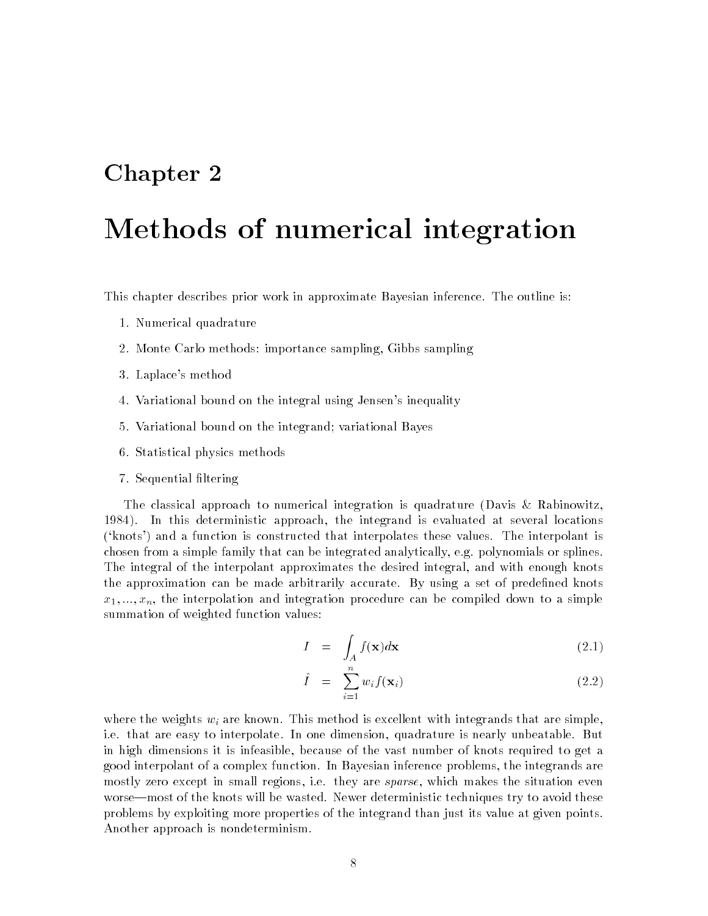# Chapter 2

# Methods of numerical integration

This chapter describes prior work in approximate Bayesian inference. The outline is:

1. Numerical quadrature
2. Monte Carlo methods: importance sampling, Gibbs sampling
3. Laplace's method
4. Variational bound on the integral using Jensen's inequality
5. Variational bound on the integrand; variational Bayes
6. Statistical physics methods
7. Sequential filtering

The classical approach to numerical integration is quadrature (Davis & Rabinowitz, 1984). In this deterministic approach, the integrand is evaluated at several locations ('knots') and a function is constructed that interpolates these values. The interpolant is chosen from a simple family that can be integrated analytically, e.g. polynomials or splines. The integral of the interpolant approximates the desired integral, and with enough knots the approximation can be made arbitrarily accurate. By using a set of predefined knots $x_1, ..., x_n$, the interpolation and integration procedure can be compiled down to a simple summation of weighted function values:

$$I = \int_A f(\mathbf{x})d\mathbf{x} \tag{2.1}$$

$$\hat{I} = \sum_{i=1}^{n} w_i f(\mathbf{x}_i) \tag{2.2}$$

where the weights $w_i$ are known. This method is excellent with integrands that are simple, i.e. that are easy to interpolate. In one dimension, quadrature is nearly unbeatable. But in high dimensions it is infeasible, because of the vast number of knots required to get a good interpolant of a complex function. In Bayesian inference problems, the integrands are mostly zero except in small regions, i.e. they are *sparse*, which makes the situation even worse—most of the knots will be wasted. Newer deterministic techniques try to avoid these problems by exploiting more properties of the integrand than just its value at given points. Another approach is nondeterminism.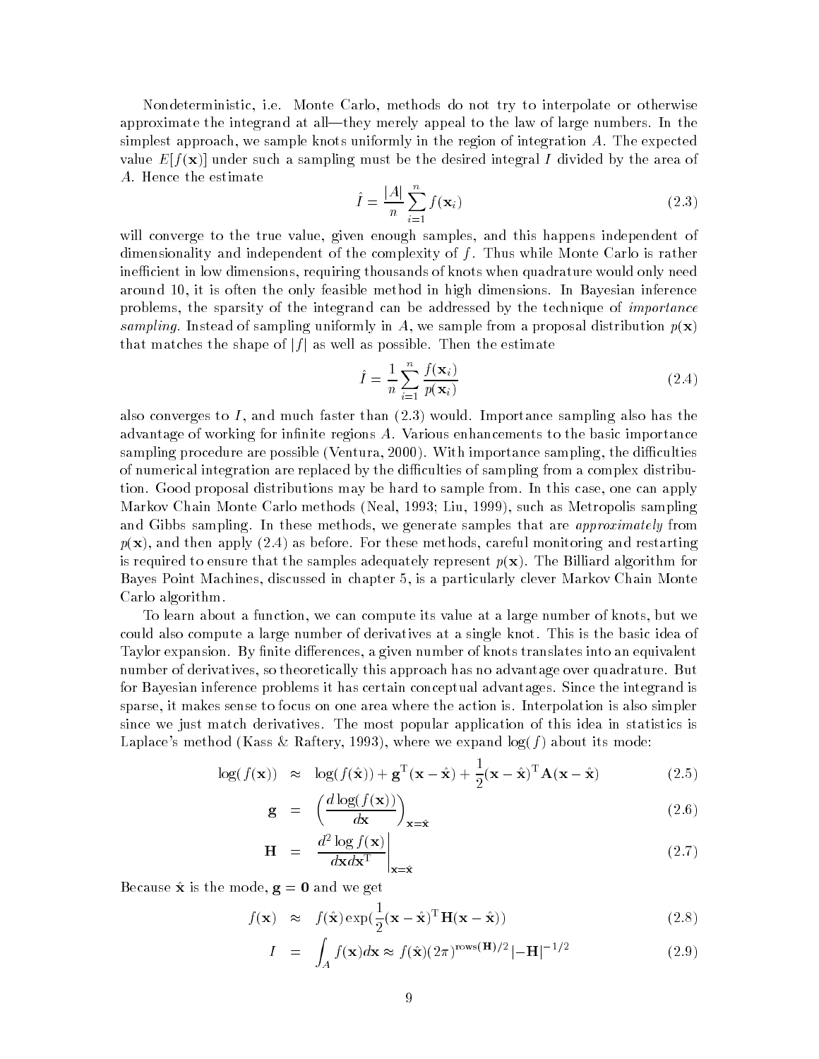Nondeterministic, i.e. Monte Carlo, methods do not try to interpolate or otherwise approximate the integrand at all—they merely appeal to the law of large numbers. In the simplest approach, we sample knots uniformly in the region of integration $A$. The expected value $E[f(\mathbf{x})]$ under such a sampling must be the desired integral $I$ divided by the area of $A$. Hence the estimate

$$\hat{I} = \frac{|A|}{n} \sum_{i=1}^{n} f(\mathbf{x}_i) \tag{2.3}$$

will converge to the true value, given enough samples, and this happens independent of dimensionality and independent of the complexity of $f$. Thus while Monte Carlo is rather inefficient in low dimensions, requiring thousands of knots when quadrature would only need around 10, it is often the only feasible method in high dimensions. In Bayesian inference problems, the sparsity of the integrand can be addressed by the technique of *importance sampling*. Instead of sampling uniformly in $A$, we sample from a proposal distribution $p(\mathbf{x})$ that matches the shape of $|f|$ as well as possible. Then the estimate

$$\hat{I} = \frac{1}{n} \sum_{i=1}^{n} \frac{f(\mathbf{x}_i)}{p(\mathbf{x}_i)} \tag{2.4}$$

also converges to $I$, and much faster than (2.3) would. Importance sampling also has the advantage of working for infinite regions $A$. Various enhancements to the basic importance sampling procedure are possible (Ventura, 2000). With importance sampling, the difficulties of numerical integration are replaced by the difficulties of sampling from a complex distribution. Good proposal distributions may be hard to sample from. In this case, one can apply Markov Chain Monte Carlo methods (Neal, 1993; Liu, 1999), such as Metropolis sampling and Gibbs sampling. In these methods, we generate samples that are *approximately* from $p(\mathbf{x})$, and then apply (2.4) as before. For these methods, careful monitoring and restarting is required to ensure that the samples adequately represent $p(\mathbf{x})$. The Billiard algorithm for Bayes Point Machines, discussed in chapter 5, is a particularly clever Markov Chain Monte Carlo algorithm.

To learn about a function, we can compute its value at a large number of knots, but we could also compute a large number of derivatives at a single knot. This is the basic idea of Taylor expansion. By finite differences, a given number of knots translates into an equivalent number of derivatives, so theoretically this approach has no advantage over quadrature. But for Bayesian inference problems it has certain conceptual advantages. Since the integrand is sparse, it makes sense to focus on one area where the action is. Interpolation is also simpler since we just match derivatives. The most popular application of this idea in statistics is Laplace's method (Kass & Raftery, 1993), where we expand $\log(f)$ about its mode:

$$\log(f(\mathbf{x})) \approx \log(f(\hat{\mathbf{x}})) + \mathbf{g}^{\mathrm{T}}(\mathbf{x} - \hat{\mathbf{x}}) + \frac{1}{2}(\mathbf{x} - \hat{\mathbf{x}})^{\mathrm{T}} \mathbf{A} (\mathbf{x} - \hat{\mathbf{x}}) \tag{2.5}$$

$$\mathbf{g} = \left( \frac{d \log(f(\mathbf{x}))}{d\mathbf{x}} \right)_{\mathbf{x}=\hat{\mathbf{x}}} \tag{2.6}$$

$$\mathbf{H} = \left. \frac{d^2 \log f(\mathbf{x})}{d\mathbf{x} d\mathbf{x}^{\mathrm{T}}} \right|_{\mathbf{x}=\hat{\mathbf{x}}} \tag{2.7}$$

Because $\hat{\mathbf{x}}$ is the mode, $\mathbf{g} = \mathbf{0}$ and we get

$$f(\mathbf{x}) \approx f(\hat{\mathbf{x}}) \exp\left(\frac{1}{2}(\mathbf{x} - \hat{\mathbf{x}})^{\mathrm{T}} \mathbf{H} (\mathbf{x} - \hat{\mathbf{x}})\right) \tag{2.8}$$

$$I = \int_A f(\mathbf{x}) d\mathbf{x} \approx f(\hat{\mathbf{x}}) (2\pi)^{\mathrm{rows}(\mathbf{H})/2} |-\mathbf{H}|^{-1/2} \tag{2.9}$$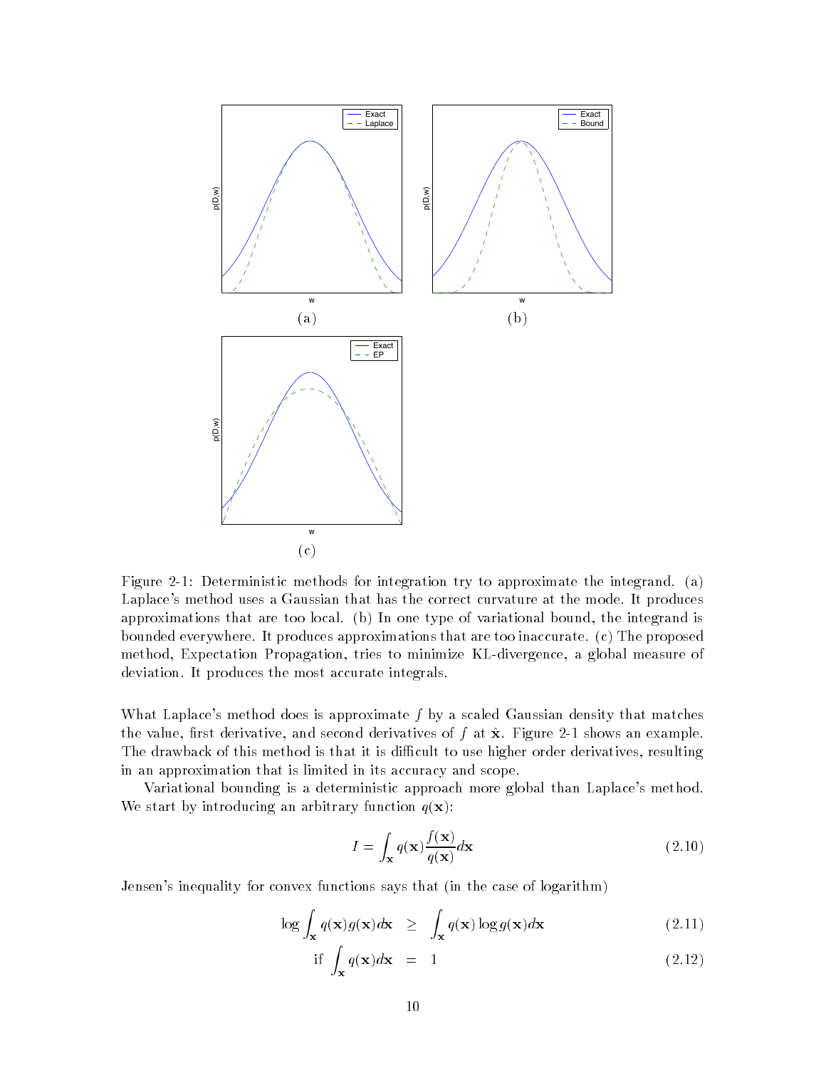Figure 2-1: Deterministic methods for integration try to approximate the integrand. (a) Laplace's method uses a Gaussian that has the correct curvature at the mode. It produces approximations that are too local. (b) In one type of variational bound, the integrand is bounded everywhere. It produces approximations that are too inaccurate. (c) The proposed method, Expectation Propagation, tries to minimize KL-divergence, a global measure of deviation. It produces the most accurate integrals.

What Laplace's method does is approximate $f$ by a scaled Gaussian density that matches the value, first derivative, and second derivatives of $f$ at $\hat{\mathbf{x}}$. Figure 2-1 shows an example. The drawback of this method is that it is difficult to use higher order derivatives, resulting in an approximation that is limited in its accuracy and scope.

Variational bounding is a deterministic approach more global than Laplace's method. We start by introducing an arbitrary function $q(\mathbf{x})$:

$$I = \int_{\mathbf{x}} q(\mathbf{x}) \frac{f(\mathbf{x})}{q(\mathbf{x})} d\mathbf{x} \tag{2.10}$$

Jensen's inequality for convex functions says that (in the case of logarithm)

$$\log \int_{\mathbf{x}} q(\mathbf{x}) g(\mathbf{x}) d\mathbf{x} \geq \int_{\mathbf{x}} q(\mathbf{x}) \log g(\mathbf{x}) d\mathbf{x} \tag{2.11}$$

$$\text{if } \int_{\mathbf{x}} q(\mathbf{x}) d\mathbf{x} = 1 \tag{2.12}$$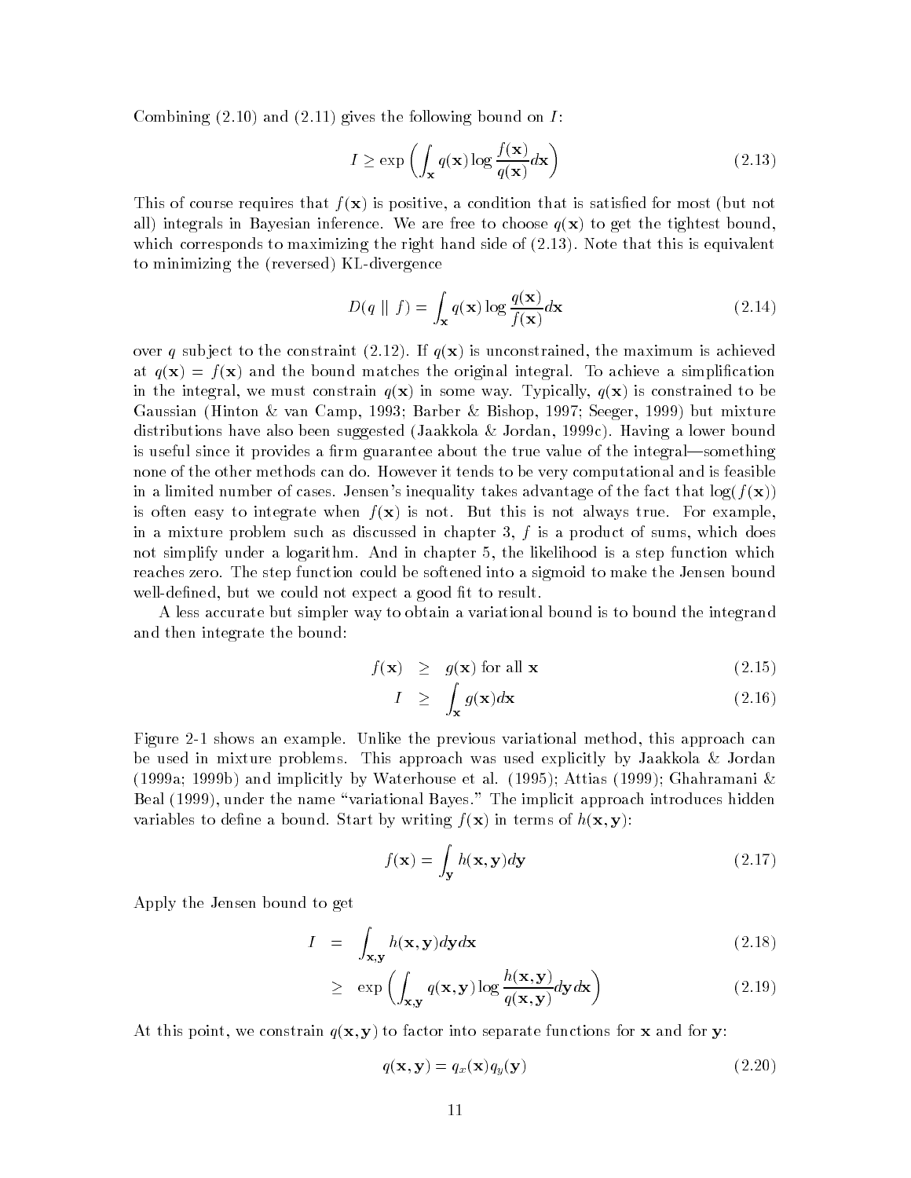Combining (2.10) and (2.11) gives the following bound on $I$:

$$I \geq \exp\left(\int_{\mathbf{x}} q(\mathbf{x}) \log \frac{f(\mathbf{x})}{q(\mathbf{x})} d\mathbf{x}\right) \tag{2.13}$$

This of course requires that $f(\mathbf{x})$ is positive, a condition that is satisfied for most (but not all) integrals in Bayesian inference. We are free to choose $q(\mathbf{x})$ to get the tightest bound, which corresponds to maximizing the right hand side of (2.13). Note that this is equivalent to minimizing the (reversed) KL-divergence

$$D(q \mid\mid f) = \int_{\mathbf{x}} q(\mathbf{x}) \log \frac{q(\mathbf{x})}{f(\mathbf{x})} d\mathbf{x} \tag{2.14}$$

over $q$ subject to the constraint (2.12). If $q(\mathbf{x})$ is unconstrained, the maximum is achieved at $q(\mathbf{x}) = f(\mathbf{x})$ and the bound matches the original integral. To achieve a simplification in the integral, we must constrain $q(\mathbf{x})$ in some way. Typically, $q(\mathbf{x})$ is constrained to be Gaussian (Hinton & van Camp, 1993; Barber & Bishop, 1997; Seeger, 1999) but mixture distributions have also been suggested (Jaakkola & Jordan, 1999c). Having a lower bound is useful since it provides a firm guarantee about the true value of the integral—something none of the other methods can do. However it tends to be very computational and is feasible in a limited number of cases. Jensen's inequality takes advantage of the fact that $\log(f(\mathbf{x}))$ is often easy to integrate when $f(\mathbf{x})$ is not. But this is not always true. For example, in a mixture problem such as discussed in chapter 3, $f$ is a product of sums, which does not simplify under a logarithm. And in chapter 5, the likelihood is a step function which reaches zero. The step function could be softened into a sigmoid to make the Jensen bound well-defined, but we could not expect a good fit to result.

A less accurate but simpler way to obtain a variational bound is to bound the integrand and then integrate the bound:

$$f(\mathbf{x}) \geq g(\mathbf{x}) \text{ for all } \mathbf{x} \tag{2.15}$$

$$I \geq \int_{\mathbf{x}} g(\mathbf{x}) d\mathbf{x} \tag{2.16}$$

Figure 2-1 shows an example. Unlike the previous variational method, this approach can be used in mixture problems. This approach was used explicitly by Jaakkola & Jordan (1999a; 1999b) and implicitly by Waterhouse et al. (1995); Attias (1999); Ghahramani & Beal (1999), under the name "variational Bayes." The implicit approach introduces hidden variables to define a bound. Start by writing $f(\mathbf{x})$ in terms of $h(\mathbf{x}, \mathbf{y})$:

$$f(\mathbf{x}) = \int_{\mathbf{y}} h(\mathbf{x}, \mathbf{y}) d\mathbf{y} \tag{2.17}$$

Apply the Jensen bound to get

$$I = \int_{\mathbf{x},\mathbf{y}} h(\mathbf{x}, \mathbf{y}) d\mathbf{y} d\mathbf{x} \tag{2.18}$$

$$\geq \exp\left(\int_{\mathbf{x},\mathbf{y}} q(\mathbf{x}, \mathbf{y}) \log \frac{h(\mathbf{x}, \mathbf{y})}{q(\mathbf{x}, \mathbf{y})} d\mathbf{y} d\mathbf{x}\right) \tag{2.19}$$

At this point, we constrain $q(\mathbf{x}, \mathbf{y})$ to factor into separate functions for $\mathbf{x}$ and for $\mathbf{y}$:

$$q(\mathbf{x}, \mathbf{y}) = q_x(\mathbf{x}) q_y(\mathbf{y}) \tag{2.20}$$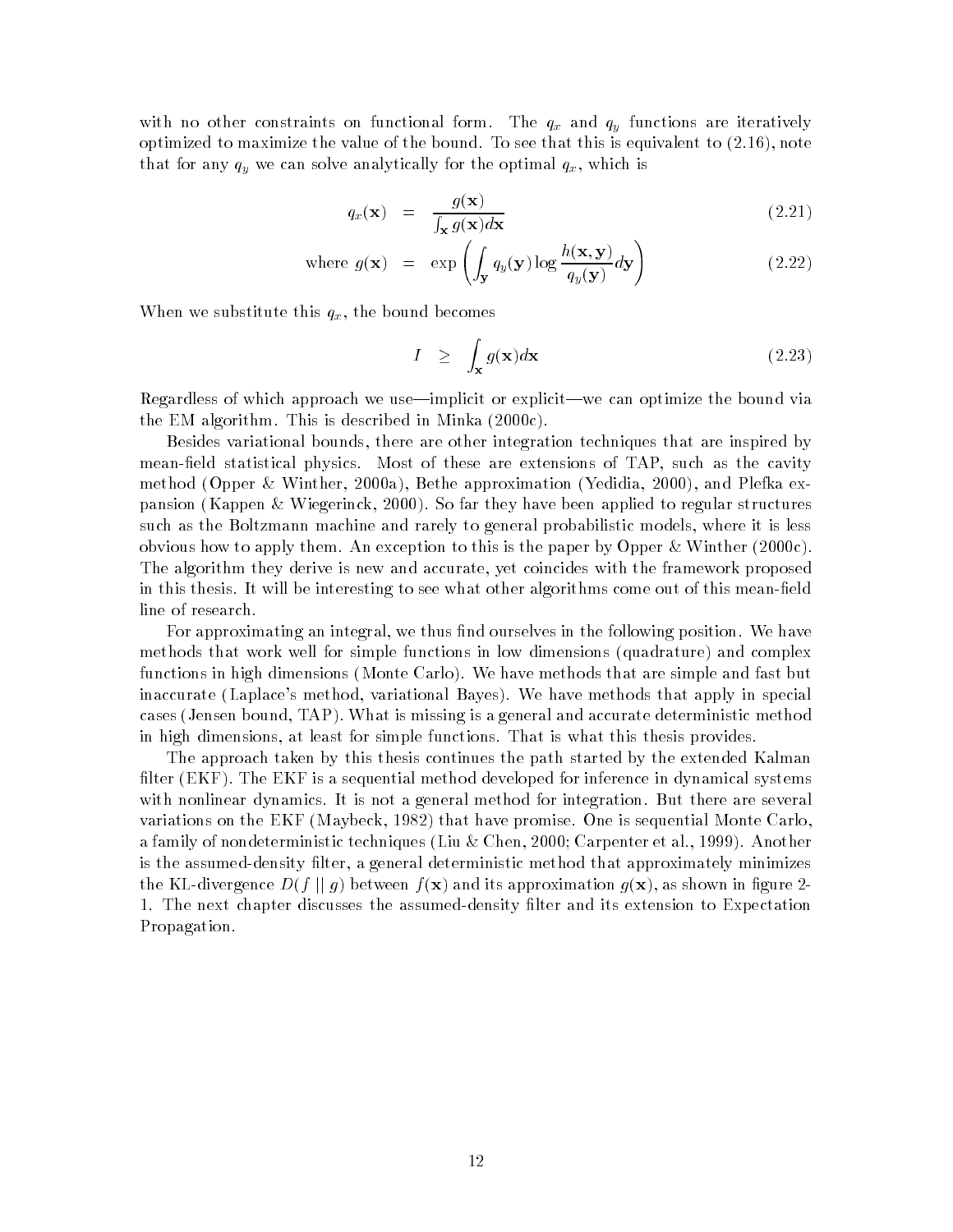with no other constraints on functional form. The $q_x$ and $q_y$ functions are iteratively optimized to maximize the value of the bound. To see that this is equivalent to (2.16), note that for any $q_y$ we can solve analytically for the optimal $q_x$, which is

$$q_x(\mathbf{x}) = \frac{g(\mathbf{x})}{\int_{\mathbf{x}} g(\mathbf{x}) d\mathbf{x}} \tag{2.21}$$

$$\text{where } g(\mathbf{x}) = \exp\left( \int_{\mathbf{y}} q_y(\mathbf{y}) \log \frac{h(\mathbf{x}, \mathbf{y})}{q_y(\mathbf{y})} d\mathbf{y} \right) \tag{2.22}$$

When we substitute this $q_x$, the bound becomes

$$I \geq \int_{\mathbf{x}} g(\mathbf{x}) d\mathbf{x} \tag{2.23}$$

Regardless of which approach we use—implicit or explicit—we can optimize the bound via the EM algorithm. This is described in Minka (2000c).

Besides variational bounds, there are other integration techniques that are inspired by mean-field statistical physics. Most of these are extensions of TAP, such as the cavity method (Opper & Winther, 2000a), Bethe approximation (Yedidia, 2000), and Plefka expansion (Kappen & Wiegerinck, 2000). So far they have been applied to regular structures such as the Boltzmann machine and rarely to general probabilistic models, where it is less obvious how to apply them. An exception to this is the paper by Opper & Winther (2000c). The algorithm they derive is new and accurate, yet coincides with the framework proposed in this thesis. It will be interesting to see what other algorithms come out of this mean-field line of research.

For approximating an integral, we thus find ourselves in the following position. We have methods that work well for simple functions in low dimensions (quadrature) and complex functions in high dimensions (Monte Carlo). We have methods that are simple and fast but inaccurate (Laplace's method, variational Bayes). We have methods that apply in special cases (Jensen bound, TAP). What is missing is a general and accurate deterministic method in high dimensions, at least for simple functions. That is what this thesis provides.

The approach taken by this thesis continues the path started by the extended Kalman filter (EKF). The EKF is a sequential method developed for inference in dynamical systems with nonlinear dynamics. It is not a general method for integration. But there are several variations on the EKF (Maybeck, 1982) that have promise. One is sequential Monte Carlo, a family of nondeterministic techniques (Liu & Chen, 2000; Carpenter et al., 1999). Another is the assumed-density filter, a general deterministic method that approximately minimizes the KL-divergence $D(f \,||\, g)$ between $f(\mathbf{x})$ and its approximation $g(\mathbf{x})$, as shown in figure 2-1. The next chapter discusses the assumed-density filter and its extension to Expectation Propagation.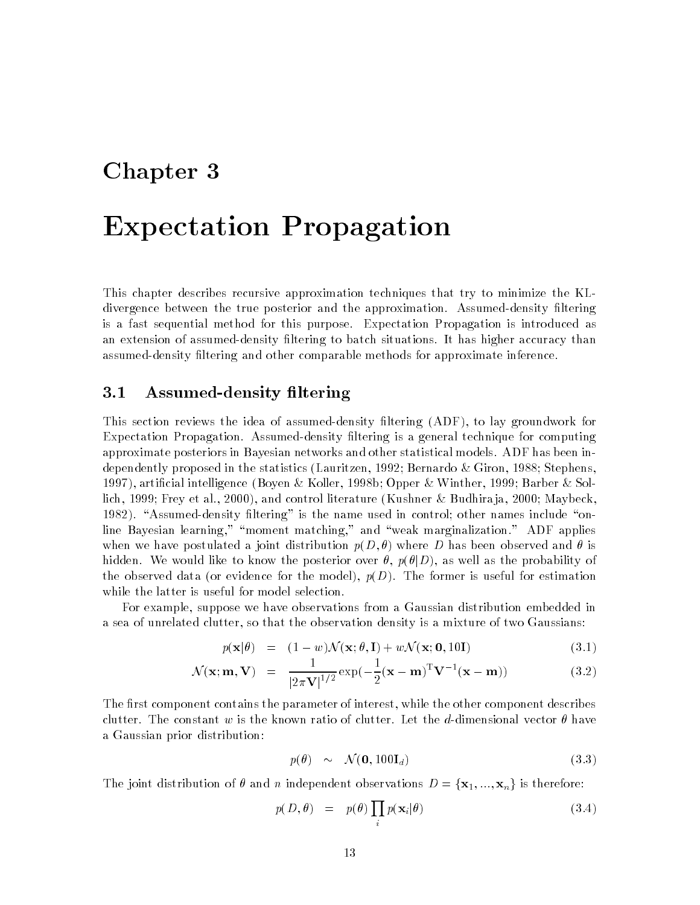# Chapter 3

# Expectation Propagation

This chapter describes recursive approximation techniques that try to minimize the KL-divergence between the true posterior and the approximation. Assumed-density filtering is a fast sequential method for this purpose. Expectation Propagation is introduced as an extension of assumed-density filtering to batch situations. It has higher accuracy than assumed-density filtering and other comparable methods for approximate inference.

## 3.1 Assumed-density filtering

This section reviews the idea of assumed-density filtering (ADF), to lay groundwork for Expectation Propagation. Assumed-density filtering is a general technique for computing approximate posteriors in Bayesian networks and other statistical models. ADF has been independently proposed in the statistics (Lauritzen, 1992; Bernardo & Giron, 1988; Stephens, 1997), artificial intelligence (Boyen & Koller, 1998b; Opper & Winther, 1999; Barber & Sollich, 1999; Frey et al., 2000), and control literature (Kushner & Budhiraja, 2000; Maybeck, 1982). "Assumed-density filtering" is the name used in control; other names include "online Bayesian learning," "moment matching," and "weak marginalization." ADF applies when we have postulated a joint distribution $p(D, \theta)$ where $D$ has been observed and $\theta$ is hidden. We would like to know the posterior over $\theta$, $p(\theta|D)$, as well as the probability of the observed data (or evidence for the model), $p(D)$. The former is useful for estimation while the latter is useful for model selection.

For example, suppose we have observations from a Gaussian distribution embedded in a sea of unrelated clutter, so that the observation density is a mixture of two Gaussians:

$$p(\mathbf{x}|\theta) = (1-w)\mathcal{N}(\mathbf{x}; \theta, \mathbf{I}) + w\mathcal{N}(\mathbf{x}; \mathbf{0}, 10\mathbf{I}) \tag{3.1}$$

$$\mathcal{N}(\mathbf{x}; \mathbf{m}, \mathbf{V}) = \frac{1}{|2\pi\mathbf{V}|^{1/2}} \exp(-\frac{1}{2}(\mathbf{x}-\mathbf{m})^{\mathrm{T}}\mathbf{V}^{-1}(\mathbf{x}-\mathbf{m})) \tag{3.2}$$

The first component contains the parameter of interest, while the other component describes clutter. The constant $w$ is the known ratio of clutter. Let the $d$-dimensional vector $\theta$ have a Gaussian prior distribution:

$$p(\theta) \sim \mathcal{N}(\mathbf{0}, 100\mathbf{I}_d) \tag{3.3}$$

The joint distribution of $\theta$ and $n$ independent observations $D = \{\mathbf{x}_1, ..., \mathbf{x}_n\}$ is therefore:

$$p(D, \theta) = p(\theta)\prod_i p(\mathbf{x}_i|\theta) \tag{3.4}$$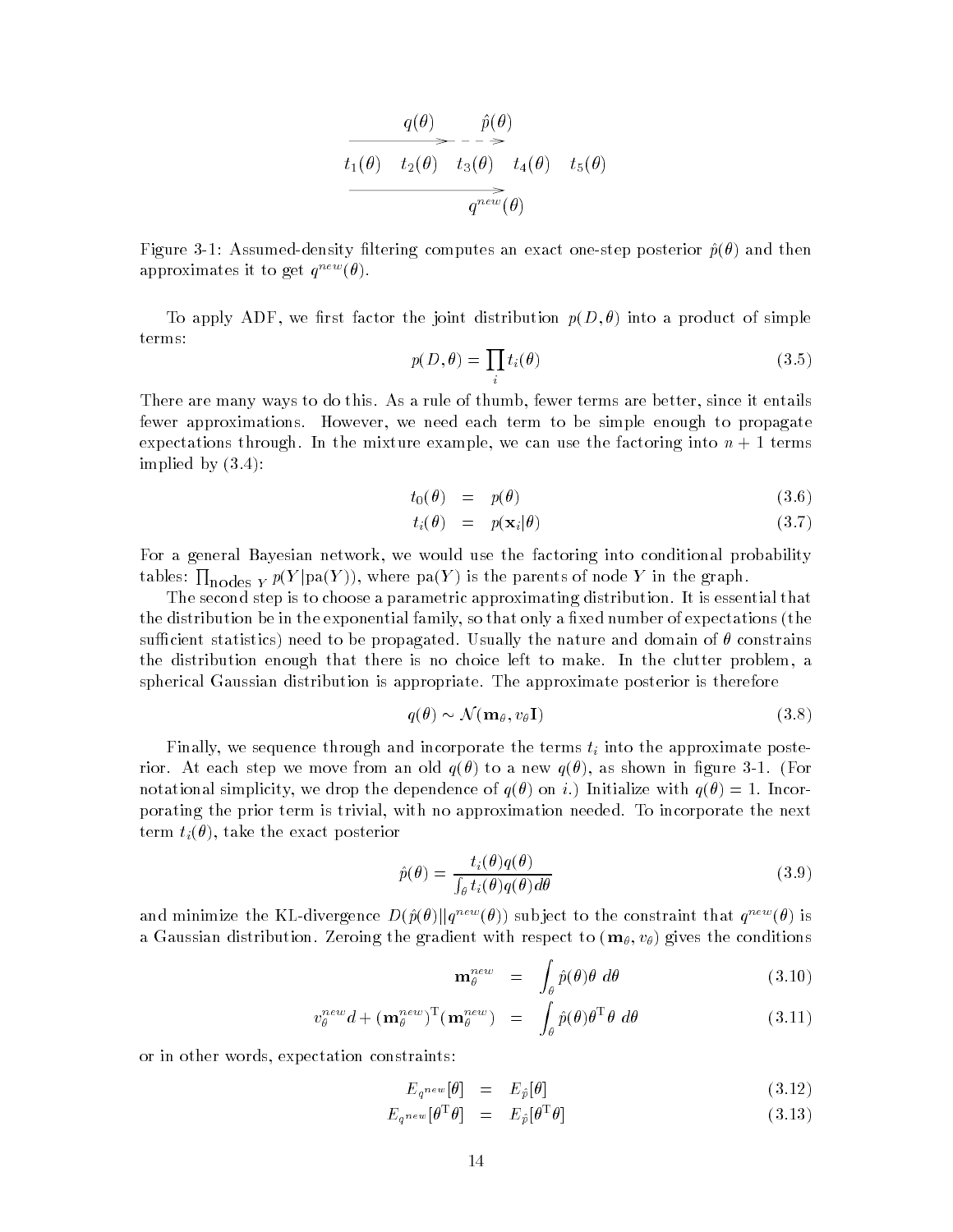$$
\begin{array}{ccccc}
 & q(\theta) & & \hat{p}(\theta) & \\
\multicolumn{5}{c}{\xrightarrow{\hspace{2.5cm}} - - \rightarrow} \\
t_1(\theta) & t_2(\theta) & t_3(\theta) & t_4(\theta) & t_5(\theta) \\
\multicolumn{5}{c}{\xrightarrow{\hspace{3.5cm}}} \\
 & & q^{new}(\theta) & &
\end{array}
$$

Figure 3-1: Assumed-density filtering computes an exact one-step posterior $\hat{p}(\theta)$ and then approximates it to get $q^{new}(\theta)$.

To apply ADF, we first factor the joint distribution $p(D, \theta)$ into a product of simple terms:

$$p(D, \theta) = \prod_i t_i(\theta) \tag{3.5}$$

There are many ways to do this. As a rule of thumb, fewer terms are better, since it entails fewer approximations. However, we need each term to be simple enough to propagate expectations through. In the mixture example, we can use the factoring into $n + 1$ terms implied by (3.4):

$$t_0(\theta) = p(\theta) \tag{3.6}$$

$$t_i(\theta) = p(\mathbf{x}_i|\theta) \tag{3.7}$$

For a general Bayesian network, we would use the factoring into conditional probability tables: $\prod_{\text{nodes } Y} p(Y|\text{pa}(Y))$, where $\text{pa}(Y)$ is the parents of node $Y$ in the graph.

The second step is to choose a parametric approximating distribution. It is essential that the distribution be in the exponential family, so that only a fixed number of expectations (the sufficient statistics) need to be propagated. Usually the nature and domain of $\theta$ constrains the distribution enough that there is no choice left to make. In the clutter problem, a spherical Gaussian distribution is appropriate. The approximate posterior is therefore

$$q(\theta) \sim \mathcal{N}(\mathbf{m}_\theta, v_\theta \mathbf{I}) \tag{3.8}$$

Finally, we sequence through and incorporate the terms $t_i$ into the approximate posterior. At each step we move from an old $q(\theta)$ to a new $q(\theta)$, as shown in figure 3-1. (For notational simplicity, we drop the dependence of $q(\theta)$ on $i$.) Initialize with $q(\theta) = 1$. Incorporating the prior term is trivial, with no approximation needed. To incorporate the next term $t_i(\theta)$, take the exact posterior

$$\hat{p}(\theta) = \frac{t_i(\theta)q(\theta)}{\int_\theta t_i(\theta)q(\theta)d\theta} \tag{3.9}$$

and minimize the KL-divergence $D(\hat{p}(\theta)||q^{new}(\theta))$ subject to the constraint that $q^{new}(\theta)$ is a Gaussian distribution. Zeroing the gradient with respect to $(\mathbf{m}_\theta, v_\theta)$ gives the conditions

$$\mathbf{m}_\theta^{new} = \int_\theta \hat{p}(\theta)\theta \, d\theta \tag{3.10}$$

$$v_\theta^{new} d + (\mathbf{m}_\theta^{new})^{\mathrm{T}}(\mathbf{m}_\theta^{new}) = \int_\theta \hat{p}(\theta)\theta^{\mathrm{T}}\theta \, d\theta \tag{3.11}$$

or in other words, expectation constraints:

$$E_{q^{new}}[\theta] = E_{\hat{p}}[\theta] \tag{3.12}$$

$$E_{q^{new}}[\theta^{\mathrm{T}}\theta] = E_{\hat{p}}[\theta^{\mathrm{T}}\theta] \tag{3.13}$$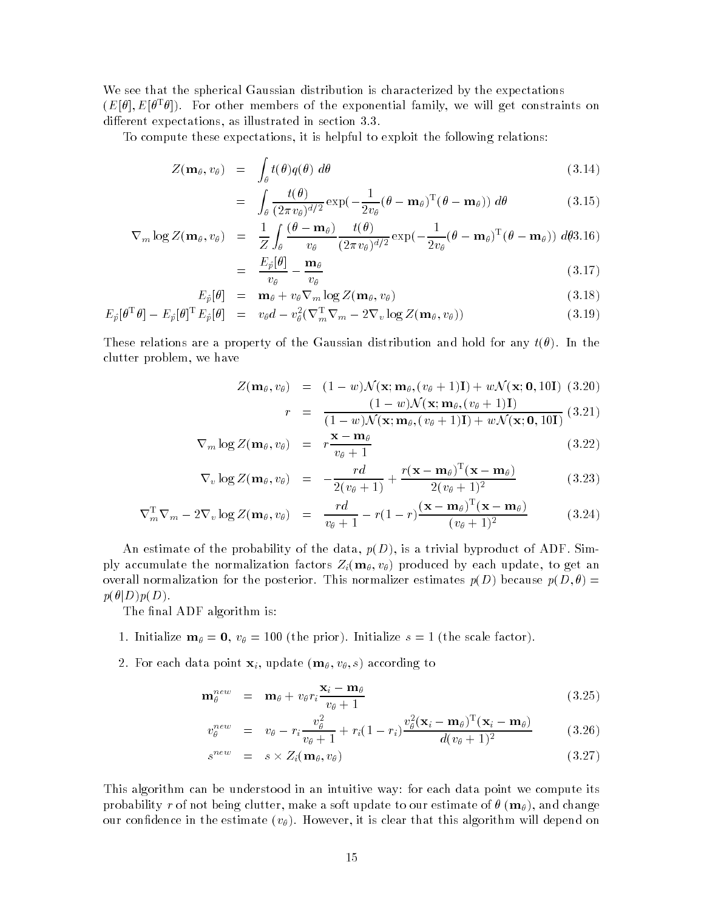We see that the spherical Gaussian distribution is characterized by the expectations $(E[\theta], E[\theta^{\mathrm{T}}\theta])$. For other members of the exponential family, we will get constraints on different expectations, as illustrated in section 3.3.

To compute these expectations, it is helpful to exploit the following relations:

$$
\begin{aligned}
Z(\mathbf{m}_\theta, v_\theta) &= \int_\theta t(\theta) q(\theta)\, d\theta & (3.14) \\
&= \int_\theta \frac{t(\theta)}{(2\pi v_\theta)^{d/2}} \exp\left(-\frac{1}{2v_\theta}(\theta - \mathbf{m}_\theta)^{\mathrm{T}}(\theta - \mathbf{m}_\theta)\right) d\theta & (3.15) \\
\nabla_m \log Z(\mathbf{m}_\theta, v_\theta) &= \frac{1}{Z}\int_\theta \frac{(\theta - \mathbf{m}_\theta)}{v_\theta} \frac{t(\theta)}{(2\pi v_\theta)^{d/2}} \exp\left(-\frac{1}{2v_\theta}(\theta - \mathbf{m}_\theta)^{\mathrm{T}}(\theta - \mathbf{m}_\theta)\right) d\theta & (3.16) \\
&= \frac{E_{\hat{p}}[\theta]}{v_\theta} - \frac{\mathbf{m}_\theta}{v_\theta} & (3.17) \\
E_{\hat{p}}[\theta] &= \mathbf{m}_\theta + v_\theta \nabla_m \log Z(\mathbf{m}_\theta, v_\theta) & (3.18) \\
E_{\hat{p}}[\theta^{\mathrm{T}}\theta] - E_{\hat{p}}[\theta]^{\mathrm{T}} E_{\hat{p}}[\theta] &= v_\theta d - v_\theta^2 (\nabla_m^{\mathrm{T}} \nabla_m - 2\nabla_v \log Z(\mathbf{m}_\theta, v_\theta)) & (3.19)
\end{aligned}
$$

These relations are a property of the Gaussian distribution and hold for any $t(\theta)$. In the clutter problem, we have

$$
\begin{aligned}
Z(\mathbf{m}_\theta, v_\theta) &= (1-w)\mathcal{N}(\mathbf{x}; \mathbf{m}_\theta, (v_\theta + 1)\mathbf{I}) + w\mathcal{N}(\mathbf{x}; \mathbf{0}, 10\mathbf{I}) & (3.20) \\
r &= \frac{(1-w)\mathcal{N}(\mathbf{x}; \mathbf{m}_\theta, (v_\theta + 1)\mathbf{I})}{(1-w)\mathcal{N}(\mathbf{x}; \mathbf{m}_\theta, (v_\theta + 1)\mathbf{I}) + w\mathcal{N}(\mathbf{x}; \mathbf{0}, 10\mathbf{I})} & (3.21) \\
\nabla_m \log Z(\mathbf{m}_\theta, v_\theta) &= r\frac{\mathbf{x} - \mathbf{m}_\theta}{v_\theta + 1} & (3.22) \\
\nabla_v \log Z(\mathbf{m}_\theta, v_\theta) &= -\frac{rd}{2(v_\theta + 1)} + \frac{r(\mathbf{x} - \mathbf{m}_\theta)^{\mathrm{T}}(\mathbf{x} - \mathbf{m}_\theta)}{2(v_\theta + 1)^2} & (3.23) \\
\nabla_m^{\mathrm{T}} \nabla_m - 2\nabla_v \log Z(\mathbf{m}_\theta, v_\theta) &= \frac{rd}{v_\theta + 1} - r(1-r)\frac{(\mathbf{x} - \mathbf{m}_\theta)^{\mathrm{T}}(\mathbf{x} - \mathbf{m}_\theta)}{(v_\theta + 1)^2} & (3.24)
\end{aligned}
$$

An estimate of the probability of the data, $p(D)$, is a trivial byproduct of ADF. Simply accumulate the normalization factors $Z_i(\mathbf{m}_\theta, v_\theta)$ produced by each update, to get an overall normalization for the posterior. This normalizer estimates $p(D)$ because $p(D, \theta) = p(\theta|D)p(D)$.

The final ADF algorithm is:

1. Initialize $\mathbf{m}_\theta = \mathbf{0}$, $v_\theta = 100$ (the prior). Initialize $s = 1$ (the scale factor).

2. For each data point $\mathbf{x}_i$, update $(\mathbf{m}_\theta, v_\theta, s)$ according to

$$
\begin{aligned}
\mathbf{m}_\theta^{new} &= \mathbf{m}_\theta + v_\theta r_i \frac{\mathbf{x}_i - \mathbf{m}_\theta}{v_\theta + 1} & (3.25) \\
v_\theta^{new} &= v_\theta - r_i \frac{v_\theta^2}{v_\theta + 1} + r_i(1 - r_i)\frac{v_\theta^2 (\mathbf{x}_i - \mathbf{m}_\theta)^{\mathrm{T}}(\mathbf{x}_i - \mathbf{m}_\theta)}{d(v_\theta + 1)^2} & (3.26) \\
s^{new} &= s \times Z_i(\mathbf{m}_\theta, v_\theta) & (3.27)
\end{aligned}
$$

This algorithm can be understood in an intuitive way: for each data point we compute its probability $r$ of not being clutter, make a soft update to our estimate of $\theta$ ($\mathbf{m}_\theta$), and change our confidence in the estimate ($v_\theta$). However, it is clear that this algorithm will depend on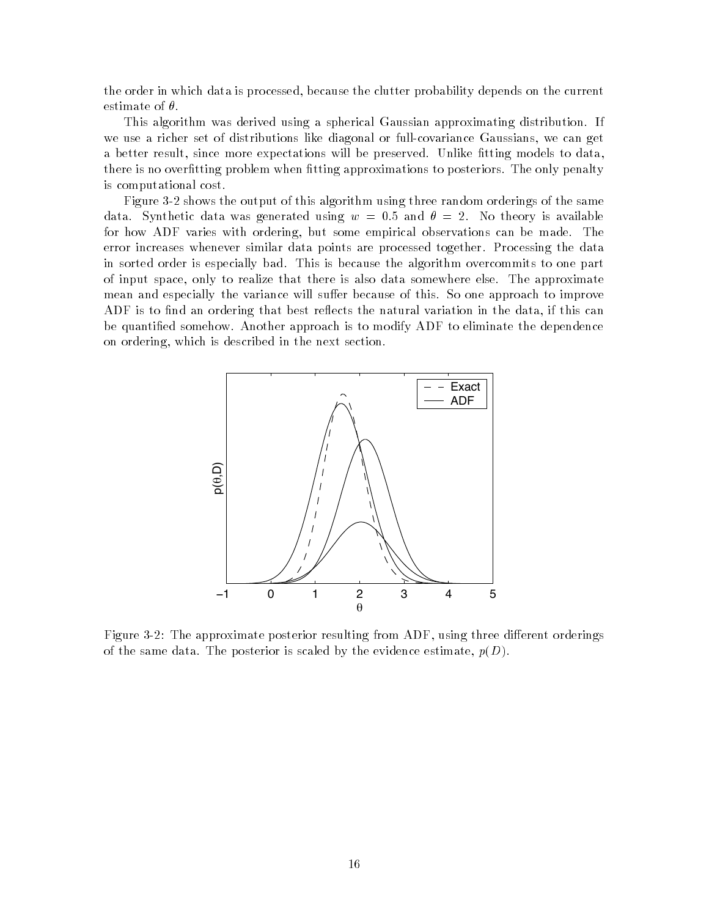the order in which data is processed, because the clutter probability depends on the current estimate of $\theta$.

This algorithm was derived using a spherical Gaussian approximating distribution. If we use a richer set of distributions like diagonal or full-covariance Gaussians, we can get a better result, since more expectations will be preserved. Unlike fitting models to data, there is no overfitting problem when fitting approximations to posteriors. The only penalty is computational cost.

Figure 3-2 shows the output of this algorithm using three random orderings of the same data. Synthetic data was generated using $w = 0.5$ and $\theta = 2$. No theory is available for how ADF varies with ordering, but some empirical observations can be made. The error increases whenever similar data points are processed together. Processing the data in sorted order is especially bad. This is because the algorithm overcommits to one part of input space, only to realize that there is also data somewhere else. The approximate mean and especially the variance will suffer because of this. So one approach to improve ADF is to find an ordering that best reflects the natural variation in the data, if this can be quantified somehow. Another approach is to modify ADF to eliminate the dependence on ordering, which is described in the next section.

Figure 3-2: The approximate posterior resulting from ADF, using three different orderings of the same data. The posterior is scaled by the evidence estimate, $p(D)$.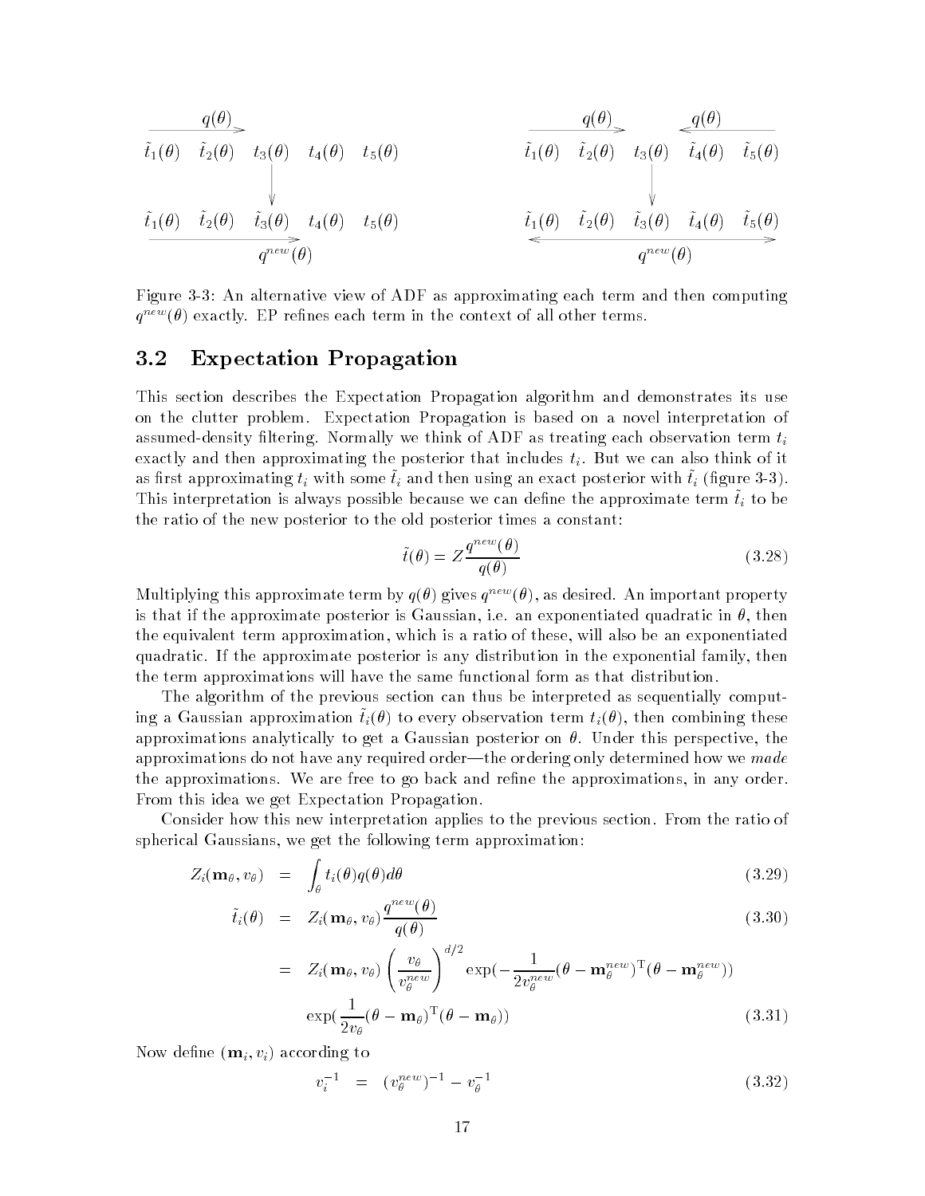Figure 3-3: An alternative view of ADF as approximating each term and then computing $q^{new}(\theta)$ exactly. EP refines each term in the context of all other terms.

## 3.2 Expectation Propagation

This section describes the Expectation Propagation algorithm and demonstrates its use on the clutter problem. Expectation Propagation is based on a novel interpretation of assumed-density filtering. Normally we think of ADF as treating each observation term $t_i$ exactly and then approximating the posterior that includes $t_i$. But we can also think of it as first approximating $t_i$ with some $\tilde{t}_i$ and then using an exact posterior with $\tilde{t}_i$ (figure 3-3). This interpretation is always possible because we can define the approximate term $\tilde{t}_i$ to be the ratio of the new posterior to the old posterior times a constant:

$$\tilde{t}(\theta) = Z\frac{q^{new}(\theta)}{q(\theta)} \tag{3.28}$$

Multiplying this approximate term by $q(\theta)$ gives $q^{new}(\theta)$, as desired. An important property is that if the approximate posterior is Gaussian, i.e. an exponentiated quadratic in $\theta$, then the equivalent term approximation, which is a ratio of these, will also be an exponentiated quadratic. If the approximate posterior is any distribution in the exponential family, then the term approximations will have the same functional form as that distribution.

The algorithm of the previous section can thus be interpreted as sequentially computing a Gaussian approximation $\tilde{t}_i(\theta)$ to every observation term $t_i(\theta)$, then combining these approximations analytically to get a Gaussian posterior on $\theta$. Under this perspective, the approximations do not have any required order—the ordering only determined how we *made* the approximations. We are free to go back and refine the approximations, in any order. From this idea we get Expectation Propagation.

Consider how this new interpretation applies to the previous section. From the ratio of spherical Gaussians, we get the following term approximation:

$$Z_i(\mathbf{m}_\theta, v_\theta) = \int_\theta t_i(\theta)q(\theta)d\theta \tag{3.29}$$

$$\tilde{t}_i(\theta) = Z_i(\mathbf{m}_\theta, v_\theta)\frac{q^{new}(\theta)}{q(\theta)} \tag{3.30}$$

$$= Z_i(\mathbf{m}_\theta, v_\theta)\left(\frac{v_\theta}{v_\theta^{new}}\right)^{d/2} \exp\left(-\frac{1}{2v_\theta^{new}}(\theta - \mathbf{m}_\theta^{new})^{\mathrm{T}}(\theta - \mathbf{m}_\theta^{new})\right) \exp\left(\frac{1}{2v_\theta}(\theta - \mathbf{m}_\theta)^{\mathrm{T}}(\theta - \mathbf{m}_\theta)\right) \tag{3.31}$$

Now define $(\mathbf{m}_i, v_i)$ according to

$$v_i^{-1} = (v_\theta^{new})^{-1} - v_\theta^{-1} \tag{3.32}$$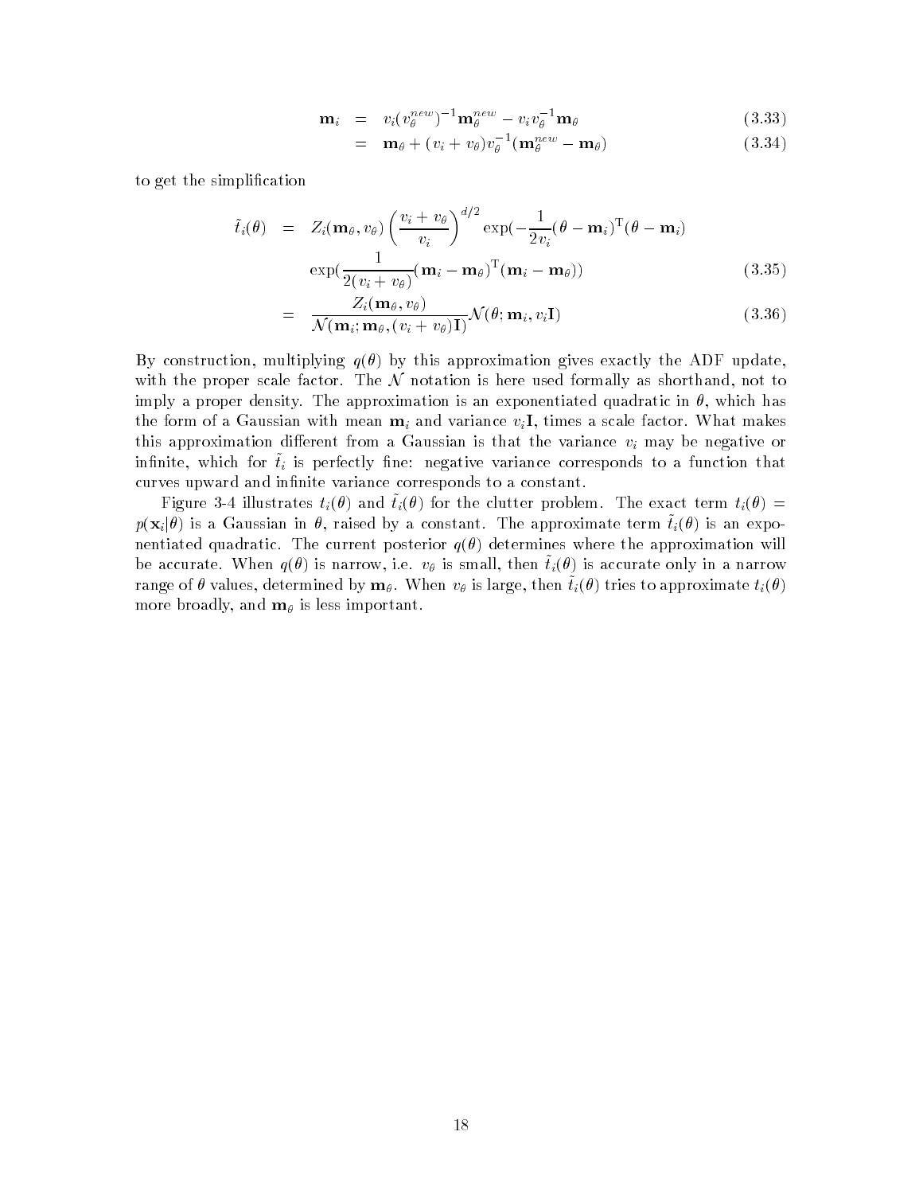$$
\begin{aligned}
\mathbf{m}_i &= v_i (v_\theta^{new})^{-1} \mathbf{m}_\theta^{new} - v_i v_\theta^{-1} \mathbf{m}_\theta && (3.33) \\
&= \mathbf{m}_\theta + (v_i + v_\theta) v_\theta^{-1} (\mathbf{m}_\theta^{new} - \mathbf{m}_\theta) && (3.34)
\end{aligned}
$$

to get the simplification

$$
\begin{aligned}
\tilde{t}_i(\theta) &= Z_i(\mathbf{m}_\theta, v_\theta) \left( \frac{v_i + v_\theta}{v_i} \right)^{d/2} \exp(-\frac{1}{2v_i}(\theta - \mathbf{m}_i)^{\mathrm{T}}(\theta - \mathbf{m}_i) \\
&\quad \exp(\frac{1}{2(v_i + v_\theta)}(\mathbf{m}_i - \mathbf{m}_\theta)^{\mathrm{T}}(\mathbf{m}_i - \mathbf{m}_\theta)) && (3.35) \\
&= \frac{Z_i(\mathbf{m}_\theta, v_\theta)}{\mathcal{N}(\mathbf{m}_i; \mathbf{m}_\theta, (v_i + v_\theta)\mathbf{I})} \mathcal{N}(\theta; \mathbf{m}_i, v_i \mathbf{I}) && (3.36)
\end{aligned}
$$

By construction, multiplying $q(\theta)$ by this approximation gives exactly the ADF update, with the proper scale factor. The $\mathcal{N}$ notation is here used formally as shorthand, not to imply a proper density. The approximation is an exponentiated quadratic in $\theta$, which has the form of a Gaussian with mean $\mathbf{m}_i$ and variance $v_i\mathbf{I}$, times a scale factor. What makes this approximation different from a Gaussian is that the variance $v_i$ may be negative or infinite, which for $\tilde{t}_i$ is perfectly fine: negative variance corresponds to a function that curves upward and infinite variance corresponds to a constant.

Figure 3-4 illustrates $t_i(\theta)$ and $\tilde{t}_i(\theta)$ for the clutter problem. The exact term $t_i(\theta) = p(\mathbf{x}_i|\theta)$ is a Gaussian in $\theta$, raised by a constant. The approximate term $\tilde{t}_i(\theta)$ is an exponentiated quadratic. The current posterior $q(\theta)$ determines where the approximation will be accurate. When $q(\theta)$ is narrow, i.e. $v_\theta$ is small, then $\tilde{t}_i(\theta)$ is accurate only in a narrow range of $\theta$ values, determined by $\mathbf{m}_\theta$. When $v_\theta$ is large, then $\tilde{t}_i(\theta)$ tries to approximate $t_i(\theta)$ more broadly, and $\mathbf{m}_\theta$ is less important.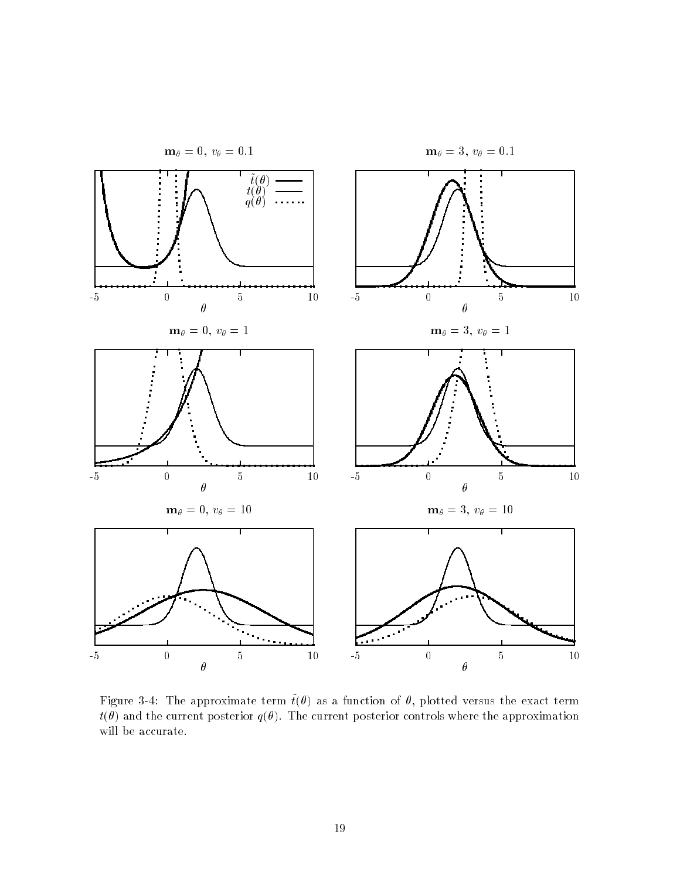Figure 3-4: The approximate term $\tilde{t}(\theta)$ as a function of $\theta$, plotted versus the exact term $t(\theta)$ and the current posterior $q(\theta)$. The current posterior controls where the approximation will be accurate.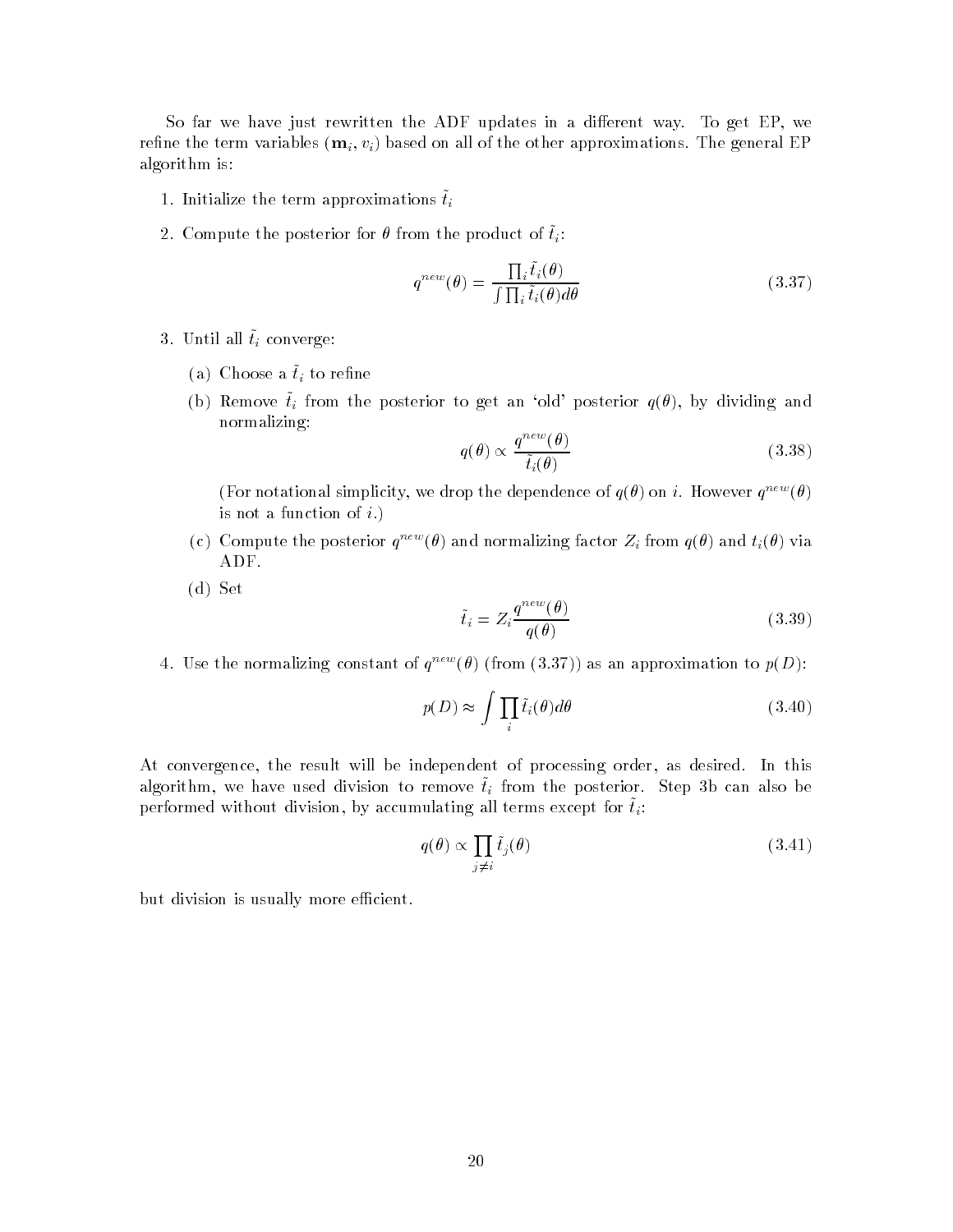So far we have just rewritten the ADF updates in a different way. To get EP, we refine the term variables $(\mathbf{m}_i, v_i)$ based on all of the other approximations. The general EP algorithm is:

1. Initialize the term approximations $\tilde{t}_i$
2. Compute the posterior for $\theta$ from the product of $\tilde{t}_i$:

$$q^{new}(\theta) = \frac{\prod_i \tilde{t}_i(\theta)}{\int \prod_i \tilde{t}_i(\theta) d\theta} \tag{3.37}$$

3. Until all $\tilde{t}_i$ converge:
   (a) Choose a $\tilde{t}_i$ to refine
   (b) Remove $\tilde{t}_i$ from the posterior to get an 'old' posterior $q(\theta)$, by dividing and normalizing:

   $$q(\theta) \propto \frac{q^{new}(\theta)}{\tilde{t}_i(\theta)} \tag{3.38}$$

   (For notational simplicity, we drop the dependence of $q(\theta)$ on $i$. However $q^{new}(\theta)$ is not a function of $i$.)

   (c) Compute the posterior $q^{new}(\theta)$ and normalizing factor $Z_i$ from $q(\theta)$ and $t_i(\theta)$ via ADF.
   (d) Set

   $$\tilde{t}_i = Z_i \frac{q^{new}(\theta)}{q(\theta)} \tag{3.39}$$

4. Use the normalizing constant of $q^{new}(\theta)$ (from (3.37)) as an approximation to $p(D)$:

$$p(D) \approx \int \prod_i \tilde{t}_i(\theta) d\theta \tag{3.40}$$

At convergence, the result will be independent of processing order, as desired. In this algorithm, we have used division to remove $\tilde{t}_i$ from the posterior. Step 3b can also be performed without division, by accumulating all terms except for $\tilde{t}_i$:

$$q(\theta) \propto \prod_{j \neq i} \tilde{t}_j(\theta) \tag{3.41}$$

but division is usually more efficient.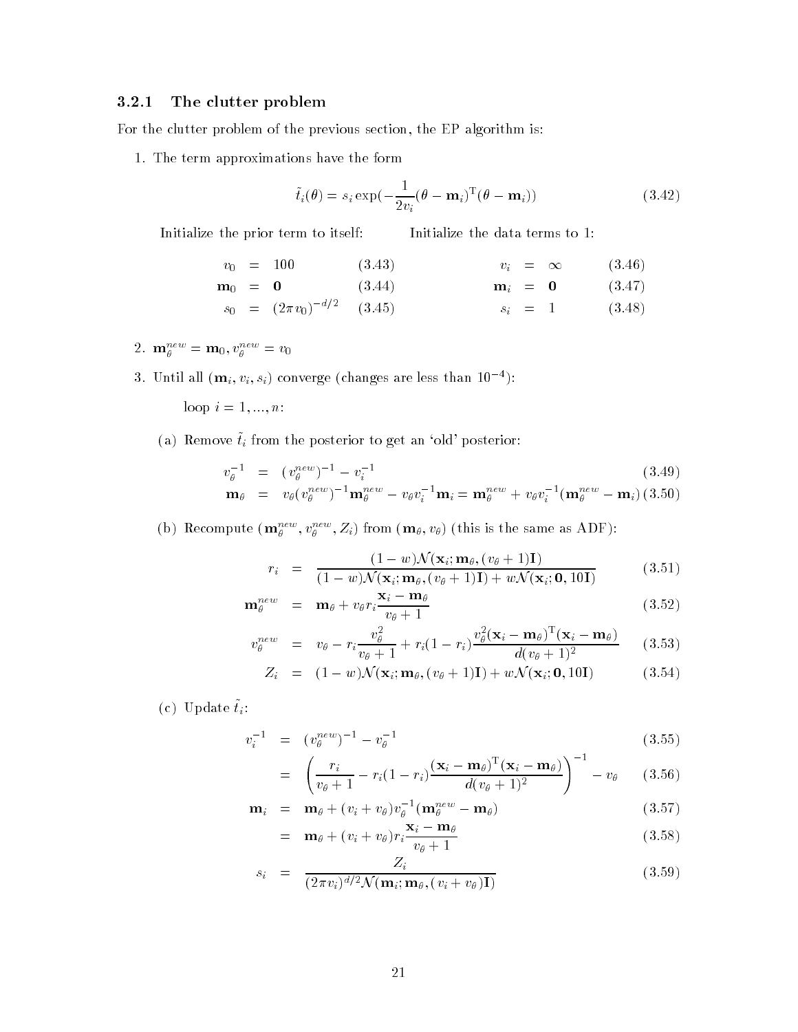### 3.2.1 The clutter problem

For the clutter problem of the previous section, the EP algorithm is:

1. The term approximations have the form

$$\tilde{t}_i(\theta) = s_i \exp\left(-\frac{1}{2v_i}(\theta - \mathbf{m}_i)^{\mathrm{T}}(\theta - \mathbf{m}_i)\right) \tag{3.42}$$

Initialize the prior term to itself:

$$v_0 = 100 \tag{3.43}$$
$$\mathbf{m}_0 = \mathbf{0} \tag{3.44}$$
$$s_0 = (2\pi v_0)^{-d/2} \tag{3.45}$$

Initialize the data terms to 1:

$$v_i = \infty \tag{3.46}$$
$$\mathbf{m}_i = \mathbf{0} \tag{3.47}$$
$$s_i = 1 \tag{3.48}$$

2. $\mathbf{m}_\theta^{new} = \mathbf{m}_0, v_\theta^{new} = v_0$

3. Until all $(\mathbf{m}_i, v_i, s_i)$ converge (changes are less than $10^{-4}$):

   loop $i = 1, ..., n$:

   (a) Remove $\tilde{t}_i$ from the posterior to get an 'old' posterior:

$$v_\theta^{-1} = (v_\theta^{new})^{-1} - v_i^{-1} \tag{3.49}$$
$$\mathbf{m}_\theta = v_\theta (v_\theta^{new})^{-1}\mathbf{m}_\theta^{new} - v_\theta v_i^{-1}\mathbf{m}_i = \mathbf{m}_\theta^{new} + v_\theta v_i^{-1}(\mathbf{m}_\theta^{new} - \mathbf{m}_i) \tag{3.50}$$

   (b) Recompute $(\mathbf{m}_\theta^{new}, v_\theta^{new}, Z_i)$ from $(\mathbf{m}_\theta, v_\theta)$ (this is the same as ADF):

$$r_i = \frac{(1-w)\mathcal{N}(\mathbf{x}_i; \mathbf{m}_\theta, (v_\theta+1)\mathbf{I})}{(1-w)\mathcal{N}(\mathbf{x}_i; \mathbf{m}_\theta, (v_\theta+1)\mathbf{I}) + w\mathcal{N}(\mathbf{x}_i; \mathbf{0}, 10\mathbf{I})} \tag{3.51}$$
$$\mathbf{m}_\theta^{new} = \mathbf{m}_\theta + v_\theta r_i \frac{\mathbf{x}_i - \mathbf{m}_\theta}{v_\theta + 1} \tag{3.52}$$
$$v_\theta^{new} = v_\theta - r_i \frac{v_\theta^2}{v_\theta+1} + r_i(1-r_i)\frac{v_\theta^2(\mathbf{x}_i - \mathbf{m}_\theta)^{\mathrm{T}}(\mathbf{x}_i - \mathbf{m}_\theta)}{d(v_\theta+1)^2} \tag{3.53}$$
$$Z_i = (1-w)\mathcal{N}(\mathbf{x}_i; \mathbf{m}_\theta, (v_\theta+1)\mathbf{I}) + w\mathcal{N}(\mathbf{x}_i; \mathbf{0}, 10\mathbf{I}) \tag{3.54}$$

   (c) Update $\tilde{t}_i$:

$$v_i^{-1} = (v_\theta^{new})^{-1} - v_\theta^{-1} \tag{3.55}$$
$$= \left(\frac{r_i}{v_\theta+1} - r_i(1-r_i)\frac{(\mathbf{x}_i - \mathbf{m}_\theta)^{\mathrm{T}}(\mathbf{x}_i - \mathbf{m}_\theta)}{d(v_\theta+1)^2}\right)^{-1} - v_\theta \tag{3.56}$$
$$\mathbf{m}_i = \mathbf{m}_\theta + (v_i + v_\theta)v_\theta^{-1}(\mathbf{m}_\theta^{new} - \mathbf{m}_\theta) \tag{3.57}$$
$$= \mathbf{m}_\theta + (v_i + v_\theta) r_i \frac{\mathbf{x}_i - \mathbf{m}_\theta}{v_\theta + 1} \tag{3.58}$$
$$s_i = \frac{Z_i}{(2\pi v_i)^{d/2}\mathcal{N}(\mathbf{m}_i; \mathbf{m}_\theta, (v_i + v_\theta)\mathbf{I})} \tag{3.59}$$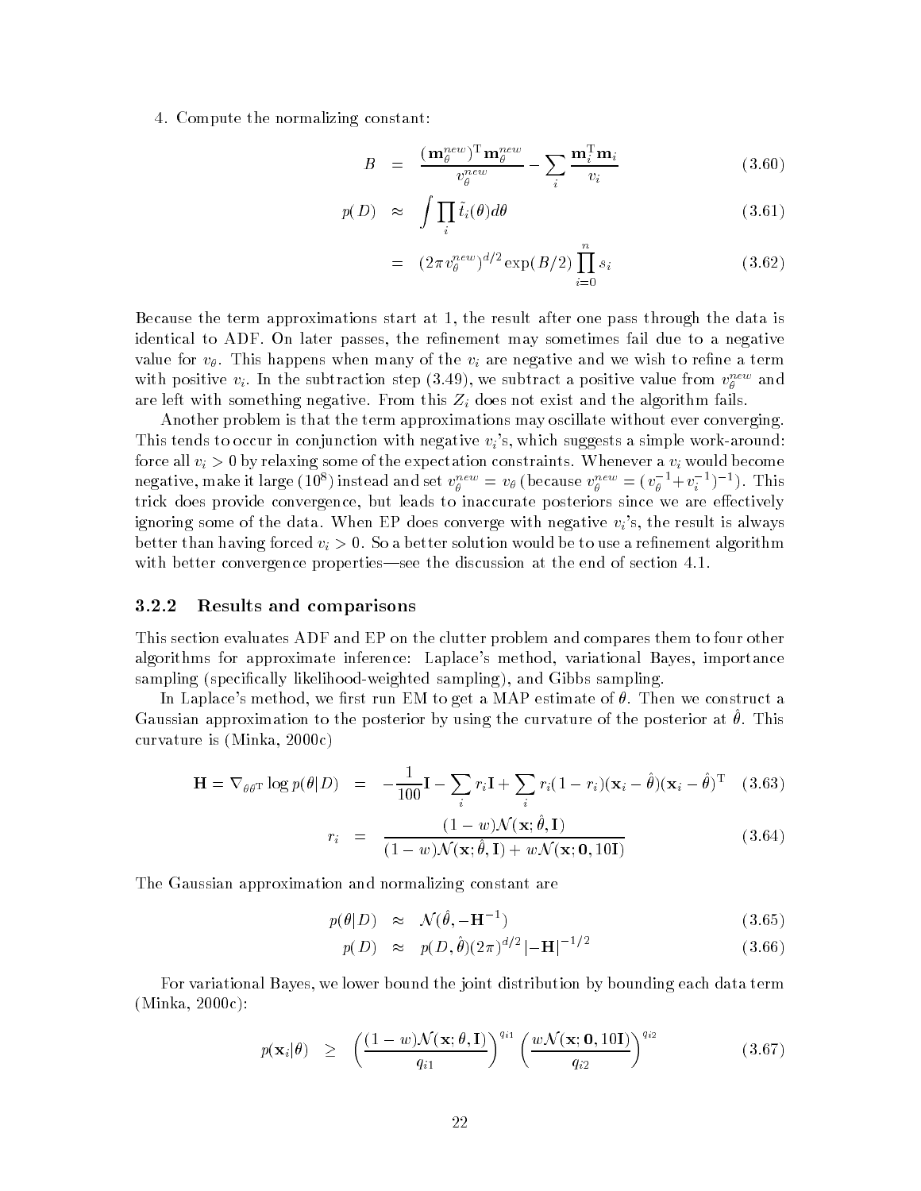4. Compute the normalizing constant:

$$B = \frac{(\mathbf{m}_\theta^{new})^{\mathrm{T}}\mathbf{m}_\theta^{new}}{v_\theta^{new}} - \sum_i \frac{\mathbf{m}_i^{\mathrm{T}}\mathbf{m}_i}{v_i} \tag{3.60}$$

$$p(D) \approx \int \prod_i \tilde{t}_i(\theta)d\theta \tag{3.61}$$

$$= (2\pi v_\theta^{new})^{d/2}\exp(B/2)\prod_{i=0}^{n} s_i \tag{3.62}$$

Because the term approximations start at 1, the result after one pass through the data is identical to ADF. On later passes, the refinement may sometimes fail due to a negative value for $v_\theta$. This happens when many of the $v_i$ are negative and we wish to refine a term with positive $v_i$. In the subtraction step (3.49), we subtract a positive value from $v_\theta^{new}$ and are left with something negative. From this $Z_i$ does not exist and the algorithm fails.

Another problem is that the term approximations may oscillate without ever converging. This tends to occur in conjunction with negative $v_i$'s, which suggests a simple work-around: force all $v_i > 0$ by relaxing some of the expectation constraints. Whenever a $v_i$ would become negative, make it large ($10^8$) instead and set $v_\theta^{new} = v_\theta$ (because $v_\theta^{new} = (v_\theta^{-1} + v_i^{-1})^{-1}$). This trick does provide convergence, but leads to inaccurate posteriors since we are effectively ignoring some of the data. When EP does converge with negative $v_i$'s, the result is always better than having forced $v_i > 0$. So a better solution would be to use a refinement algorithm with better convergence properties—see the discussion at the end of section 4.1.

### 3.2.2 Results and comparisons

This section evaluates ADF and EP on the clutter problem and compares them to four other algorithms for approximate inference: Laplace's method, variational Bayes, importance sampling (specifically likelihood-weighted sampling), and Gibbs sampling.

In Laplace's method, we first run EM to get a MAP estimate of $\theta$. Then we construct a Gaussian approximation to the posterior by using the curvature of the posterior at $\hat{\theta}$. This curvature is (Minka, 2000c)

$$\mathbf{H} = \nabla_{\theta\theta^{\mathrm{T}}} \log p(\theta|D) = -\frac{1}{100}\mathbf{I} - \sum_i r_i \mathbf{I} + \sum_i r_i(1-r_i)(\mathbf{x}_i - \hat{\theta})(\mathbf{x}_i - \hat{\theta})^{\mathrm{T}} \tag{3.63}$$

$$r_i = \frac{(1-w)\mathcal{N}(\mathbf{x};\hat{\theta},\mathbf{I})}{(1-w)\mathcal{N}(\mathbf{x};\hat{\theta},\mathbf{I}) + w\mathcal{N}(\mathbf{x};\mathbf{0},10\mathbf{I})} \tag{3.64}$$

The Gaussian approximation and normalizing constant are

$$p(\theta|D) \approx \mathcal{N}(\hat{\theta}, -\mathbf{H}^{-1}) \tag{3.65}$$

$$p(D) \approx p(D,\hat{\theta})(2\pi)^{d/2}|-\mathbf{H}|^{-1/2} \tag{3.66}$$

For variational Bayes, we lower bound the joint distribution by bounding each data term (Minka, 2000c):

$$p(\mathbf{x}_i|\theta) \geq \left(\frac{(1-w)\mathcal{N}(\mathbf{x};\theta,\mathbf{I})}{q_{i1}}\right)^{q_{i1}} \left(\frac{w\mathcal{N}(\mathbf{x};\mathbf{0},10\mathbf{I})}{q_{i2}}\right)^{q_{i2}} \tag{3.67}$$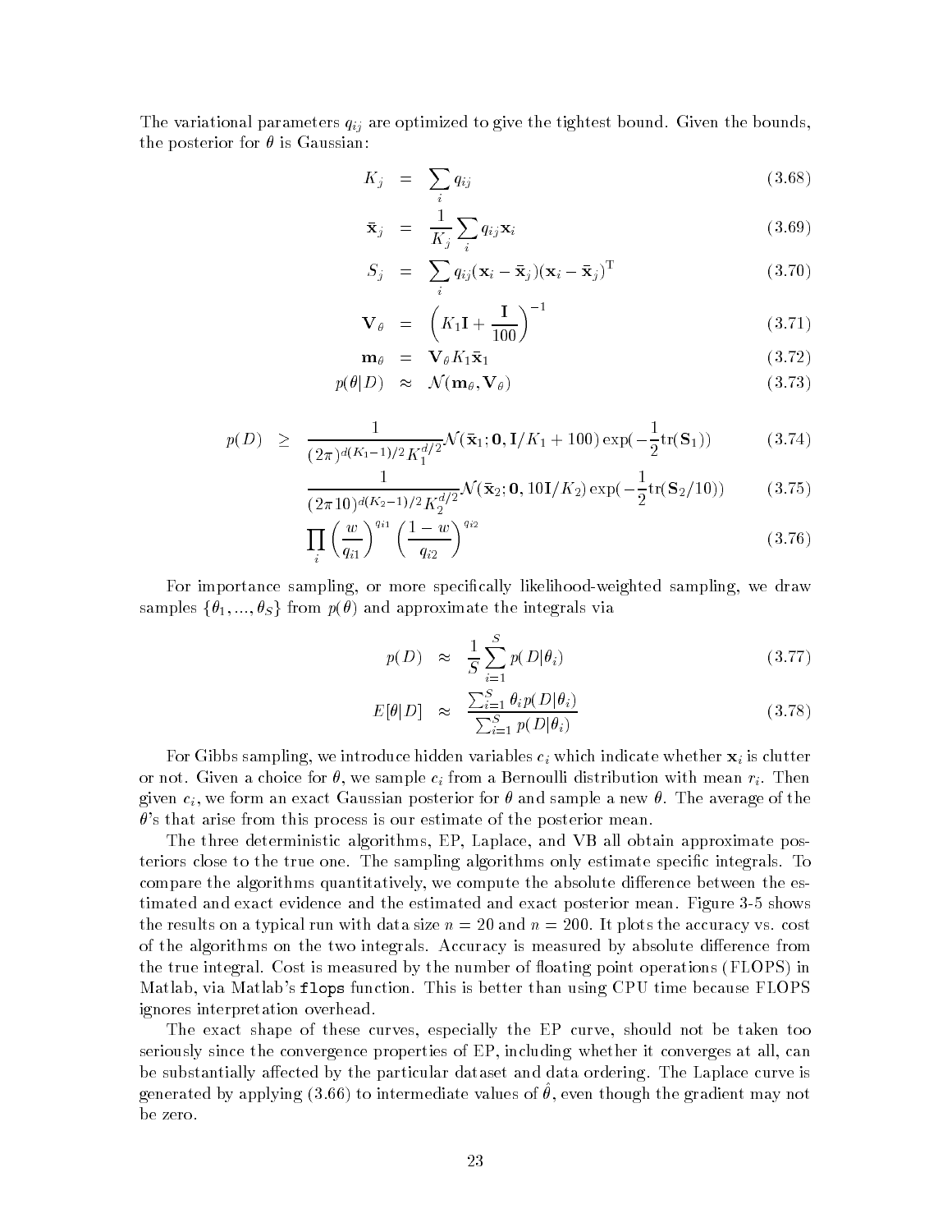The variational parameters $q_{ij}$ are optimized to give the tightest bound. Given the bounds, the posterior for $\theta$ is Gaussian:

$$K_j = \sum_i q_{ij} \tag{3.68}$$

$$\bar{\mathbf{x}}_j = \frac{1}{K_j} \sum_i q_{ij} \mathbf{x}_i \tag{3.69}$$

$$S_j = \sum_i q_{ij} (\mathbf{x}_i - \bar{\mathbf{x}}_j)(\mathbf{x}_i - \bar{\mathbf{x}}_j)^{\mathrm{T}} \tag{3.70}$$

$$\mathbf{V}_\theta = \left( K_1 \mathbf{I} + \frac{\mathbf{I}}{100} \right)^{-1} \tag{3.71}$$

$$\mathbf{m}_\theta = \mathbf{V}_\theta K_1 \bar{\mathbf{x}}_1 \tag{3.72}$$

$$p(\theta|D) \approx \mathcal{N}(\mathbf{m}_\theta, \mathbf{V}_\theta) \tag{3.73}$$

$$p(D) \geq \frac{1}{(2\pi)^{d(K_1-1)/2} K_1^{d/2}} \mathcal{N}(\bar{\mathbf{x}}_1; \mathbf{0}, \mathbf{I}/K_1 + 100) \exp(-\frac{1}{2}\mathrm{tr}(\mathbf{S}_1)) \tag{3.74}$$

$$\frac{1}{(2\pi 10)^{d(K_2-1)/2} K_2^{d/2}} \mathcal{N}(\bar{\mathbf{x}}_2; \mathbf{0}, 10\mathbf{I}/K_2) \exp(-\frac{1}{2}\mathrm{tr}(\mathbf{S}_2/10)) \tag{3.75}$$

$$\prod_i \left( \frac{w}{q_{i1}} \right)^{q_{i1}} \left( \frac{1-w}{q_{i2}} \right)^{q_{i2}} \tag{3.76}$$

For importance sampling, or more specifically likelihood-weighted sampling, we draw samples $\{\theta_1, ..., \theta_S\}$ from $p(\theta)$ and approximate the integrals via

$$p(D) \approx \frac{1}{S} \sum_{i=1}^{S} p(D|\theta_i) \tag{3.77}$$

$$E[\theta|D] \approx \frac{\sum_{i=1}^{S} \theta_i p(D|\theta_i)}{\sum_{i=1}^{S} p(D|\theta_i)} \tag{3.78}$$

For Gibbs sampling, we introduce hidden variables $c_i$ which indicate whether $\mathbf{x}_i$ is clutter or not. Given a choice for $\theta$, we sample $c_i$ from a Bernoulli distribution with mean $r_i$. Then given $c_i$, we form an exact Gaussian posterior for $\theta$ and sample a new $\theta$. The average of the $\theta$'s that arise from this process is our estimate of the posterior mean.

The three deterministic algorithms, EP, Laplace, and VB all obtain approximate posteriors close to the true one. The sampling algorithms only estimate specific integrals. To compare the algorithms quantitatively, we compute the absolute difference between the estimated and exact evidence and the estimated and exact posterior mean. Figure 3-5 shows the results on a typical run with data size $n = 20$ and $n = 200$. It plots the accuracy vs. cost of the algorithms on the two integrals. Accuracy is measured by absolute difference from the true integral. Cost is measured by the number of floating point operations (FLOPS) in Matlab, via Matlab's `flops` function. This is better than using CPU time because FLOPS ignores interpretation overhead.

The exact shape of these curves, especially the EP curve, should not be taken too seriously since the convergence properties of EP, including whether it converges at all, can be substantially affected by the particular dataset and data ordering. The Laplace curve is generated by applying (3.66) to intermediate values of $\hat{\theta}$, even though the gradient may not be zero.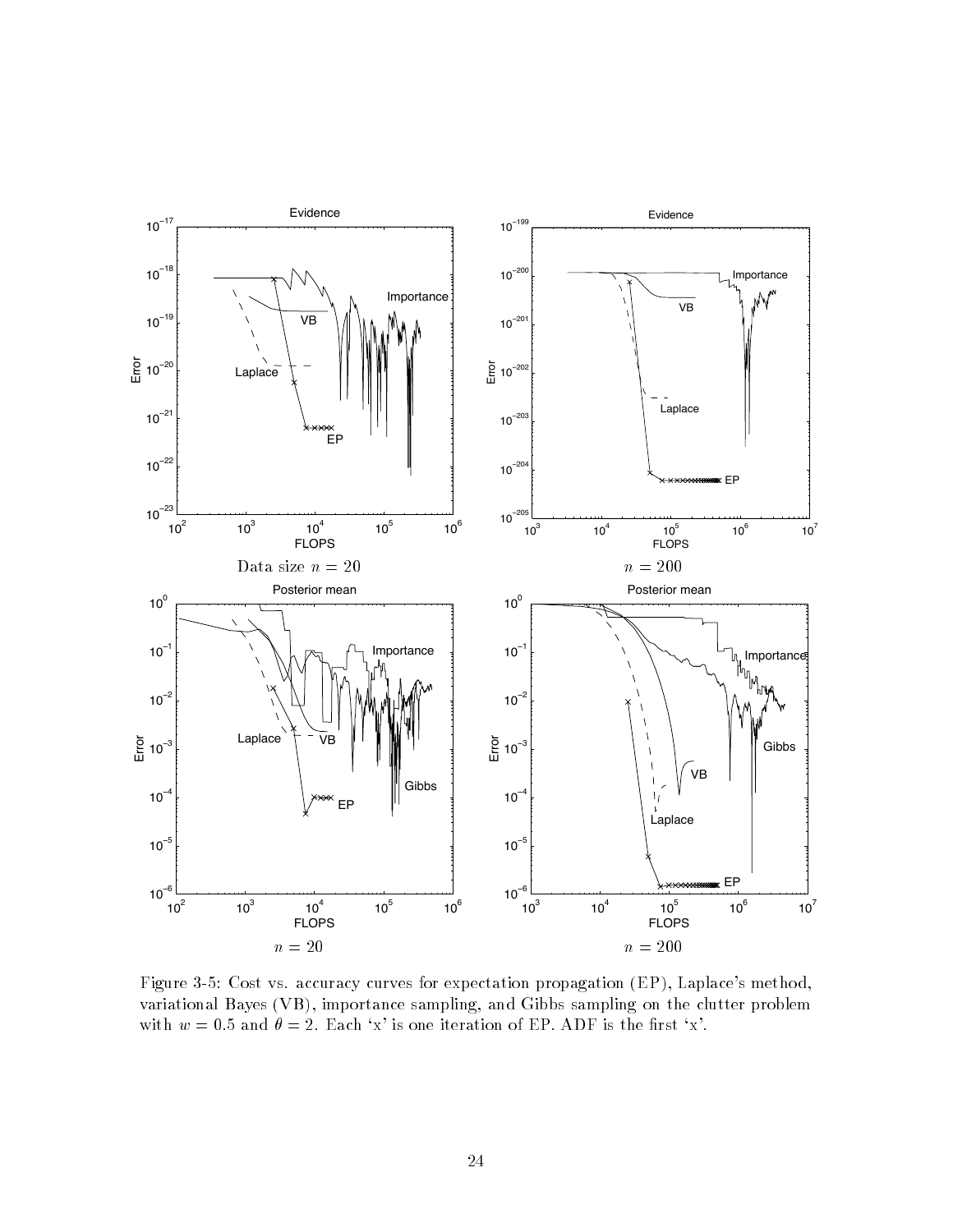Data size $n = 20$

$n = 200$

$n = 20$

$n = 200$

Figure 3-5: Cost vs. accuracy curves for expectation propagation (EP), Laplace's method, variational Bayes (VB), importance sampling, and Gibbs sampling on the clutter problem with $w = 0.5$ and $\theta = 2$. Each 'x' is one iteration of EP. ADF is the first 'x'.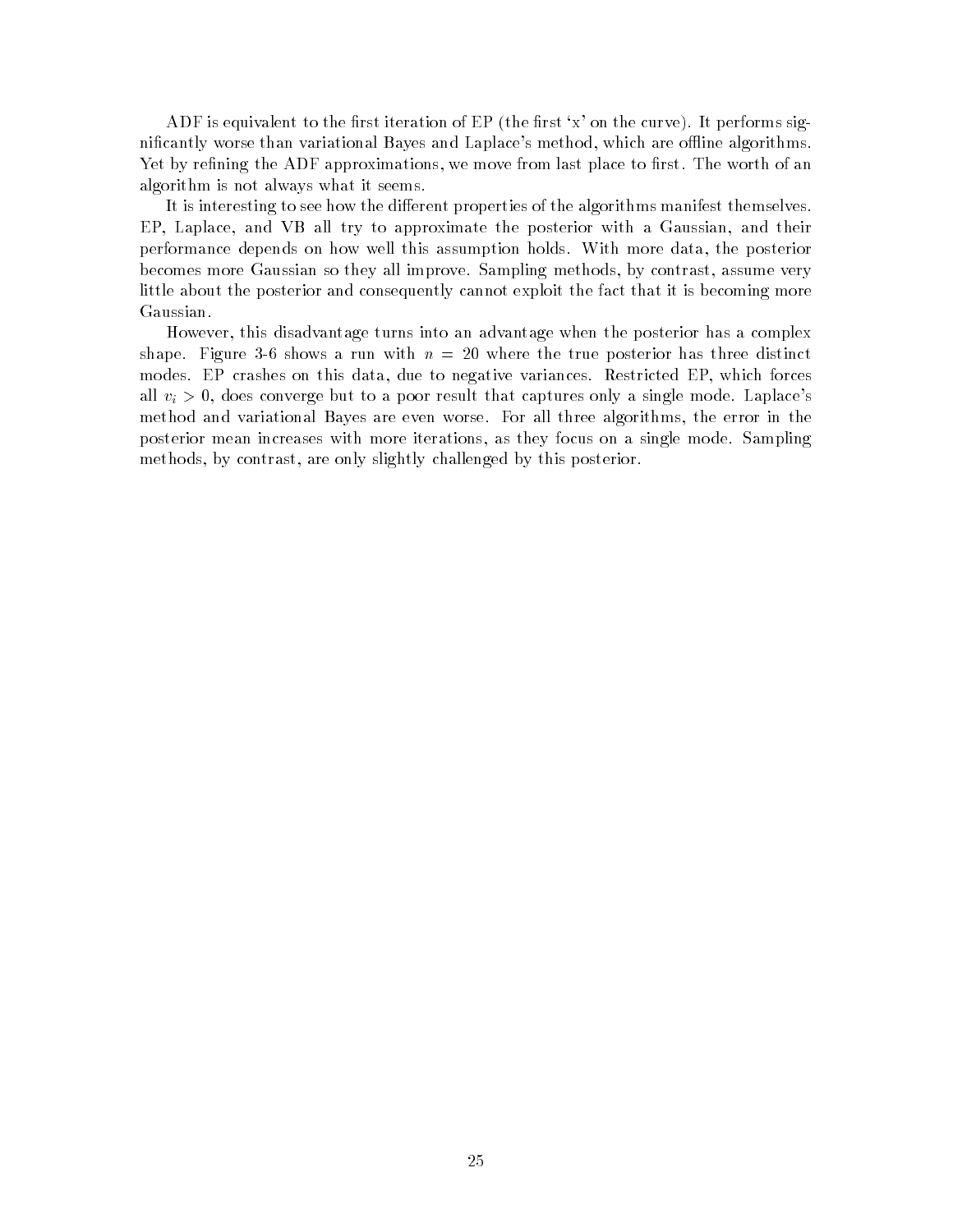ADF is equivalent to the first iteration of EP (the first 'x' on the curve). It performs significantly worse than variational Bayes and Laplace's method, which are offline algorithms. Yet by refining the ADF approximations, we move from last place to first. The worth of an algorithm is not always what it seems.

It is interesting to see how the different properties of the algorithms manifest themselves. EP, Laplace, and VB all try to approximate the posterior with a Gaussian, and their performance depends on how well this assumption holds. With more data, the posterior becomes more Gaussian so they all improve. Sampling methods, by contrast, assume very little about the posterior and consequently cannot exploit the fact that it is becoming more Gaussian.

However, this disadvantage turns into an advantage when the posterior has a complex shape. Figure 3-6 shows a run with $n = 20$ where the true posterior has three distinct modes. EP crashes on this data, due to negative variances. Restricted EP, which forces all $v_i > 0$, does converge but to a poor result that captures only a single mode. Laplace's method and variational Bayes are even worse. For all three algorithms, the error in the posterior mean increases with more iterations, as they focus on a single mode. Sampling methods, by contrast, are only slightly challenged by this posterior.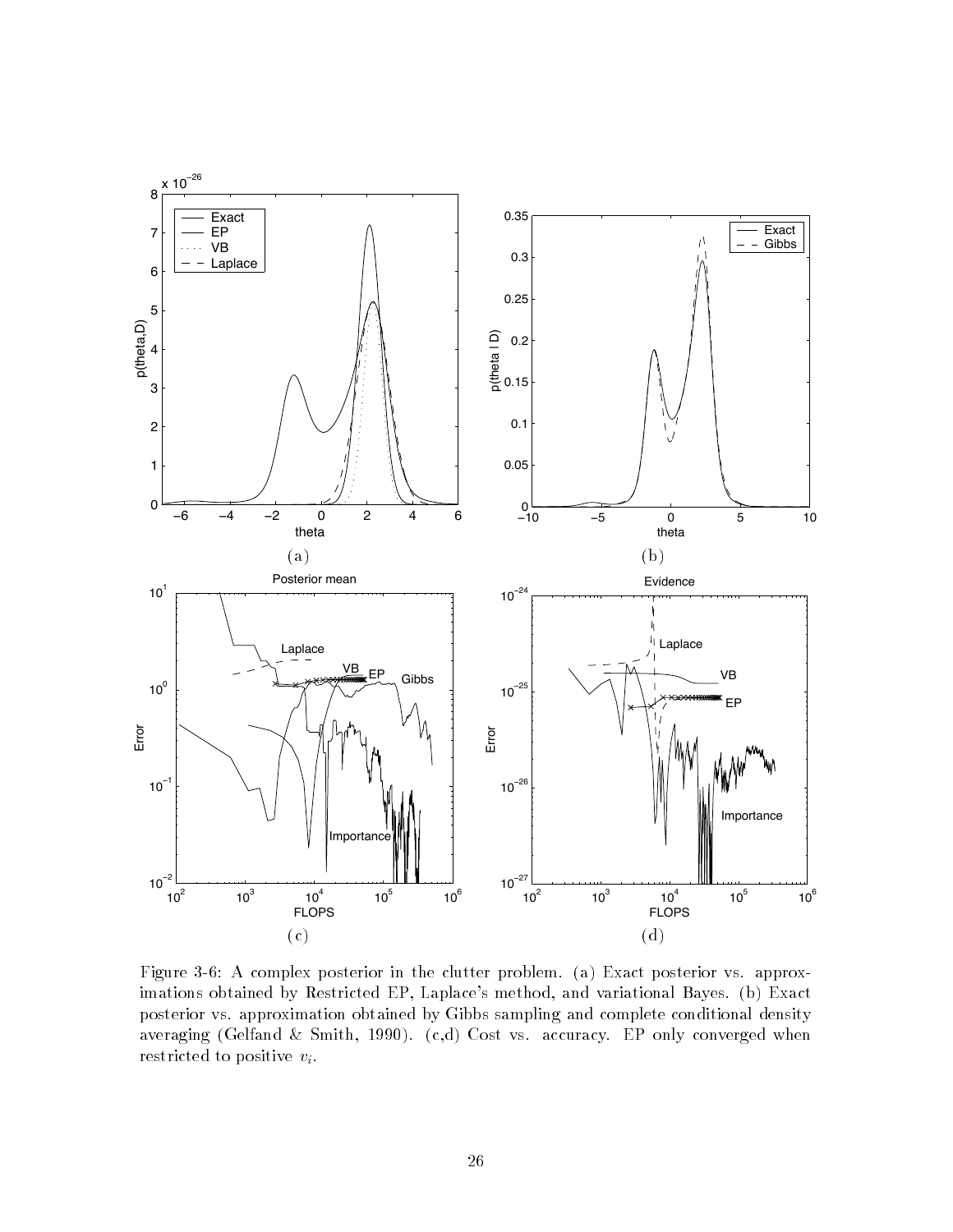Figure 3-6: A complex posterior in the clutter problem. (a) Exact posterior vs. approximations obtained by Restricted EP, Laplace's method, and variational Bayes. (b) Exact posterior vs. approximation obtained by Gibbs sampling and complete conditional density averaging (Gelfand & Smith, 1990). (c,d) Cost vs. accuracy. EP only converged when restricted to positive $v_i$.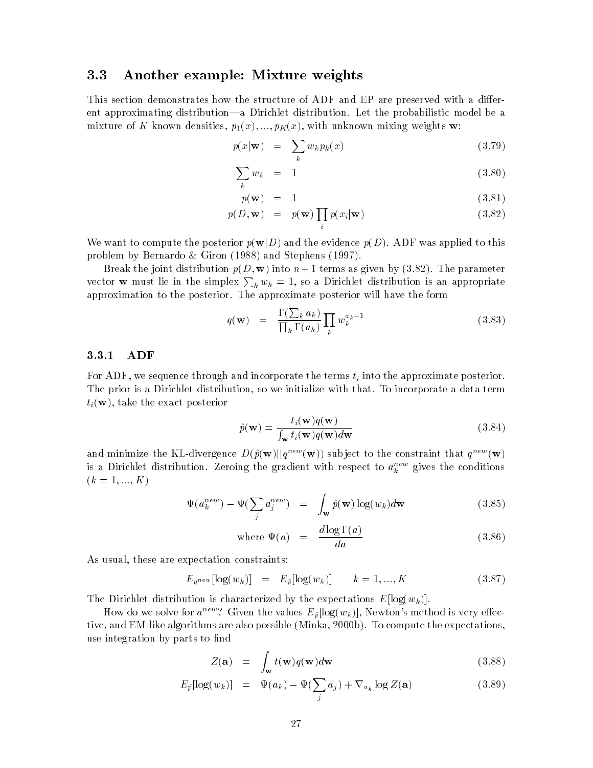## 3.3 Another example: Mixture weights

This section demonstrates how the structure of ADF and EP are preserved with a different approximating distribution—a Dirichlet distribution. Let the probabilistic model be a mixture of $K$ known densities, $p_1(x), ..., p_K(x)$, with unknown mixing weights $\mathbf{w}$:

$$p(x|\mathbf{w}) = \sum_k w_k p_k(x) \tag{3.79}$$

$$\sum_k w_k = 1 \tag{3.80}$$

$$p(\mathbf{w}) = 1 \tag{3.81}$$

$$p(D, \mathbf{w}) = p(\mathbf{w}) \prod_i p(x_i|\mathbf{w}) \tag{3.82}$$

We want to compute the posterior $p(\mathbf{w}|D)$ and the evidence $p(D)$. ADF was applied to this problem by Bernardo & Giron (1988) and Stephens (1997).

Break the joint distribution $p(D, \mathbf{w})$ into $n + 1$ terms as given by (3.82). The parameter vector $\mathbf{w}$ must lie in the simplex $\sum_k w_k = 1$, so a Dirichlet distribution is an appropriate approximation to the posterior. The approximate posterior will have the form

$$q(\mathbf{w}) = \frac{\Gamma(\sum_k a_k)}{\prod_k \Gamma(a_k)} \prod_k w_k^{a_k - 1} \tag{3.83}$$

### 3.3.1 ADF

For ADF, we sequence through and incorporate the terms $t_i$ into the approximate posterior. The prior is a Dirichlet distribution, so we initialize with that. To incorporate a data term $t_i(\mathbf{w})$, take the exact posterior

$$\hat{p}(\mathbf{w}) = \frac{t_i(\mathbf{w}) q(\mathbf{w})}{\int_{\mathbf{w}} t_i(\mathbf{w}) q(\mathbf{w}) d\mathbf{w}} \tag{3.84}$$

and minimize the KL-divergence $D(\hat{p}(\mathbf{w}) || q^{new}(\mathbf{w}))$ subject to the constraint that $q^{new}(\mathbf{w})$ is a Dirichlet distribution. Zeroing the gradient with respect to $a_k^{new}$ gives the conditions ($k = 1, ..., K$)

$$\Psi(a_k^{new}) - \Psi(\sum_j a_j^{new}) = \int_{\mathbf{w}} \hat{p}(\mathbf{w}) \log(w_k) d\mathbf{w} \tag{3.85}$$

$$\text{where } \Psi(a) = \frac{d \log \Gamma(a)}{da} \tag{3.86}$$

As usual, these are expectation constraints:

$$E_{q^{new}}[\log(w_k)] = E_{\hat{p}}[\log(w_k)] \qquad k = 1, ..., K \tag{3.87}$$

The Dirichlet distribution is characterized by the expectations $E[\log(w_k)]$.

How do we solve for $a^{new}$? Given the values $E_{\hat{p}}[\log(w_k)]$, Newton's method is very effective, and EM-like algorithms are also possible (Minka, 2000b). To compute the expectations, use integration by parts to find

$$Z(\mathbf{a}) = \int_{\mathbf{w}} t(\mathbf{w}) q(\mathbf{w}) d\mathbf{w} \tag{3.88}$$

$$E_{\hat{p}}[\log(w_k)] = \Psi(a_k) - \Psi(\sum_j a_j) + \nabla_{a_k} \log Z(\mathbf{a}) \tag{3.89}$$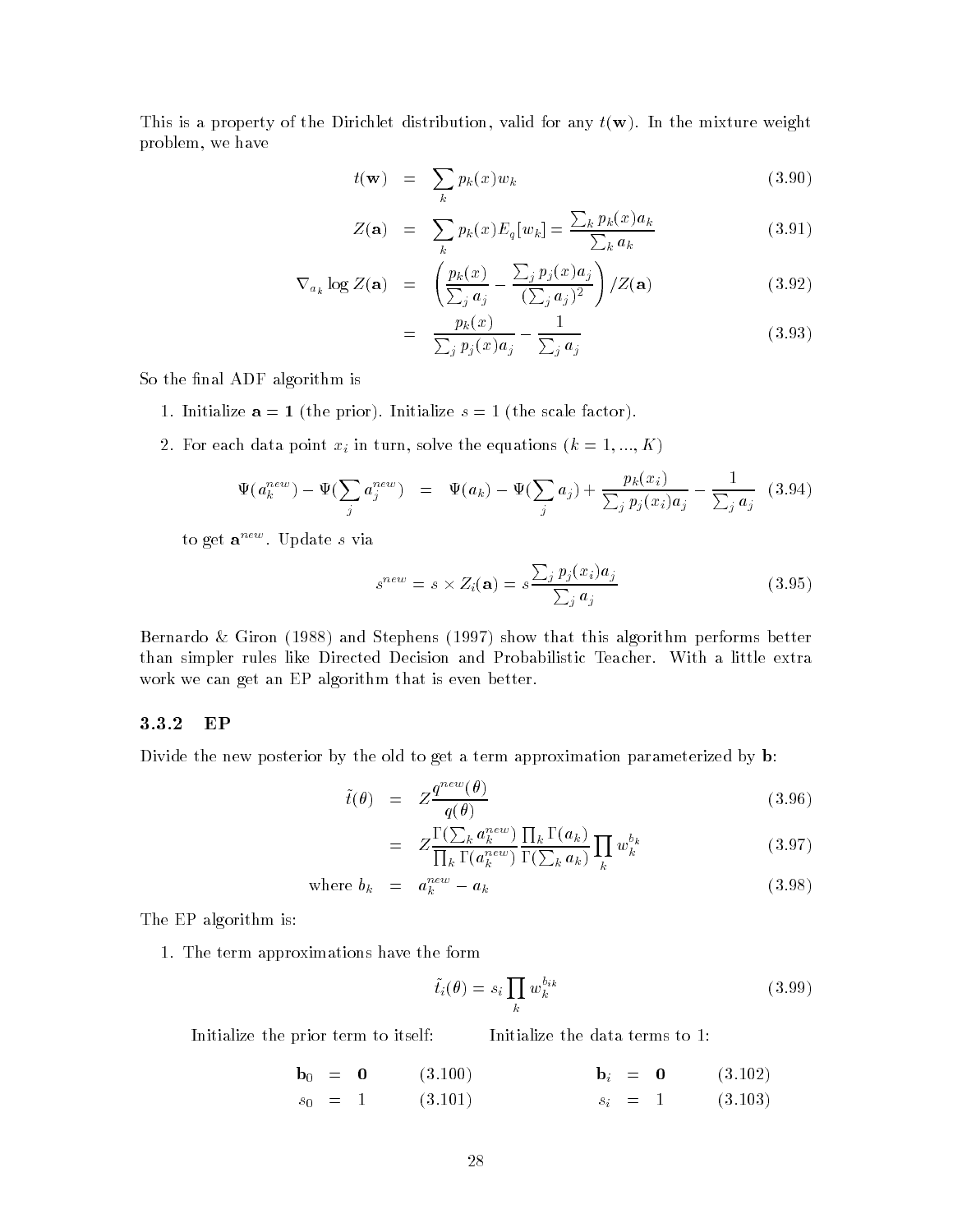This is a property of the Dirichlet distribution, valid for any $t(\mathbf{w})$. In the mixture weight problem, we have

$$
\begin{aligned}
t(\mathbf{w}) &= \sum_k p_k(x) w_k && (3.90) \\
Z(\mathbf{a}) &= \sum_k p_k(x) E_q[w_k] = \frac{\sum_k p_k(x) a_k}{\sum_k a_k} && (3.91) \\
\nabla_{a_k} \log Z(\mathbf{a}) &= \left( \frac{p_k(x)}{\sum_j a_j} - \frac{\sum_j p_j(x) a_j}{(\sum_j a_j)^2} \right) / Z(\mathbf{a}) && (3.92) \\
&= \frac{p_k(x)}{\sum_j p_j(x) a_j} - \frac{1}{\sum_j a_j} && (3.93)
\end{aligned}
$$

So the final ADF algorithm is

1. Initialize $\mathbf{a} = \mathbf{1}$ (the prior). Initialize $s = 1$ (the scale factor).
2. For each data point $x_i$ in turn, solve the equations ($k = 1, ..., K$)

$$
\Psi(a_k^{new}) - \Psi(\sum_j a_j^{new}) = \Psi(a_k) - \Psi(\sum_j a_j) + \frac{p_k(x_i)}{\sum_j p_j(x_i) a_j} - \frac{1}{\sum_j a_j} \quad (3.94)
$$

   to get $\mathbf{a}^{new}$. Update $s$ via

$$
s^{new} = s \times Z_i(\mathbf{a}) = s \frac{\sum_j p_j(x_i) a_j}{\sum_j a_j} \quad (3.95)
$$

Bernardo & Giron (1988) and Stephens (1997) show that this algorithm performs better than simpler rules like Directed Decision and Probabilistic Teacher. With a little extra work we can get an EP algorithm that is even better.

### 3.3.2 EP

Divide the new posterior by the old to get a term approximation parameterized by $\mathbf{b}$:

$$
\begin{aligned}
\tilde{t}(\theta) &= Z \frac{q^{new}(\theta)}{q(\theta)} && (3.96) \\
&= Z \frac{\Gamma(\sum_k a_k^{new})}{\prod_k \Gamma(a_k^{new})} \frac{\prod_k \Gamma(a_k)}{\Gamma(\sum_k a_k)} \prod_k w_k^{b_k} && (3.97) \\
\text{where } b_k &= a_k^{new} - a_k && (3.98)
\end{aligned}
$$

The EP algorithm is:

1. The term approximations have the form

$$
\tilde{t}_i(\theta) = s_i \prod_k w_k^{b_{ik}} \quad (3.99)
$$

   Initialize the prior term to itself:

$$
\begin{aligned}
\mathbf{b}_0 &= \mathbf{0} && (3.100) \\
s_0 &= 1 && (3.101)
\end{aligned}
$$

   Initialize the data terms to 1:

$$
\begin{aligned}
\mathbf{b}_i &= \mathbf{0} && (3.102) \\
s_i &= 1 && (3.103)
\end{aligned}
$$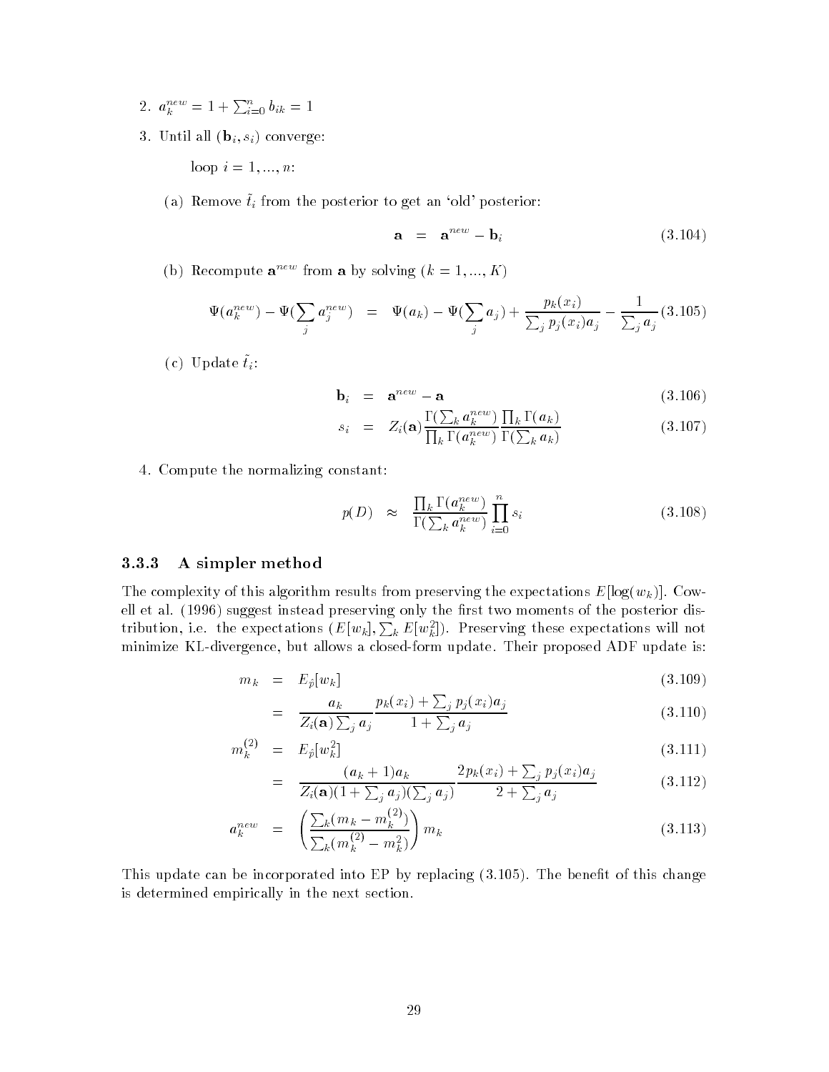2. $a_k^{new} = 1 + \sum_{i=0}^{n} b_{ik} = 1$

3. Until all $(\mathbf{b}_i, s_i)$ converge:

   loop $i = 1, ..., n$:

   (a) Remove $\tilde{t}_i$ from the posterior to get an 'old' posterior:

$$\mathbf{a} = \mathbf{a}^{new} - \mathbf{b}_i \tag{3.104}$$

   (b) Recompute $\mathbf{a}^{new}$ from $\mathbf{a}$ by solving $(k = 1, ..., K)$

$$\Psi(a_k^{new}) - \Psi(\sum_j a_j^{new}) = \Psi(a_k) - \Psi(\sum_j a_j) + \frac{p_k(x_i)}{\sum_j p_j(x_i)a_j} - \frac{1}{\sum_j a_j} \tag{3.105}$$

   (c) Update $\tilde{t}_i$:

$$\mathbf{b}_i = \mathbf{a}^{new} - \mathbf{a} \tag{3.106}$$

$$s_i = Z_i(\mathbf{a}) \frac{\Gamma(\sum_k a_k^{new})}{\prod_k \Gamma(a_k^{new})} \frac{\prod_k \Gamma(a_k)}{\Gamma(\sum_k a_k)} \tag{3.107}$$

4. Compute the normalizing constant:

$$p(D) \approx \frac{\prod_k \Gamma(a_k^{new})}{\Gamma(\sum_k a_k^{new})} \prod_{i=0}^{n} s_i \tag{3.108}$$

### 3.3.3 A simpler method

The complexity of this algorithm results from preserving the expectations $E[\log(w_k)]$. Cowell et al. (1996) suggest instead preserving only the first two moments of the posterior distribution, i.e. the expectations $(E[w_k], \sum_k E[w_k^2])$. Preserving these expectations will not minimize KL-divergence, but allows a closed-form update. Their proposed ADF update is:

$$m_k = E_{\hat{p}}[w_k] \tag{3.109}$$

$$= \frac{a_k}{Z_i(\mathbf{a}) \sum_j a_j} \frac{p_k(x_i) + \sum_j p_j(x_i)a_j}{1 + \sum_j a_j} \tag{3.110}$$

$$m_k^{(2)} = E_{\hat{p}}[w_k^2] \tag{3.111}$$

$$= \frac{(a_k + 1)a_k}{Z_i(\mathbf{a})(1 + \sum_j a_j)(\sum_j a_j)} \frac{2p_k(x_i) + \sum_j p_j(x_i)a_j}{2 + \sum_j a_j} \tag{3.112}$$

$$a_k^{new} = \left( \frac{\sum_k (m_k - m_k^{(2)})}{\sum_k (m_k^{(2)} - m_k^2)} \right) m_k \tag{3.113}$$

This update can be incorporated into EP by replacing (3.105). The benefit of this change is determined empirically in the next section.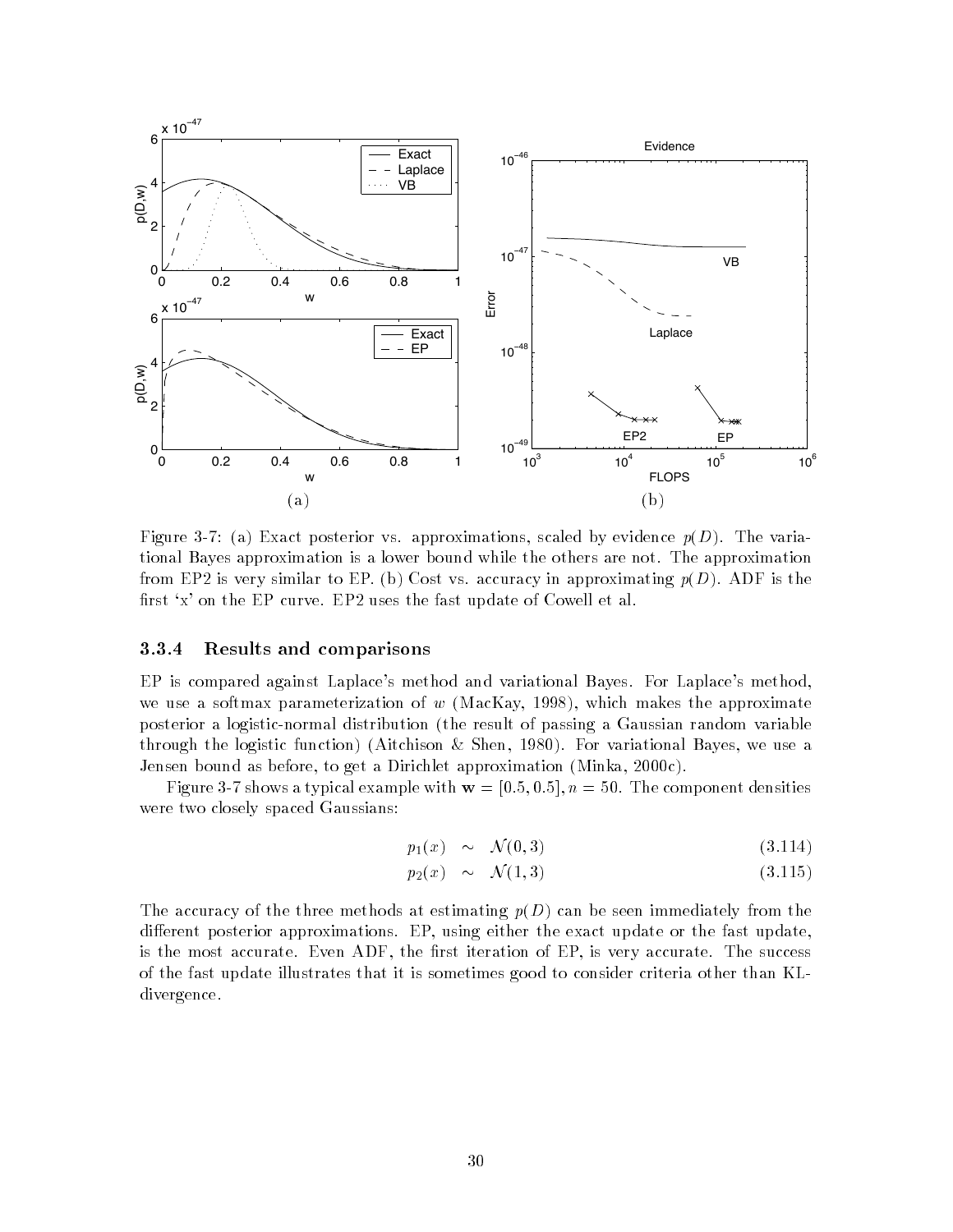Figure 3-7: (a) Exact posterior vs. approximations, scaled by evidence $p(D)$. The variational Bayes approximation is a lower bound while the others are not. The approximation from EP2 is very similar to EP. (b) Cost vs. accuracy in approximating $p(D)$. ADF is the first 'x' on the EP curve. EP2 uses the fast update of Cowell et al.

### 3.3.4 Results and comparisons

EP is compared against Laplace's method and variational Bayes. For Laplace's method, we use a softmax parameterization of $w$ (MacKay, 1998), which makes the approximate posterior a logistic-normal distribution (the result of passing a Gaussian random variable through the logistic function) (Aitchison & Shen, 1980). For variational Bayes, we use a Jensen bound as before, to get a Dirichlet approximation (Minka, 2000c).

Figure 3-7 shows a typical example with $\mathbf{w} = [0.5, 0.5], n = 50$. The component densities were two closely spaced Gaussians:

$$p_1(x) \sim \mathcal{N}(0, 3) \tag{3.114}$$

$$p_2(x) \sim \mathcal{N}(1, 3) \tag{3.115}$$

The accuracy of the three methods at estimating $p(D)$ can be seen immediately from the different posterior approximations. EP, using either the exact update or the fast update, is the most accurate. Even ADF, the first iteration of EP, is very accurate. The success of the fast update illustrates that it is sometimes good to consider criteria other than KL-divergence.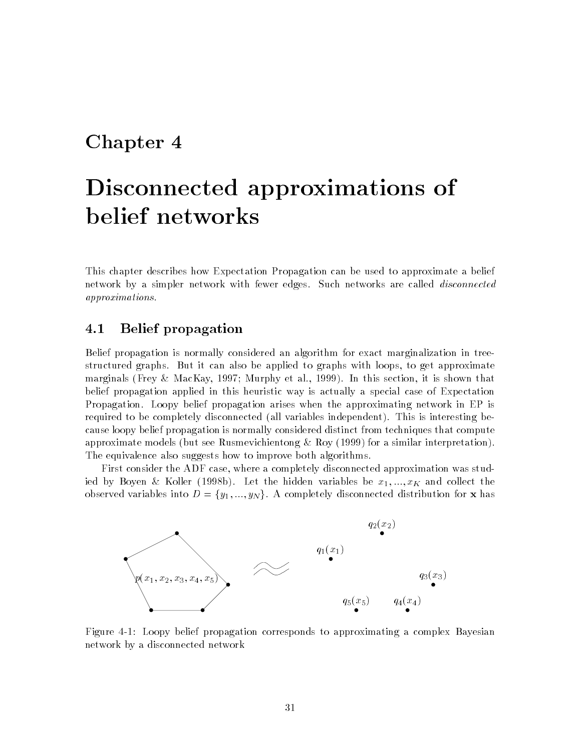# Chapter 4

# Disconnected approximations of belief networks

This chapter describes how Expectation Propagation can be used to approximate a belief network by a simpler network with fewer edges. Such networks are called *disconnected approximations*.

## 4.1 Belief propagation

Belief propagation is normally considered an algorithm for exact marginalization in tree-structured graphs. But it can also be applied to graphs with loops, to get approximate marginals (Frey & MacKay, 1997; Murphy et al., 1999). In this section, it is shown that belief propagation applied in this heuristic way is actually a special case of Expectation Propagation. Loopy belief propagation arises when the approximating network in EP is required to be completely disconnected (all variables independent). This is interesting because loopy belief propagation is normally considered distinct from techniques that compute approximate models (but see Rusmevichientong & Roy (1999) for a similar interpretation). The equivalence also suggests how to improve both algorithms.

First consider the ADF case, where a completely disconnected approximation was studied by Boyen & Koller (1998b). Let the hidden variables be $x_1, ..., x_K$ and collect the observed variables into $D = \{y_1, ..., y_N\}$. A completely disconnected distribution for $\mathbf{x}$ has

$p(x_1, x_2, x_3, x_4, x_5)$ $\approx$ $q_1(x_1)$ $q_2(x_2)$ $q_3(x_3)$ $q_4(x_4)$ $q_5(x_5)$

Figure 4-1: Loopy belief propagation corresponds to approximating a complex Bayesian network by a disconnected network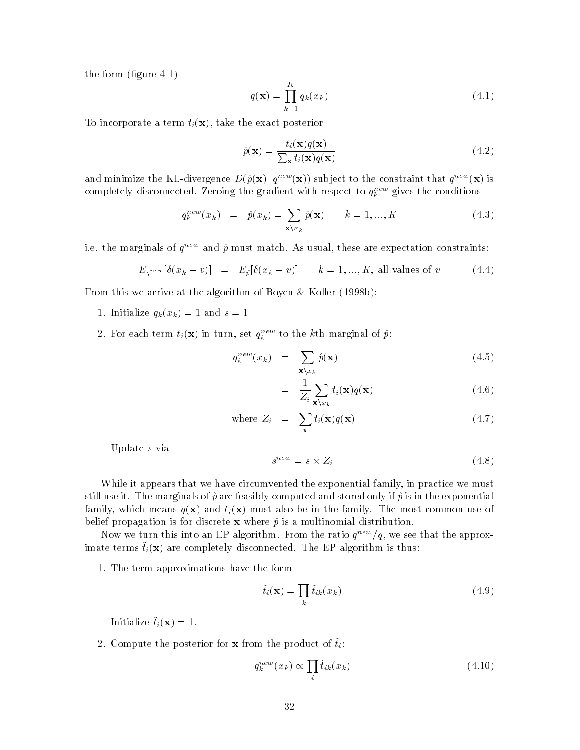the form (figure 4-1)

$$q(\mathbf{x}) = \prod_{k=1}^{K} q_k(x_k) \tag{4.1}$$

To incorporate a term $t_i(\mathbf{x})$, take the exact posterior

$$\hat{p}(\mathbf{x}) = \frac{t_i(\mathbf{x})q(\mathbf{x})}{\sum_{\mathbf{x}} t_i(\mathbf{x})q(\mathbf{x})} \tag{4.2}$$

and minimize the KL-divergence $D(\hat{p}(\mathbf{x})||q^{new}(\mathbf{x}))$ subject to the constraint that $q^{new}(\mathbf{x})$ is completely disconnected. Zeroing the gradient with respect to $q_k^{new}$ gives the conditions

$$q_k^{new}(x_k) \quad = \quad \hat{p}(x_k) = \sum_{\mathbf{x} \backslash x_k} \hat{p}(\mathbf{x}) \qquad k = 1, ..., K \tag{4.3}$$

i.e. the marginals of $q^{new}$ and $\hat{p}$ must match. As usual, these are expectation constraints:

$$E_{q^{new}}[\delta(x_k - v)] \quad = \quad E_{\hat{p}}[\delta(x_k - v)] \qquad k = 1, ..., K, \text{ all values of } v \tag{4.4}$$

From this we arrive at the algorithm of Boyen & Koller (1998b):

1. Initialize $q_k(x_k) = 1$ and $s = 1$
2. For each term $t_i(\mathbf{x})$ in turn, set $q_k^{new}$ to the $k$th marginal of $\hat{p}$:

$$q_k^{new}(x_k) \quad = \quad \sum_{\mathbf{x} \backslash x_k} \hat{p}(\mathbf{x}) \tag{4.5}$$

$$= \quad \frac{1}{Z_i} \sum_{\mathbf{x} \backslash x_k} t_i(\mathbf{x})q(\mathbf{x}) \tag{4.6}$$

$$\text{where } Z_i \quad = \quad \sum_{\mathbf{x}} t_i(\mathbf{x})q(\mathbf{x}) \tag{4.7}$$

   Update $s$ via

$$s^{new} = s \times Z_i \tag{4.8}$$

While it appears that we have circumvented the exponential family, in practice we must still use it. The marginals of $\hat{p}$ are feasibly computed and stored only if $\hat{p}$ is in the exponential family, which means $q(\mathbf{x})$ and $t_i(\mathbf{x})$ must also be in the family. The most common use of belief propagation is for discrete $\mathbf{x}$ where $\hat{p}$ is a multinomial distribution.

Now we turn this into an EP algorithm. From the ratio $q^{new}/q$, we see that the approximate terms $\tilde{t}_i(\mathbf{x})$ are completely disconnected. The EP algorithm is thus:

1. The term approximations have the form

$$\tilde{t}_i(\mathbf{x}) = \prod_{k} \tilde{t}_{ik}(x_k) \tag{4.9}$$

   Initialize $\tilde{t}_i(\mathbf{x}) = 1$.

2. Compute the posterior for $\mathbf{x}$ from the product of $\tilde{t}_i$:

$$q_k^{new}(x_k) \propto \prod_{i} \tilde{t}_{ik}(x_k) \tag{4.10}$$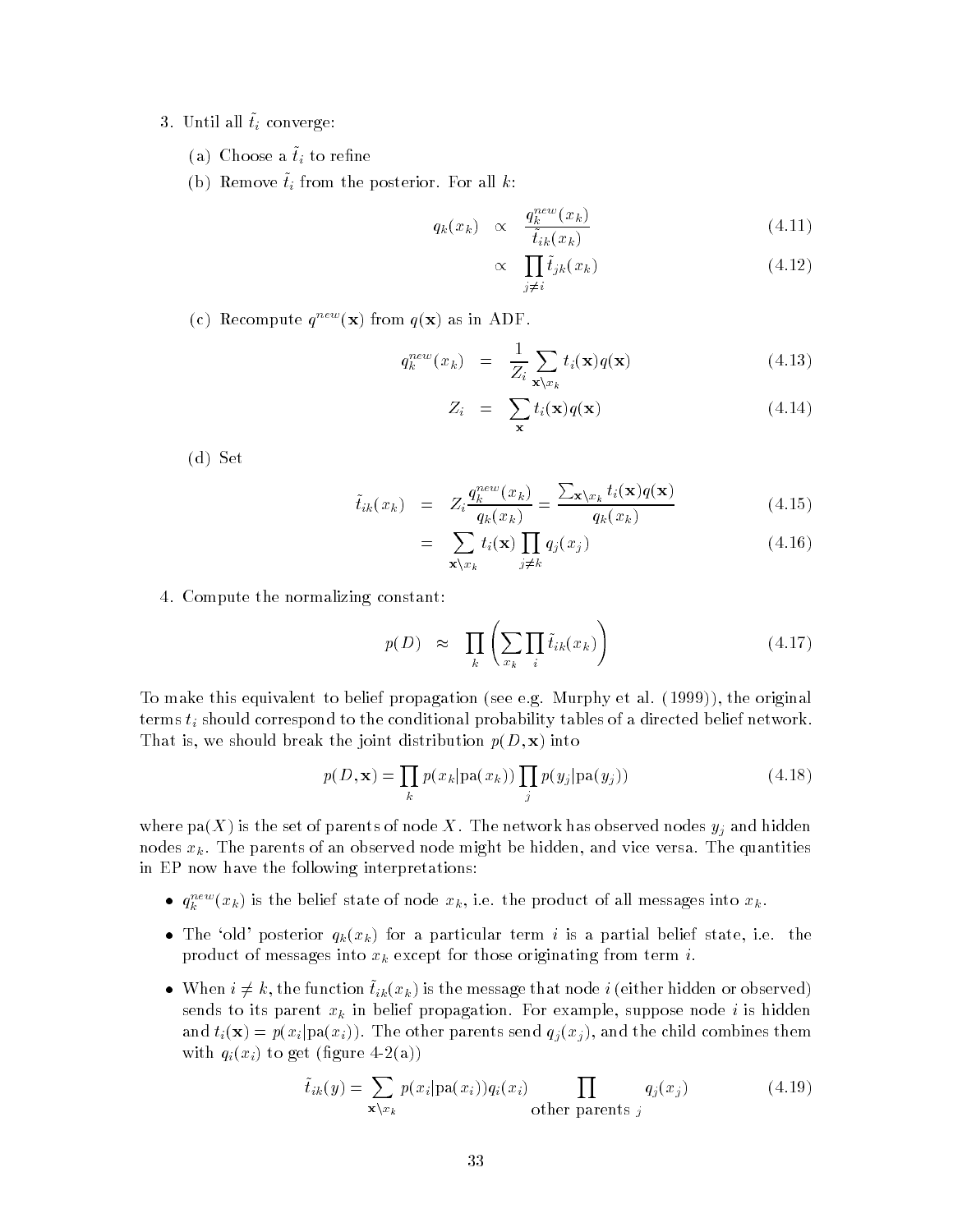3. Until all $\tilde{t}_i$ converge:

   (a) Choose a $\tilde{t}_i$ to refine

   (b) Remove $\tilde{t}_i$ from the posterior. For all $k$:

$$
\begin{aligned}
q_k(x_k) &\propto \frac{q_k^{new}(x_k)}{\tilde{t}_{ik}(x_k)} &\quad (4.11)\\
&\propto \prod_{j \neq i} \tilde{t}_{jk}(x_k) &\quad (4.12)
\end{aligned}
$$

   (c) Recompute $q^{new}(\mathbf{x})$ from $q(\mathbf{x})$ as in ADF.

$$
\begin{aligned}
q_k^{new}(x_k) &= \frac{1}{Z_i} \sum_{\mathbf{x} \backslash x_k} t_i(\mathbf{x}) q(\mathbf{x}) &\quad (4.13)\\
Z_i &= \sum_{\mathbf{x}} t_i(\mathbf{x}) q(\mathbf{x}) &\quad (4.14)
\end{aligned}
$$

   (d) Set

$$
\begin{aligned}
\tilde{t}_{ik}(x_k) &= Z_i \frac{q_k^{new}(x_k)}{q_k(x_k)} = \frac{\sum_{\mathbf{x} \backslash x_k} t_i(\mathbf{x}) q(\mathbf{x})}{q_k(x_k)} &\quad (4.15)\\
&= \sum_{\mathbf{x} \backslash x_k} t_i(\mathbf{x}) \prod_{j \neq k} q_j(x_j) &\quad (4.16)
\end{aligned}
$$

4. Compute the normalizing constant:

$$
p(D) \approx \prod_k \left( \sum_{x_k} \prod_i \tilde{t}_{ik}(x_k) \right) \quad (4.17)
$$

To make this equivalent to belief propagation (see e.g. Murphy et al. (1999)), the original terms $t_i$ should correspond to the conditional probability tables of a directed belief network. That is, we should break the joint distribution $p(D, \mathbf{x})$ into

$$
p(D, \mathbf{x}) = \prod_k p(x_k | \text{pa}(x_k)) \prod_j p(y_j | \text{pa}(y_j)) \quad (4.18)
$$

where $\text{pa}(X)$ is the set of parents of node $X$. The network has observed nodes $y_j$ and hidden nodes $x_k$. The parents of an observed node might be hidden, and vice versa. The quantities in EP now have the following interpretations:

- $q_k^{new}(x_k)$ is the belief state of node $x_k$, i.e. the product of all messages into $x_k$.
- The 'old' posterior $q_k(x_k)$ for a particular term $i$ is a partial belief state, i.e. the product of messages into $x_k$ except for those originating from term $i$.
- When $i \neq k$, the function $\tilde{t}_{ik}(x_k)$ is the message that node $i$ (either hidden or observed) sends to its parent $x_k$ in belief propagation. For example, suppose node $i$ is hidden and $t_i(\mathbf{x}) = p(x_i | \text{pa}(x_i))$. The other parents send $q_j(x_j)$, and the child combines them with $q_i(x_i)$ to get (figure 4-2(a))

$$
\tilde{t}_{ik}(y) = \sum_{\mathbf{x} \backslash x_k} p(x_i | \text{pa}(x_i)) q_i(x_i) \prod_{\text{other parents } j} q_j(x_j) \quad (4.19)
$$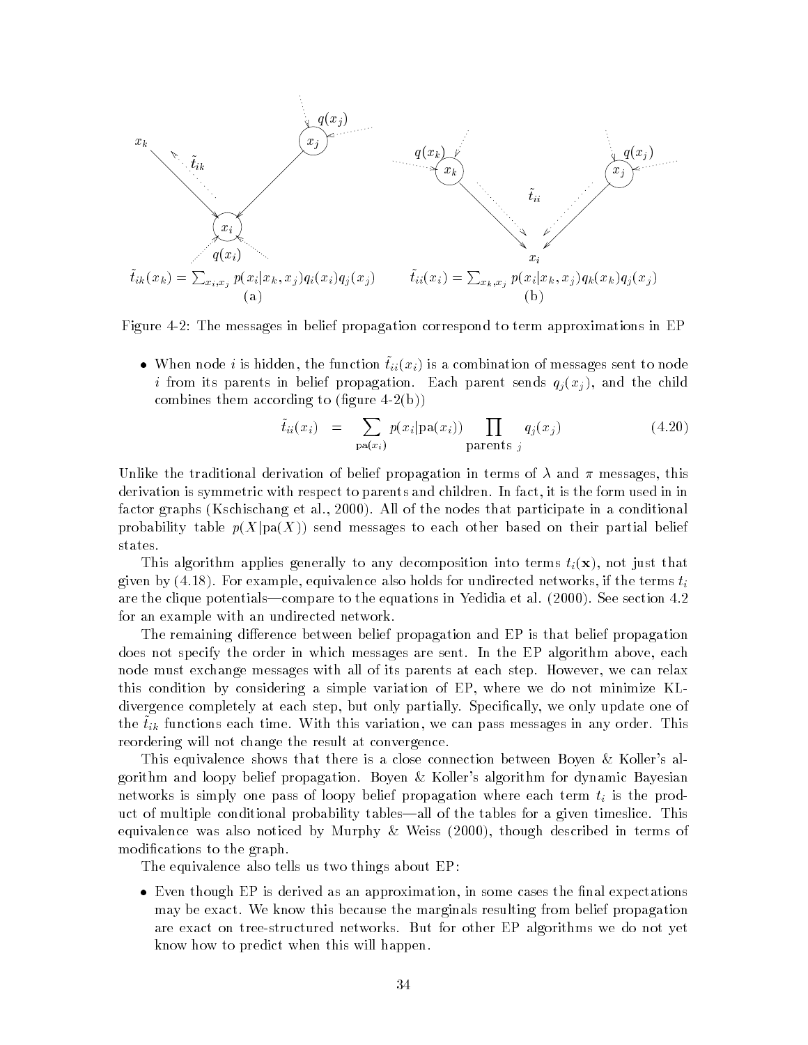$\tilde{t}_{ik}(x_k) = \sum_{x_i, x_j} p(x_i|x_k, x_j) q_i(x_i) q_j(x_j)$

(a)

$\tilde{t}_{ii}(x_i) = \sum_{x_k, x_j} p(x_i|x_k, x_j) q_k(x_k) q_j(x_j)$

(b)

Figure 4-2: The messages in belief propagation correspond to term approximations in EP

- When node $i$ is hidden, the function $\tilde{t}_{ii}(x_i)$ is a combination of messages sent to node $i$ from its parents in belief propagation. Each parent sends $q_j(x_j)$, and the child combines them according to (figure 4-2(b))

$$\tilde{t}_{ii}(x_i) = \sum_{\text{pa}(x_i)} p(x_i|\text{pa}(x_i)) \prod_{\text{parents } j} q_j(x_j) \tag{4.20}$$

Unlike the traditional derivation of belief propagation in terms of $\lambda$ and $\pi$ messages, this derivation is symmetric with respect to parents and children. In fact, it is the form used in in factor graphs (Kschischang et al., 2000). All of the nodes that participate in a conditional probability table $p(X|\text{pa}(X))$ send messages to each other based on their partial belief states.

This algorithm applies generally to any decomposition into terms $t_i(\mathbf{x})$, not just that given by (4.18). For example, equivalence also holds for undirected networks, if the terms $t_i$ are the clique potentials—compare to the equations in Yedidia et al. (2000). See section 4.2 for an example with an undirected network.

The remaining difference between belief propagation and EP is that belief propagation does not specify the order in which messages are sent. In the EP algorithm above, each node must exchange messages with all of its parents at each step. However, we can relax this condition by considering a simple variation of EP, where we do not minimize KL-divergence completely at each step, but only partially. Specifically, we only update one of the $\tilde{t}_{ik}$ functions each time. With this variation, we can pass messages in any order. This reordering will not change the result at convergence.

This equivalence shows that there is a close connection between Boyen & Koller's algorithm and loopy belief propagation. Boyen & Koller's algorithm for dynamic Bayesian networks is simply one pass of loopy belief propagation where each term $t_i$ is the product of multiple conditional probability tables—all of the tables for a given timeslice. This equivalence was also noticed by Murphy & Weiss (2000), though described in terms of modifications to the graph.

The equivalence also tells us two things about EP:

- Even though EP is derived as an approximation, in some cases the final expectations may be exact. We know this because the marginals resulting from belief propagation are exact on tree-structured networks. But for other EP algorithms we do not yet know how to predict when this will happen.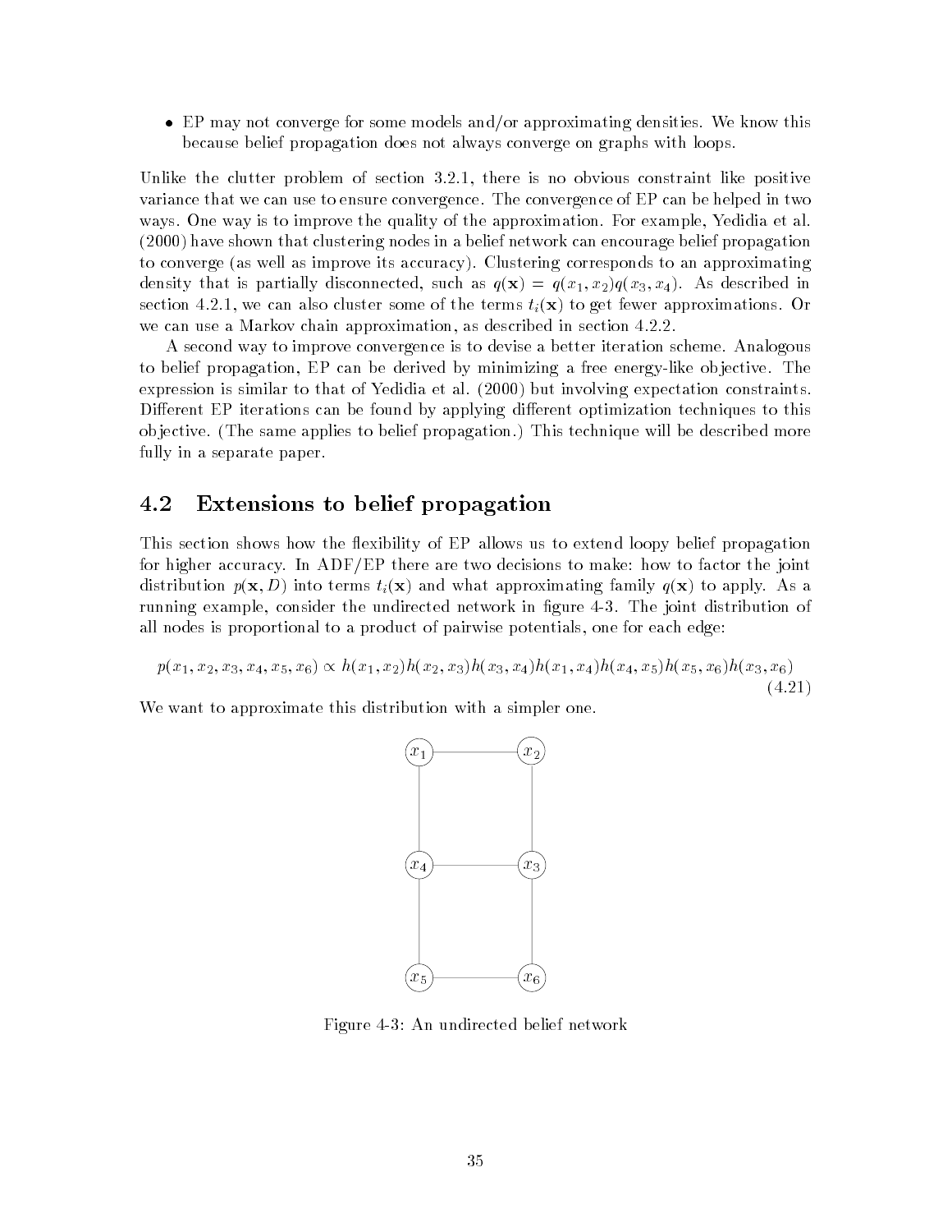- EP may not converge for some models and/or approximating densities. We know this because belief propagation does not always converge on graphs with loops.

Unlike the clutter problem of section 3.2.1, there is no obvious constraint like positive variance that we can use to ensure convergence. The convergence of EP can be helped in two ways. One way is to improve the quality of the approximation. For example, Yedidia et al. (2000) have shown that clustering nodes in a belief network can encourage belief propagation to converge (as well as improve its accuracy). Clustering corresponds to an approximating density that is partially disconnected, such as $q(\mathbf{x}) = q(x_1, x_2)q(x_3, x_4)$. As described in section 4.2.1, we can also cluster some of the terms $t_i(\mathbf{x})$ to get fewer approximations. Or we can use a Markov chain approximation, as described in section 4.2.2.

A second way to improve convergence is to devise a better iteration scheme. Analogous to belief propagation, EP can be derived by minimizing a free energy-like objective. The expression is similar to that of Yedidia et al. (2000) but involving expectation constraints. Different EP iterations can be found by applying different optimization techniques to this objective. (The same applies to belief propagation.) This technique will be described more fully in a separate paper.

## 4.2 Extensions to belief propagation

This section shows how the flexibility of EP allows us to extend loopy belief propagation for higher accuracy. In ADF/EP there are two decisions to make: how to factor the joint distribution $p(\mathbf{x}, D)$ into terms $t_i(\mathbf{x})$ and what approximating family $q(\mathbf{x})$ to apply. As a running example, consider the undirected network in figure 4-3. The joint distribution of all nodes is proportional to a product of pairwise potentials, one for each edge:

$$p(x_1, x_2, x_3, x_4, x_5, x_6) \propto h(x_1, x_2)h(x_2, x_3)h(x_3, x_4)h(x_1, x_4)h(x_4, x_5)h(x_5, x_6)h(x_3, x_6) \tag{4.21}$$

We want to approximate this distribution with a simpler one.

Figure 4-3: An undirected belief network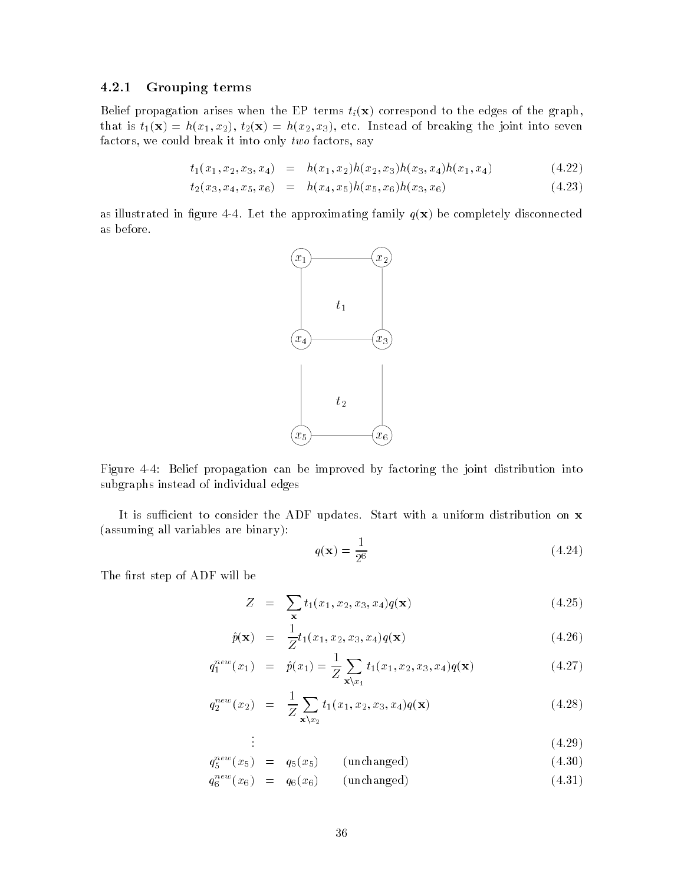### 4.2.1 Grouping terms

Belief propagation arises when the EP terms $t_i(\mathbf{x})$ correspond to the edges of the graph, that is $t_1(\mathbf{x}) = h(x_1, x_2)$, $t_2(\mathbf{x}) = h(x_2, x_3)$, etc. Instead of breaking the joint into seven factors, we could break it into only *two* factors, say

$$
\begin{aligned}
t_1(x_1, x_2, x_3, x_4) &= h(x_1, x_2)h(x_2, x_3)h(x_3, x_4)h(x_1, x_4) && (4.22) \\
t_2(x_3, x_4, x_5, x_6) &= h(x_4, x_5)h(x_5, x_6)h(x_3, x_6) && (4.23)
\end{aligned}
$$

as illustrated in figure 4-4. Let the approximating family $q(\mathbf{x})$ be completely disconnected as before.

Figure 4-4: Belief propagation can be improved by factoring the joint distribution into subgraphs instead of individual edges

It is sufficient to consider the ADF updates. Start with a uniform distribution on $\mathbf{x}$ (assuming all variables are binary):

$$
q(\mathbf{x}) = \frac{1}{2^6} \tag{4.24}
$$

The first step of ADF will be

$$
\begin{aligned}
Z &= \sum_{\mathbf{x}} t_1(x_1, x_2, x_3, x_4) q(\mathbf{x}) && (4.25) \\
\hat{p}(\mathbf{x}) &= \frac{1}{Z} t_1(x_1, x_2, x_3, x_4) q(\mathbf{x}) && (4.26) \\
q_1^{new}(x_1) &= \hat{p}(x_1) = \frac{1}{Z} \sum_{\mathbf{x} \backslash x_1} t_1(x_1, x_2, x_3, x_4) q(\mathbf{x}) && (4.27) \\
q_2^{new}(x_2) &= \frac{1}{Z} \sum_{\mathbf{x} \backslash x_2} t_1(x_1, x_2, x_3, x_4) q(\mathbf{x}) && (4.28) \\
&\vdots && (4.29) \\
q_5^{new}(x_5) &= q_5(x_5) \qquad \text{(unchanged)} && (4.30) \\
q_6^{new}(x_6) &= q_6(x_6) \qquad \text{(unchanged)} && (4.31)
\end{aligned}
$$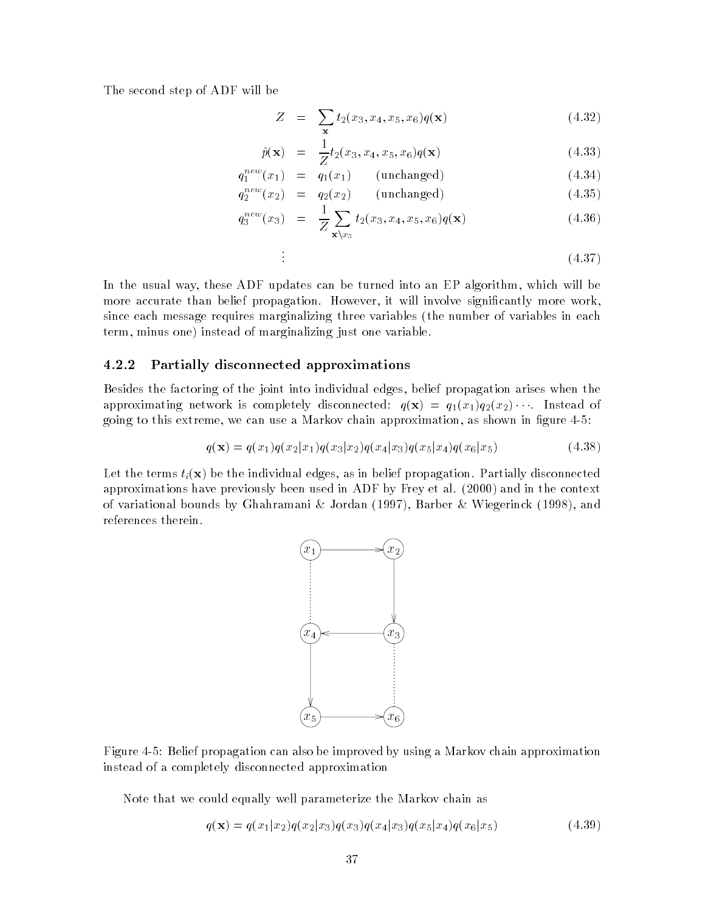The second step of ADF will be

$$Z = \sum_{\mathbf{x}} t_2(x_3, x_4, x_5, x_6) q(\mathbf{x}) \tag{4.32}$$

$$\hat{p}(\mathbf{x}) = \frac{1}{Z} t_2(x_3, x_4, x_5, x_6) q(\mathbf{x}) \tag{4.33}$$

$$q_1^{new}(x_1) = q_1(x_1) \quad \text{(unchanged)} \tag{4.34}$$

$$q_2^{new}(x_2) = q_2(x_2) \quad \text{(unchanged)} \tag{4.35}$$

$$q_3^{new}(x_3) = \frac{1}{Z} \sum_{\mathbf{x} \backslash x_3} t_2(x_3, x_4, x_5, x_6) q(\mathbf{x}) \tag{4.36}$$

$$\vdots \tag{4.37}$$

In the usual way, these ADF updates can be turned into an EP algorithm, which will be more accurate than belief propagation. However, it will involve significantly more work, since each message requires marginalizing three variables (the number of variables in each term, minus one) instead of marginalizing just one variable.

### 4.2.2 Partially disconnected approximations

Besides the factoring of the joint into individual edges, belief propagation arises when the approximating network is completely disconnected: $q(\mathbf{x}) = q_1(x_1)q_2(x_2)\cdots$. Instead of going to this extreme, we can use a Markov chain approximation, as shown in figure 4-5:

$$q(\mathbf{x}) = q(x_1)q(x_2|x_1)q(x_3|x_2)q(x_4|x_3)q(x_5|x_4)q(x_6|x_5) \tag{4.38}$$

Let the terms $t_i(\mathbf{x})$ be the individual edges, as in belief propagation. Partially disconnected approximations have previously been used in ADF by Frey et al. (2000) and in the context of variational bounds by Ghahramani & Jordan (1997), Barber & Wiegerinck (1998), and references therein.

Figure 4-5: Belief propagation can also be improved by using a Markov chain approximation instead of a completely disconnected approximation

Note that we could equally well parameterize the Markov chain as

$$q(\mathbf{x}) = q(x_1|x_2)q(x_2|x_3)q(x_3)q(x_4|x_3)q(x_5|x_4)q(x_6|x_5) \tag{4.39}$$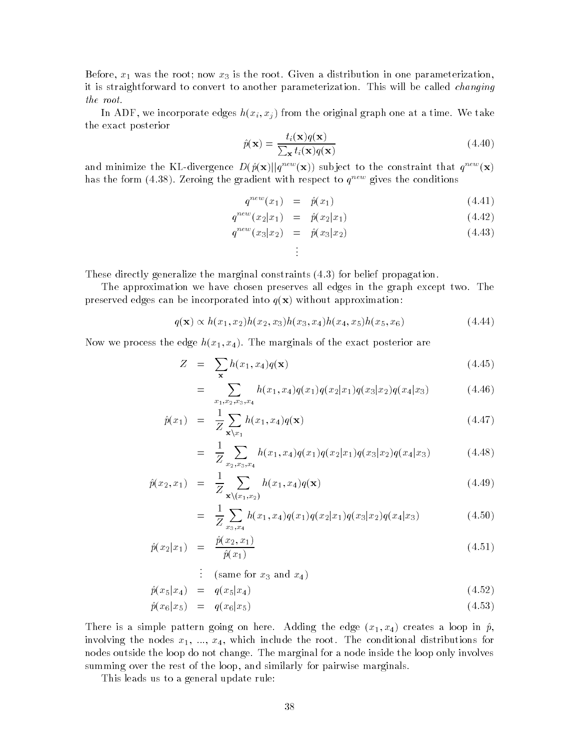Before, $x_1$ was the root; now $x_3$ is the root. Given a distribution in one parameterization, it is straightforward to convert to another parameterization. This will be called *changing the root*.

In ADF, we incorporate edges $h(x_i, x_j)$ from the original graph one at a time. We take the exact posterior

$$\hat{p}(\mathbf{x}) = \frac{t_i(\mathbf{x})q(\mathbf{x})}{\sum_{\mathbf{x}} t_i(\mathbf{x})q(\mathbf{x})} \tag{4.40}$$

and minimize the KL-divergence $D(\hat{p}(\mathbf{x})||q^{new}(\mathbf{x}))$ subject to the constraint that $q^{new}(\mathbf{x})$ has the form (4.38). Zeroing the gradient with respect to $q^{new}$ gives the conditions

$$q^{new}(x_1) = \hat{p}(x_1) \tag{4.41}$$

$$q^{new}(x_2|x_1) = \hat{p}(x_2|x_1) \tag{4.42}$$

$$q^{new}(x_3|x_2) = \hat{p}(x_3|x_2) \tag{4.43}$$

$$\vdots$$

These directly generalize the marginal constraints (4.3) for belief propagation.

The approximation we have chosen preserves all edges in the graph except two. The preserved edges can be incorporated into $q(\mathbf{x})$ without approximation:

$$q(\mathbf{x}) \propto h(x_1, x_2)h(x_2, x_3)h(x_3, x_4)h(x_4, x_5)h(x_5, x_6) \tag{4.44}$$

Now we process the edge $h(x_1, x_4)$. The marginals of the exact posterior are

$$Z = \sum_{\mathbf{x}} h(x_1, x_4)q(\mathbf{x}) \tag{4.45}$$

$$= \sum_{x_1,x_2,x_3,x_4} h(x_1, x_4)q(x_1)q(x_2|x_1)q(x_3|x_2)q(x_4|x_3) \tag{4.46}$$

$$\hat{p}(x_1) = \frac{1}{Z}\sum_{\mathbf{x}\backslash x_1} h(x_1, x_4)q(\mathbf{x}) \tag{4.47}$$

$$= \frac{1}{Z}\sum_{x_2,x_3,x_4} h(x_1, x_4)q(x_1)q(x_2|x_1)q(x_3|x_2)q(x_4|x_3) \tag{4.48}$$

$$\hat{p}(x_2, x_1) = \frac{1}{Z}\sum_{\mathbf{x}\backslash(x_1,x_2)} h(x_1, x_4)q(\mathbf{x}) \tag{4.49}$$

$$= \frac{1}{Z}\sum_{x_3,x_4} h(x_1, x_4)q(x_1)q(x_2|x_1)q(x_3|x_2)q(x_4|x_3) \tag{4.50}$$

$$\hat{p}(x_2|x_1) = \frac{\hat{p}(x_2, x_1)}{\hat{p}(x_1)} \tag{4.51}$$

$\vdots$ (same for $x_3$ and $x_4$)

$$\hat{p}(x_5|x_4) = q(x_5|x_4) \tag{4.52}$$

$$\hat{p}(x_6|x_5) = q(x_6|x_5) \tag{4.53}$$

There is a simple pattern going on here. Adding the edge $(x_1, x_4)$ creates a loop in $\hat{p}$, involving the nodes $x_1$, ..., $x_4$, which include the root. The conditional distributions for nodes outside the loop do not change. The marginal for a node inside the loop only involves summing over the rest of the loop, and similarly for pairwise marginals.

This leads us to a general update rule: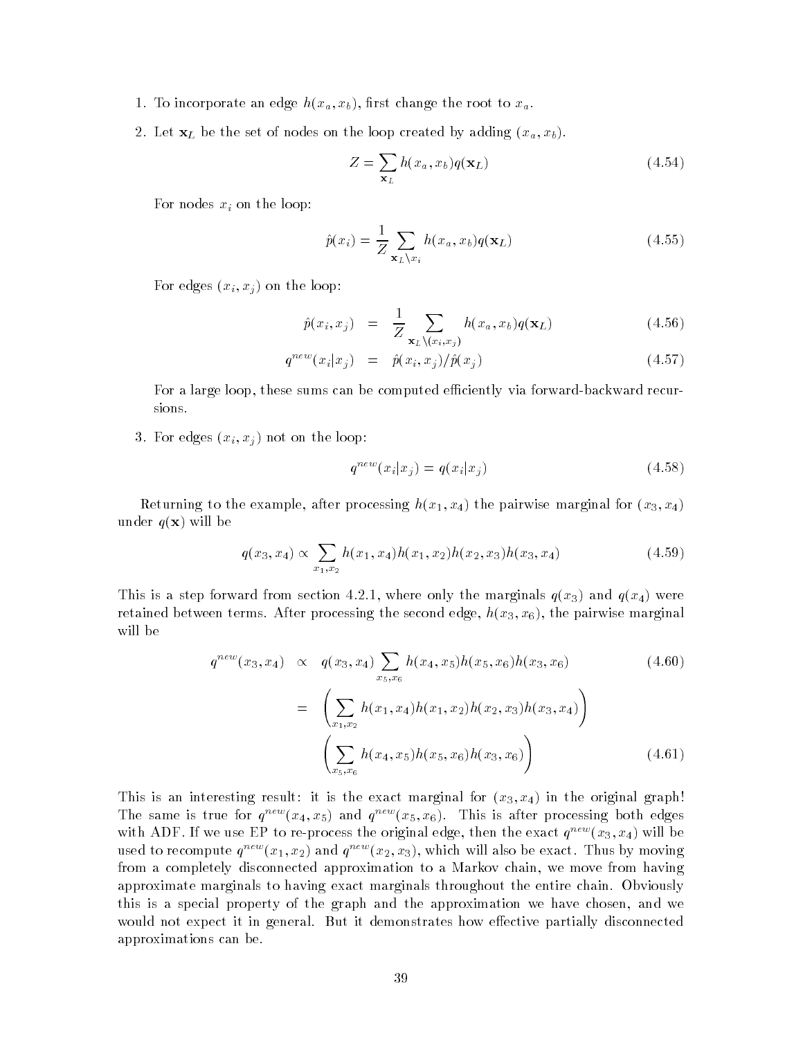1. To incorporate an edge $h(x_a, x_b)$, first change the root to $x_a$.

2. Let $\mathbf{x}_L$ be the set of nodes on the loop created by adding $(x_a, x_b)$.

$$Z = \sum_{\mathbf{x}_L} h(x_a, x_b) q(\mathbf{x}_L) \tag{4.54}$$

   For nodes $x_i$ on the loop:

$$\hat{p}(x_i) = \frac{1}{Z} \sum_{\mathbf{x}_L \setminus x_i} h(x_a, x_b) q(\mathbf{x}_L) \tag{4.55}$$

   For edges $(x_i, x_j)$ on the loop:

$$\hat{p}(x_i, x_j) = \frac{1}{Z} \sum_{\mathbf{x}_L \setminus (x_i, x_j)} h(x_a, x_b) q(\mathbf{x}_L) \tag{4.56}$$

$$q^{new}(x_i | x_j) = \hat{p}(x_i, x_j) / \hat{p}(x_j) \tag{4.57}$$

   For a large loop, these sums can be computed efficiently via forward-backward recursions.

3. For edges $(x_i, x_j)$ not on the loop:

$$q^{new}(x_i | x_j) = q(x_i | x_j) \tag{4.58}$$

Returning to the example, after processing $h(x_1, x_4)$ the pairwise marginal for $(x_3, x_4)$ under $q(\mathbf{x})$ will be

$$q(x_3, x_4) \propto \sum_{x_1, x_2} h(x_1, x_4) h(x_1, x_2) h(x_2, x_3) h(x_3, x_4) \tag{4.59}$$

This is a step forward from section 4.2.1, where only the marginals $q(x_3)$ and $q(x_4)$ were retained between terms. After processing the second edge, $h(x_3, x_6)$, the pairwise marginal will be

$$q^{new}(x_3, x_4) \propto q(x_3, x_4) \sum_{x_5, x_6} h(x_4, x_5) h(x_5, x_6) h(x_3, x_6) \tag{4.60}$$

$$= \left( \sum_{x_1, x_2} h(x_1, x_4) h(x_1, x_2) h(x_2, x_3) h(x_3, x_4) \right) \left( \sum_{x_5, x_6} h(x_4, x_5) h(x_5, x_6) h(x_3, x_6) \right) \tag{4.61}$$

This is an interesting result: it is the exact marginal for $(x_3, x_4)$ in the original graph! The same is true for $q^{new}(x_4, x_5)$ and $q^{new}(x_5, x_6)$. This is after processing both edges with ADF. If we use EP to re-process the original edge, then the exact $q^{new}(x_3, x_4)$ will be used to recompute $q^{new}(x_1, x_2)$ and $q^{new}(x_2, x_3)$, which will also be exact. Thus by moving from a completely disconnected approximation to a Markov chain, we move from having approximate marginals to having exact marginals throughout the entire chain. Obviously this is a special property of the graph and the approximation we have chosen, and we would not expect it in general. But it demonstrates how effective partially disconnected approximations can be.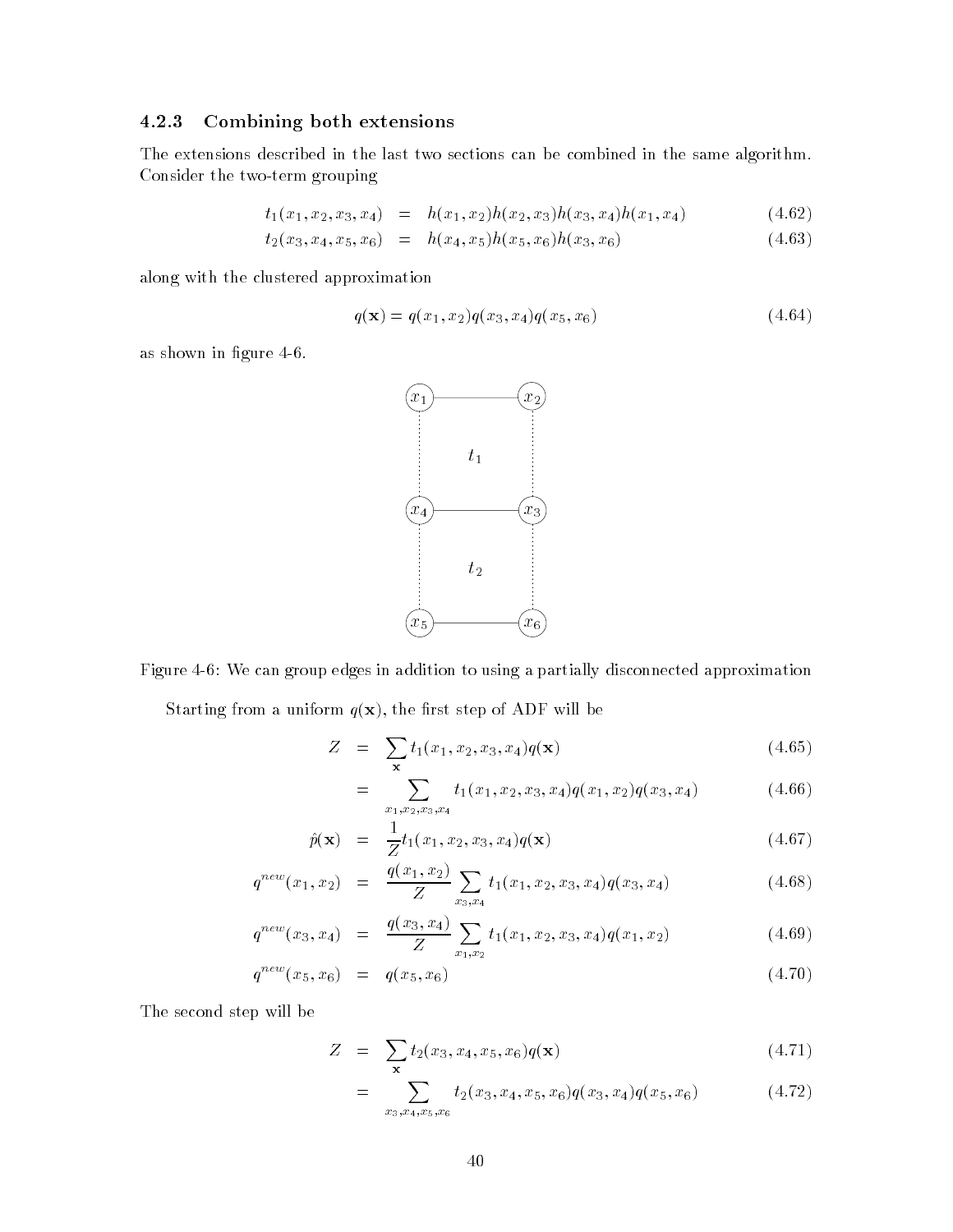### 4.2.3 Combining both extensions

The extensions described in the last two sections can be combined in the same algorithm. Consider the two-term grouping

$$t_1(x_1, x_2, x_3, x_4) = h(x_1, x_2)h(x_2, x_3)h(x_3, x_4)h(x_1, x_4) \quad (4.62)$$

$$t_2(x_3, x_4, x_5, x_6) = h(x_4, x_5)h(x_5, x_6)h(x_3, x_6) \quad (4.63)$$

along with the clustered approximation

$$q(\mathbf{x}) = q(x_1, x_2)q(x_3, x_4)q(x_5, x_6) \quad (4.64)$$

as shown in figure 4-6.

Figure 4-6: We can group edges in addition to using a partially disconnected approximation

Starting from a uniform $q(\mathbf{x})$, the first step of ADF will be

$$Z = \sum_{\mathbf{x}} t_1(x_1, x_2, x_3, x_4)q(\mathbf{x}) \quad (4.65)$$

$$= \sum_{x_1, x_2, x_3, x_4} t_1(x_1, x_2, x_3, x_4)q(x_1, x_2)q(x_3, x_4) \quad (4.66)$$

$$\hat{p}(\mathbf{x}) = \frac{1}{Z} t_1(x_1, x_2, x_3, x_4)q(\mathbf{x}) \quad (4.67)$$

$$q^{new}(x_1, x_2) = \frac{q(x_1, x_2)}{Z} \sum_{x_3, x_4} t_1(x_1, x_2, x_3, x_4)q(x_3, x_4) \quad (4.68)$$

$$q^{new}(x_3, x_4) = \frac{q(x_3, x_4)}{Z} \sum_{x_1, x_2} t_1(x_1, x_2, x_3, x_4)q(x_1, x_2) \quad (4.69)$$

$$q^{new}(x_5, x_6) = q(x_5, x_6) \quad (4.70)$$

The second step will be

$$Z = \sum_{\mathbf{x}} t_2(x_3, x_4, x_5, x_6)q(\mathbf{x}) \quad (4.71)$$

$$= \sum_{x_3, x_4, x_5, x_6} t_2(x_3, x_4, x_5, x_6)q(x_3, x_4)q(x_5, x_6) \quad (4.72)$$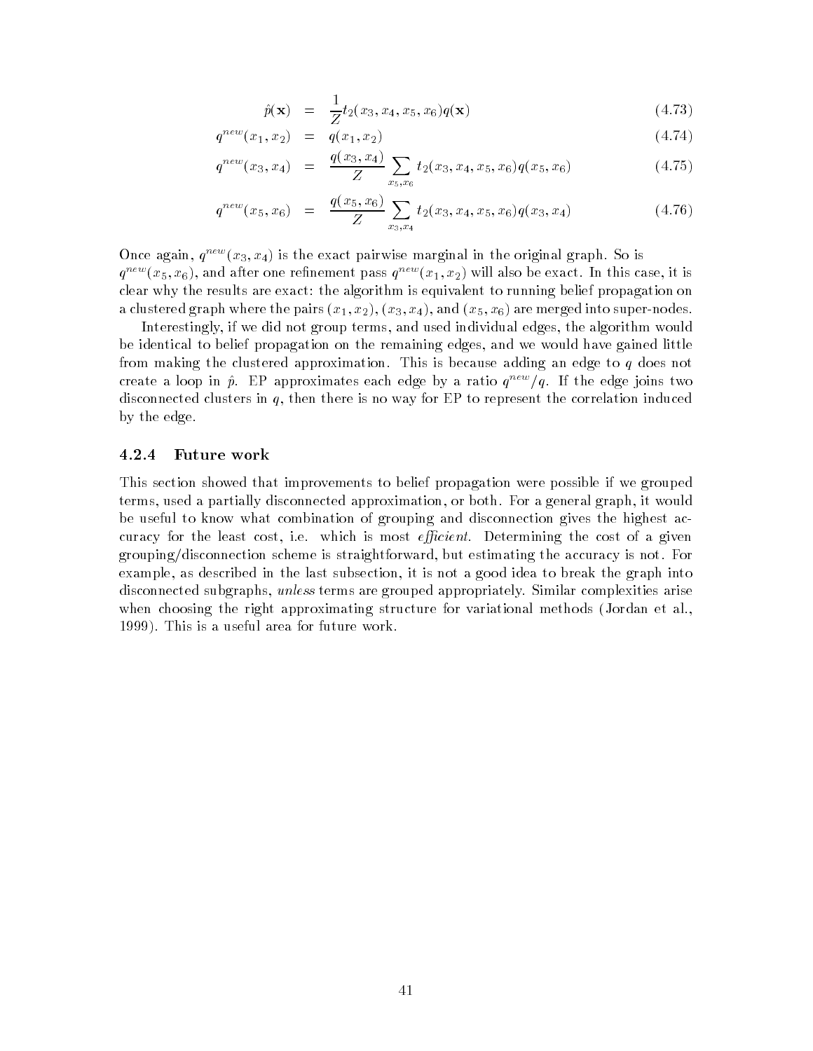$$\hat{p}(\mathbf{x}) = \frac{1}{Z} t_2(x_3, x_4, x_5, x_6) q(\mathbf{x}) \tag{4.73}$$

$$q^{new}(x_1, x_2) = q(x_1, x_2) \tag{4.74}$$

$$q^{new}(x_3, x_4) = \frac{q(x_3, x_4)}{Z} \sum_{x_5, x_6} t_2(x_3, x_4, x_5, x_6) q(x_5, x_6) \tag{4.75}$$

$$q^{new}(x_5, x_6) = \frac{q(x_5, x_6)}{Z} \sum_{x_3, x_4} t_2(x_3, x_4, x_5, x_6) q(x_3, x_4) \tag{4.76}$$

Once again, $q^{new}(x_3, x_4)$ is the exact pairwise marginal in the original graph. So is $q^{new}(x_5, x_6)$, and after one refinement pass $q^{new}(x_1, x_2)$ will also be exact. In this case, it is clear why the results are exact: the algorithm is equivalent to running belief propagation on a clustered graph where the pairs $(x_1, x_2)$, $(x_3, x_4)$, and $(x_5, x_6)$ are merged into super-nodes.

Interestingly, if we did not group terms, and used individual edges, the algorithm would be identical to belief propagation on the remaining edges, and we would have gained little from making the clustered approximation. This is because adding an edge to $q$ does not create a loop in $\hat{p}$. EP approximates each edge by a ratio $q^{new}/q$. If the edge joins two disconnected clusters in $q$, then there is no way for EP to represent the correlation induced by the edge.

### 4.2.4 Future work

This section showed that improvements to belief propagation were possible if we grouped terms, used a partially disconnected approximation, or both. For a general graph, it would be useful to know what combination of grouping and disconnection gives the highest accuracy for the least cost, i.e. which is most *efficient*. Determining the cost of a given grouping/disconnection scheme is straightforward, but estimating the accuracy is not. For example, as described in the last subsection, it is not a good idea to break the graph into disconnected subgraphs, *unless* terms are grouped appropriately. Similar complexities arise when choosing the right approximating structure for variational methods (Jordan et al., 1999). This is a useful area for future work.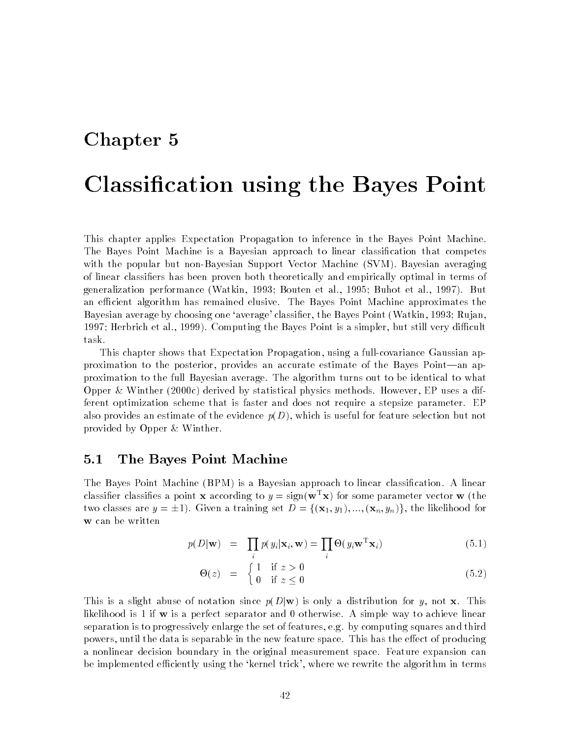# Chapter 5

# Classification using the Bayes Point

This chapter applies Expectation Propagation to inference in the Bayes Point Machine. The Bayes Point Machine is a Bayesian approach to linear classification that competes with the popular but non-Bayesian Support Vector Machine (SVM). Bayesian averaging of linear classifiers has been proven both theoretically and empirically optimal in terms of generalization performance (Watkin, 1993; Bouten et al., 1995; Buhot et al., 1997). But an efficient algorithm has remained elusive. The Bayes Point Machine approximates the Bayesian average by choosing one 'average' classifier, the Bayes Point (Watkin, 1993; Rujan, 1997; Herbrich et al., 1999). Computing the Bayes Point is a simpler, but still very difficult task.

This chapter shows that Expectation Propagation, using a full-covariance Gaussian approximation to the posterior, provides an accurate estimate of the Bayes Point—an approximation to the full Bayesian average. The algorithm turns out to be identical to what Opper & Winther (2000c) derived by statistical physics methods. However, EP uses a different optimization scheme that is faster and does not require a stepsize parameter. EP also provides an estimate of the evidence $p(D)$, which is useful for feature selection but not provided by Opper & Winther.

## 5.1 The Bayes Point Machine

The Bayes Point Machine (BPM) is a Bayesian approach to linear classification. A linear classifier classifies a point $\mathbf{x}$ according to $y = \text{sign}(\mathbf{w}^{\mathrm{T}}\mathbf{x})$ for some parameter vector $\mathbf{w}$ (the two classes are $y = \pm 1$). Given a training set $D = \{(\mathbf{x}_1, y_1), ..., (\mathbf{x}_n, y_n)\}$, the likelihood for $\mathbf{w}$ can be written

$$p(D|\mathbf{w}) = \prod_i p(y_i|\mathbf{x}_i, \mathbf{w}) = \prod_i \Theta(y_i \mathbf{w}^{\mathrm{T}}\mathbf{x}_i) \tag{5.1}$$

$$\Theta(z) = \begin{cases} 1 & \text{if } z > 0 \\ 0 & \text{if } z \leq 0 \end{cases} \tag{5.2}$$

This is a slight abuse of notation since $p(D|\mathbf{w})$ is only a distribution for $y$, not $\mathbf{x}$. This likelihood is 1 if $\mathbf{w}$ is a perfect separator and 0 otherwise. A simple way to achieve linear separation is to progressively enlarge the set of features, e.g. by computing squares and third powers, until the data is separable in the new feature space. This has the effect of producing a nonlinear decision boundary in the original measurement space. Feature expansion can be implemented efficiently using the 'kernel trick', where we rewrite the algorithm in terms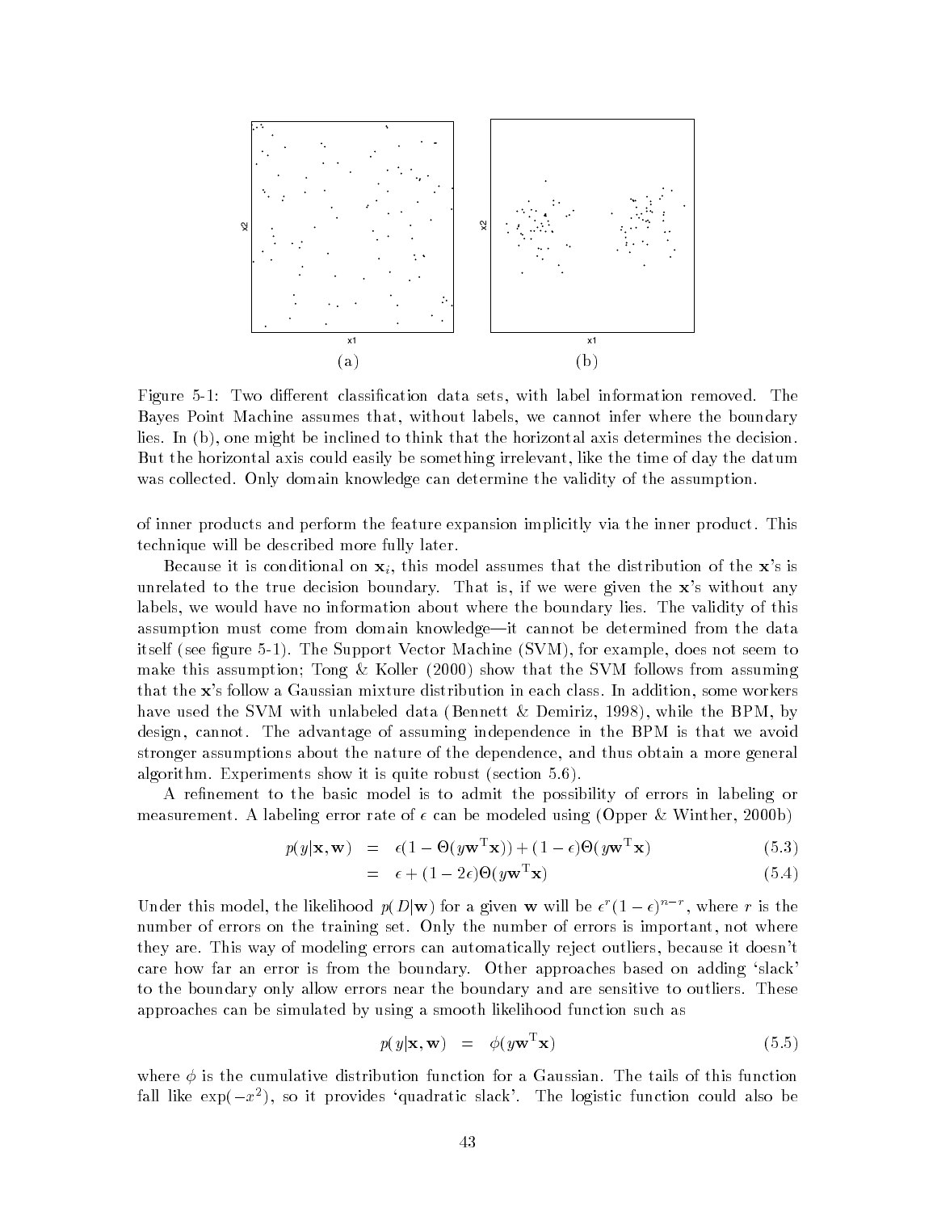Figure 5-1: Two different classification data sets, with label information removed. The Bayes Point Machine assumes that, without labels, we cannot infer where the boundary lies. In (b), one might be inclined to think that the horizontal axis determines the decision. But the horizontal axis could easily be something irrelevant, like the time of day the datum was collected. Only domain knowledge can determine the validity of the assumption.

of inner products and perform the feature expansion implicitly via the inner product. This technique will be described more fully later.

Because it is conditional on $\mathbf{x}_i$, this model assumes that the distribution of the $\mathbf{x}$'s is unrelated to the true decision boundary. That is, if we were given the $\mathbf{x}$'s without any labels, we would have no information about where the boundary lies. The validity of this assumption must come from domain knowledge—it cannot be determined from the data itself (see figure 5-1). The Support Vector Machine (SVM), for example, does not seem to make this assumption; Tong & Koller (2000) show that the SVM follows from assuming that the $\mathbf{x}$'s follow a Gaussian mixture distribution in each class. In addition, some workers have used the SVM with unlabeled data (Bennett & Demiriz, 1998), while the BPM, by design, cannot. The advantage of assuming independence in the BPM is that we avoid stronger assumptions about the nature of the dependence, and thus obtain a more general algorithm. Experiments show it is quite robust (section 5.6).

A refinement to the basic model is to admit the possibility of errors in labeling or measurement. A labeling error rate of $\epsilon$ can be modeled using (Opper & Winther, 2000b)

$$
\begin{aligned}
p(y|\mathbf{x}, \mathbf{w}) &= \epsilon(1 - \Theta(y\mathbf{w}^{\mathrm{T}}\mathbf{x})) + (1-\epsilon)\Theta(y\mathbf{w}^{\mathrm{T}}\mathbf{x}) \qquad (5.3)\\
&= \epsilon + (1-2\epsilon)\Theta(y\mathbf{w}^{\mathrm{T}}\mathbf{x}) \qquad (5.4)
\end{aligned}
$$

Under this model, the likelihood $p(D|\mathbf{w})$ for a given $\mathbf{w}$ will be $\epsilon^r(1-\epsilon)^{n-r}$, where $r$ is the number of errors on the training set. Only the number of errors is important, not where they are. This way of modeling errors can automatically reject outliers, because it doesn't care how far an error is from the boundary. Other approaches based on adding 'slack' to the boundary only allow errors near the boundary and are sensitive to outliers. These approaches can be simulated by using a smooth likelihood function such as

$$
p(y|\mathbf{x}, \mathbf{w}) = \phi(y\mathbf{w}^{\mathrm{T}}\mathbf{x}) \qquad (5.5)
$$

where $\phi$ is the cumulative distribution function for a Gaussian. The tails of this function fall like $\exp(-x^2)$, so it provides 'quadratic slack'. The logistic function could also be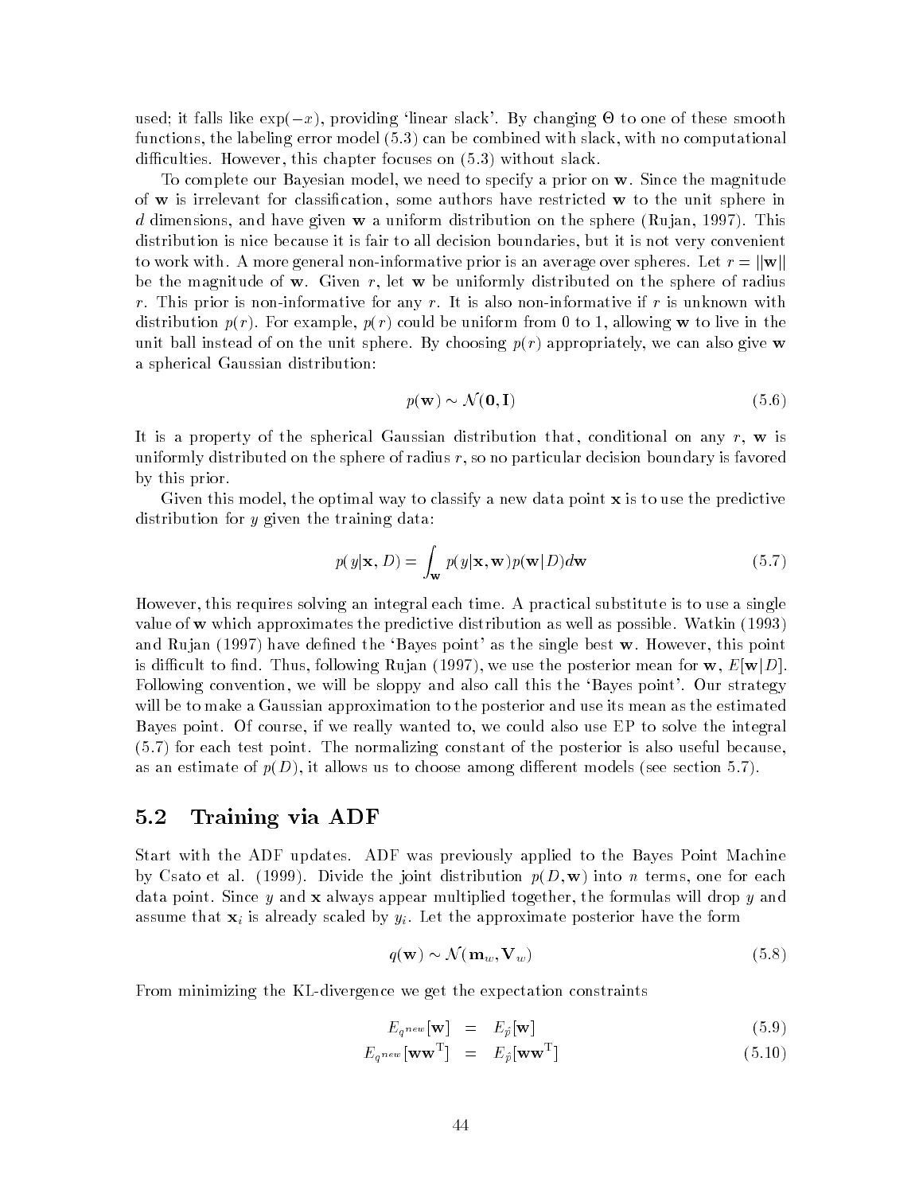used; it falls like $\exp(-x)$, providing 'linear slack'. By changing $\Theta$ to one of these smooth functions, the labeling error model (5.3) can be combined with slack, with no computational difficulties. However, this chapter focuses on (5.3) without slack.

To complete our Bayesian model, we need to specify a prior on $\mathbf{w}$. Since the magnitude of $\mathbf{w}$ is irrelevant for classification, some authors have restricted $\mathbf{w}$ to the unit sphere in $d$ dimensions, and have given $\mathbf{w}$ a uniform distribution on the sphere (Rujan, 1997). This distribution is nice because it is fair to all decision boundaries, but it is not very convenient to work with. A more general non-informative prior is an average over spheres. Let $r = ||\mathbf{w}||$ be the magnitude of $\mathbf{w}$. Given $r$, let $\mathbf{w}$ be uniformly distributed on the sphere of radius $r$. This prior is non-informative for any $r$. It is also non-informative if $r$ is unknown with distribution $p(r)$. For example, $p(r)$ could be uniform from 0 to 1, allowing $\mathbf{w}$ to live in the unit ball instead of on the unit sphere. By choosing $p(r)$ appropriately, we can also give $\mathbf{w}$ a spherical Gaussian distribution:

$$p(\mathbf{w}) \sim \mathcal{N}(\mathbf{0}, \mathbf{I}) \tag{5.6}$$

It is a property of the spherical Gaussian distribution that, conditional on any $r$, $\mathbf{w}$ is uniformly distributed on the sphere of radius $r$, so no particular decision boundary is favored by this prior.

Given this model, the optimal way to classify a new data point $\mathbf{x}$ is to use the predictive distribution for $y$ given the training data:

$$p(y|\mathbf{x}, D) = \int_{\mathbf{w}} p(y|\mathbf{x}, \mathbf{w})p(\mathbf{w}|D)d\mathbf{w} \tag{5.7}$$

However, this requires solving an integral each time. A practical substitute is to use a single value of $\mathbf{w}$ which approximates the predictive distribution as well as possible. Watkin (1993) and Rujan (1997) have defined the 'Bayes point' as the single best $\mathbf{w}$. However, this point is difficult to find. Thus, following Rujan (1997), we use the posterior mean for $\mathbf{w}$, $E[\mathbf{w}|D]$. Following convention, we will be sloppy and also call this the 'Bayes point'. Our strategy will be to make a Gaussian approximation to the posterior and use its mean as the estimated Bayes point. Of course, if we really wanted to, we could also use EP to solve the integral (5.7) for each test point. The normalizing constant of the posterior is also useful because, as an estimate of $p(D)$, it allows us to choose among different models (see section 5.7).

## 5.2 Training via ADF

Start with the ADF updates. ADF was previously applied to the Bayes Point Machine by Csato et al. (1999). Divide the joint distribution $p(D, \mathbf{w})$ into $n$ terms, one for each data point. Since $y$ and $\mathbf{x}$ always appear multiplied together, the formulas will drop $y$ and assume that $\mathbf{x}_i$ is already scaled by $y_i$. Let the approximate posterior have the form

$$q(\mathbf{w}) \sim \mathcal{N}(\mathbf{m}_w, \mathbf{V}_w) \tag{5.8}$$

From minimizing the KL-divergence we get the expectation constraints

$$E_{q^{new}}[\mathbf{w}] = E_{\hat{p}}[\mathbf{w}] \tag{5.9}$$

$$E_{q^{new}}[\mathbf{w}\mathbf{w}^{\mathrm{T}}] = E_{\hat{p}}[\mathbf{w}\mathbf{w}^{\mathrm{T}}] \tag{5.10}$$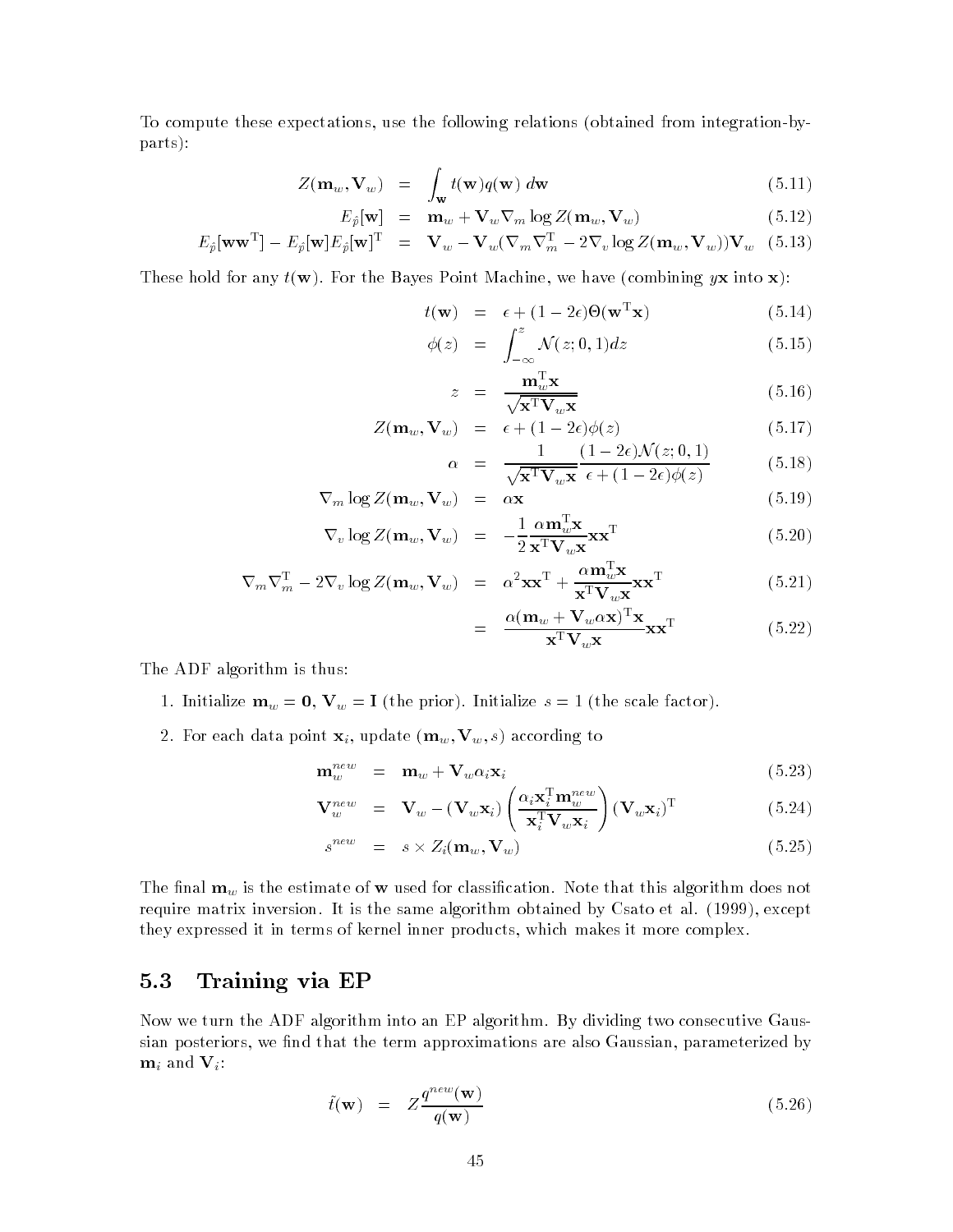To compute these expectations, use the following relations (obtained from integration-by-parts):

$$Z(\mathbf{m}_w, \mathbf{V}_w) = \int_{\mathbf{w}} t(\mathbf{w}) q(\mathbf{w})\, d\mathbf{w} \tag{5.11}$$

$$E_{\hat{p}}[\mathbf{w}] = \mathbf{m}_w + \mathbf{V}_w \nabla_m \log Z(\mathbf{m}_w, \mathbf{V}_w) \tag{5.12}$$

$$E_{\hat{p}}[\mathbf{w}\mathbf{w}^{\mathrm{T}}] - E_{\hat{p}}[\mathbf{w}] E_{\hat{p}}[\mathbf{w}]^{\mathrm{T}} = \mathbf{V}_w - \mathbf{V}_w(\nabla_m \nabla_m^{\mathrm{T}} - 2\nabla_v \log Z(\mathbf{m}_w, \mathbf{V}_w))\mathbf{V}_w \tag{5.13}$$

These hold for any $t(\mathbf{w})$. For the Bayes Point Machine, we have (combining $y\mathbf{x}$ into $\mathbf{x}$):

$$t(\mathbf{w}) = \epsilon + (1 - 2\epsilon)\Theta(\mathbf{w}^{\mathrm{T}}\mathbf{x}) \tag{5.14}$$

$$\phi(z) = \int_{-\infty}^{z} \mathcal{N}(z; 0, 1) dz \tag{5.15}$$

$$z = \frac{\mathbf{m}_w^{\mathrm{T}}\mathbf{x}}{\sqrt{\mathbf{x}^{\mathrm{T}}\mathbf{V}_w\mathbf{x}}} \tag{5.16}$$

$$Z(\mathbf{m}_w, \mathbf{V}_w) = \epsilon + (1 - 2\epsilon)\phi(z) \tag{5.17}$$

$$\alpha = \frac{1}{\sqrt{\mathbf{x}^{\mathrm{T}}\mathbf{V}_w\mathbf{x}}} \frac{(1 - 2\epsilon)\mathcal{N}(z; 0, 1)}{\epsilon + (1 - 2\epsilon)\phi(z)} \tag{5.18}$$

$$\nabla_m \log Z(\mathbf{m}_w, \mathbf{V}_w) = \alpha\mathbf{x} \tag{5.19}$$

$$\nabla_v \log Z(\mathbf{m}_w, \mathbf{V}_w) = -\frac{1}{2}\frac{\alpha\mathbf{m}_w^{\mathrm{T}}\mathbf{x}}{\mathbf{x}^{\mathrm{T}}\mathbf{V}_w\mathbf{x}}\mathbf{x}\mathbf{x}^{\mathrm{T}} \tag{5.20}$$

$$\nabla_m \nabla_m^{\mathrm{T}} - 2\nabla_v \log Z(\mathbf{m}_w, \mathbf{V}_w) = \alpha^2\mathbf{x}\mathbf{x}^{\mathrm{T}} + \frac{\alpha\mathbf{m}_w^{\mathrm{T}}\mathbf{x}}{\mathbf{x}^{\mathrm{T}}\mathbf{V}_w\mathbf{x}}\mathbf{x}\mathbf{x}^{\mathrm{T}} \tag{5.21}$$

$$= \frac{\alpha(\mathbf{m}_w + \mathbf{V}_w\alpha\mathbf{x})^{\mathrm{T}}\mathbf{x}}{\mathbf{x}^{\mathrm{T}}\mathbf{V}_w\mathbf{x}}\mathbf{x}\mathbf{x}^{\mathrm{T}} \tag{5.22}$$

The ADF algorithm is thus:

1. Initialize $\mathbf{m}_w = \mathbf{0}$, $\mathbf{V}_w = \mathbf{I}$ (the prior). Initialize $s = 1$ (the scale factor).

2. For each data point $\mathbf{x}_i$, update $(\mathbf{m}_w, \mathbf{V}_w, s)$ according to

$$\mathbf{m}_w^{new} = \mathbf{m}_w + \mathbf{V}_w\alpha_i\mathbf{x}_i \tag{5.23}$$

$$\mathbf{V}_w^{new} = \mathbf{V}_w - (\mathbf{V}_w\mathbf{x}_i)\left(\frac{\alpha_i\mathbf{x}_i^{\mathrm{T}}\mathbf{m}_w^{new}}{\mathbf{x}_i^{\mathrm{T}}\mathbf{V}_w\mathbf{x}_i}\right)(\mathbf{V}_w\mathbf{x}_i)^{\mathrm{T}} \tag{5.24}$$

$$s^{new} = s \times Z_i(\mathbf{m}_w, \mathbf{V}_w) \tag{5.25}$$

The final $\mathbf{m}_w$ is the estimate of $\mathbf{w}$ used for classification. Note that this algorithm does not require matrix inversion. It is the same algorithm obtained by Csato et al. (1999), except they expressed it in terms of kernel inner products, which makes it more complex.

## 5.3 Training via EP

Now we turn the ADF algorithm into an EP algorithm. By dividing two consecutive Gaussian posteriors, we find that the term approximations are also Gaussian, parameterized by $\mathbf{m}_i$ and $\mathbf{V}_i$:

$$\tilde{t}(\mathbf{w}) = Z\frac{q^{new}(\mathbf{w})}{q(\mathbf{w})} \tag{5.26}$$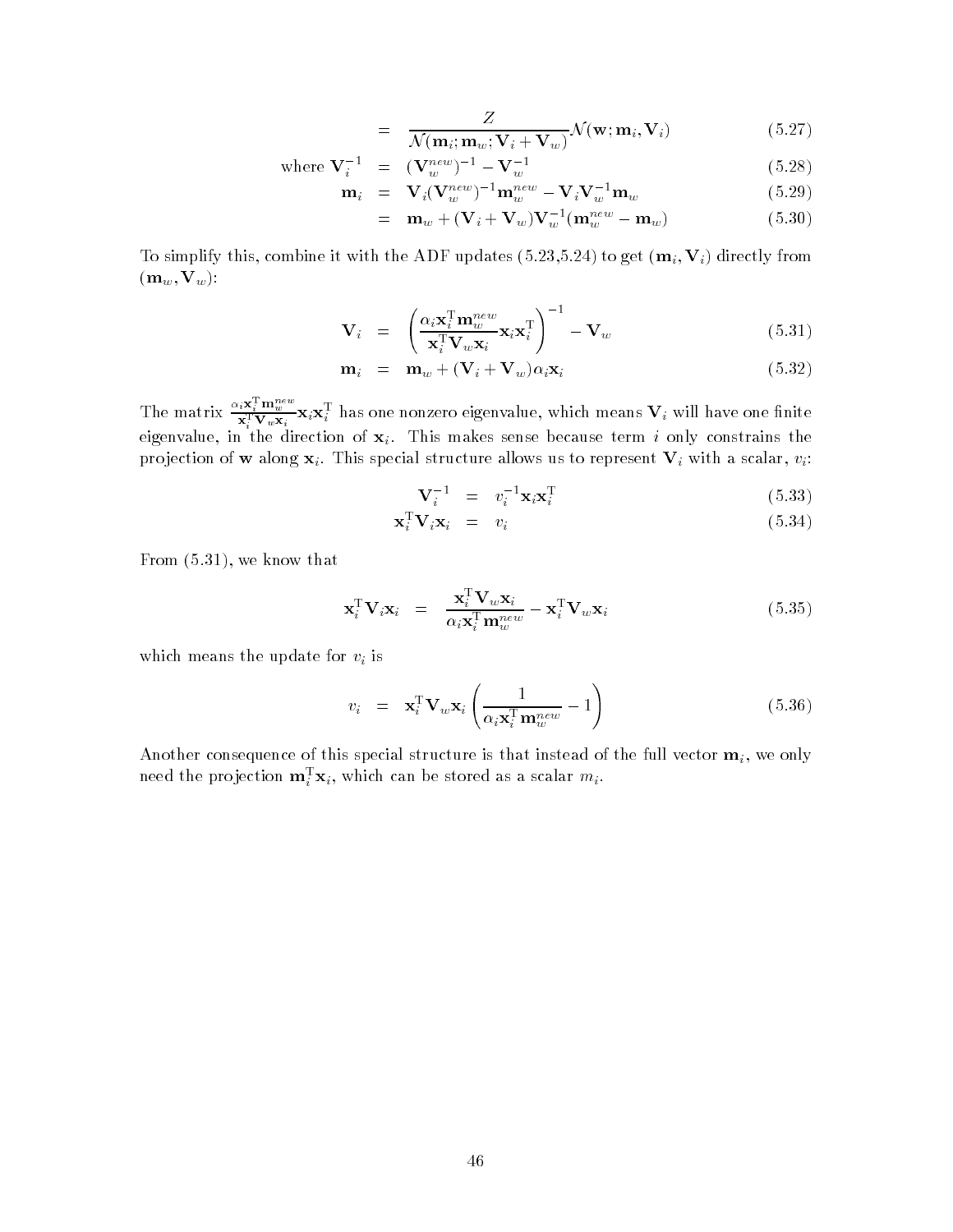$$= \frac{Z}{\mathcal{N}(\mathbf{m}_i; \mathbf{m}_w; \mathbf{V}_i + \mathbf{V}_w)} \mathcal{N}(\mathbf{w}; \mathbf{m}_i, \mathbf{V}_i) \tag{5.27}$$

$$\text{where } \mathbf{V}_i^{-1} = (\mathbf{V}_w^{new})^{-1} - \mathbf{V}_w^{-1} \tag{5.28}$$

$$\mathbf{m}_i = \mathbf{V}_i (\mathbf{V}_w^{new})^{-1} \mathbf{m}_w^{new} - \mathbf{V}_i \mathbf{V}_w^{-1} \mathbf{m}_w \tag{5.29}$$

$$= \mathbf{m}_w + (\mathbf{V}_i + \mathbf{V}_w) \mathbf{V}_w^{-1} (\mathbf{m}_w^{new} - \mathbf{m}_w) \tag{5.30}$$

To simplify this, combine it with the ADF updates (5.23,5.24) to get $(\mathbf{m}_i, \mathbf{V}_i)$ directly from $(\mathbf{m}_w, \mathbf{V}_w)$:

$$\mathbf{V}_i = \left( \frac{\alpha_i \mathbf{x}_i^{\mathrm{T}} \mathbf{m}_w^{new}}{\mathbf{x}_i^{\mathrm{T}} \mathbf{V}_w \mathbf{x}_i} \mathbf{x}_i \mathbf{x}_i^{\mathrm{T}} \right)^{-1} - \mathbf{V}_w \tag{5.31}$$

$$\mathbf{m}_i = \mathbf{m}_w + (\mathbf{V}_i + \mathbf{V}_w) \alpha_i \mathbf{x}_i \tag{5.32}$$

The matrix $\frac{\alpha_i \mathbf{x}_i^{\mathrm{T}} \mathbf{m}_w^{new}}{\mathbf{x}_i^{\mathrm{T}} \mathbf{V}_w \mathbf{x}_i} \mathbf{x}_i \mathbf{x}_i^{\mathrm{T}}$ has one nonzero eigenvalue, which means $\mathbf{V}_i$ will have one finite eigenvalue, in the direction of $\mathbf{x}_i$. This makes sense because term $i$ only constrains the projection of $\mathbf{w}$ along $\mathbf{x}_i$. This special structure allows us to represent $\mathbf{V}_i$ with a scalar, $v_i$:

$$\mathbf{V}_i^{-1} = v_i^{-1} \mathbf{x}_i \mathbf{x}_i^{\mathrm{T}} \tag{5.33}$$

$$\mathbf{x}_i^{\mathrm{T}} \mathbf{V}_i \mathbf{x}_i = v_i \tag{5.34}$$

From (5.31), we know that

$$\mathbf{x}_i^{\mathrm{T}} \mathbf{V}_i \mathbf{x}_i = \frac{\mathbf{x}_i^{\mathrm{T}} \mathbf{V}_w \mathbf{x}_i}{\alpha_i \mathbf{x}_i^{\mathrm{T}} \mathbf{m}_w^{new}} - \mathbf{x}_i^{\mathrm{T}} \mathbf{V}_w \mathbf{x}_i \tag{5.35}$$

which means the update for $v_i$ is

$$v_i = \mathbf{x}_i^{\mathrm{T}} \mathbf{V}_w \mathbf{x}_i \left( \frac{1}{\alpha_i \mathbf{x}_i^{\mathrm{T}} \mathbf{m}_w^{new}} - 1 \right) \tag{5.36}$$

Another consequence of this special structure is that instead of the full vector $\mathbf{m}_i$, we only need the projection $\mathbf{m}_i^{\mathrm{T}} \mathbf{x}_i$, which can be stored as a scalar $m_i$.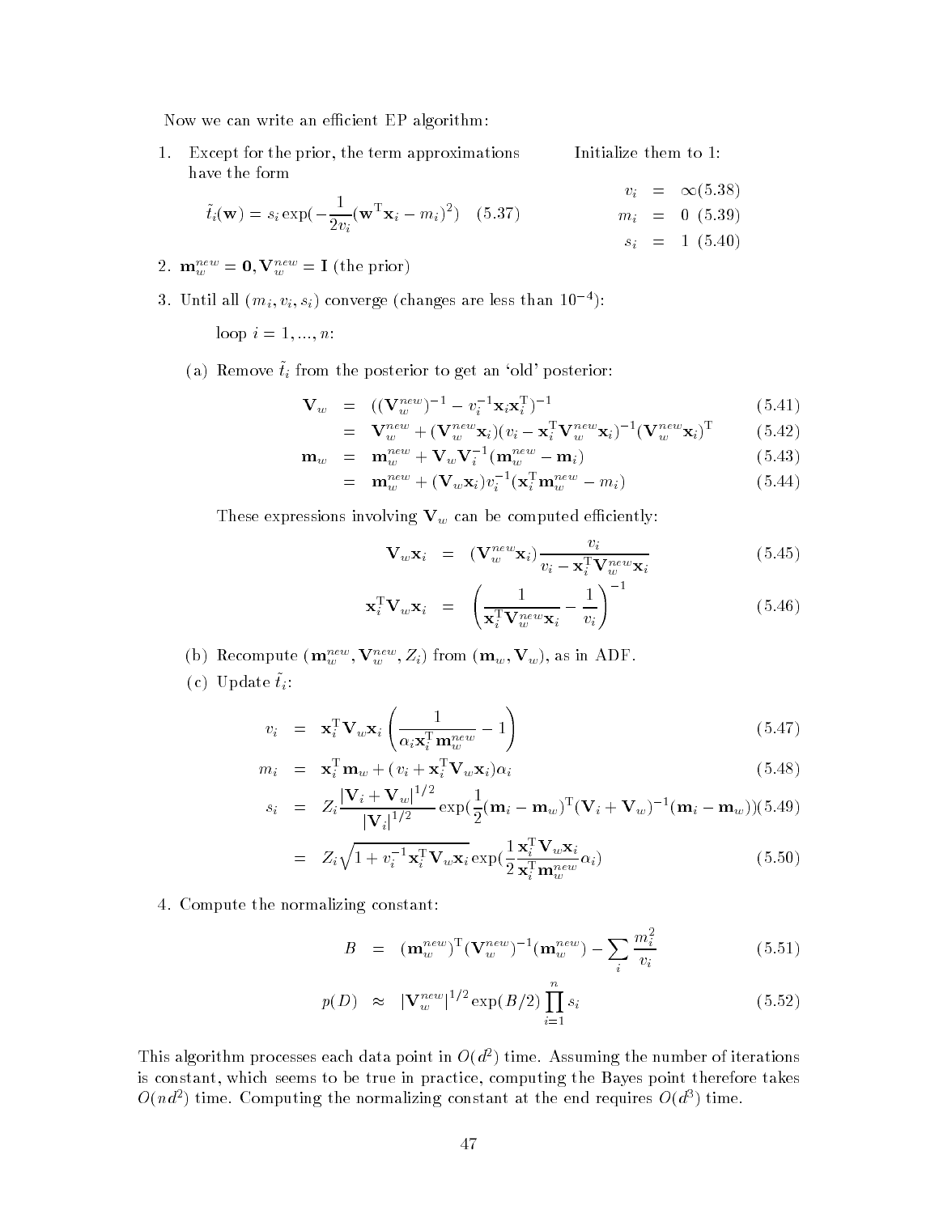Now we can write an efficient EP algorithm:

1. Except for the prior, the term approximations have the form

$$\tilde{t}_i(\mathbf{w}) = s_i \exp\left(-\frac{1}{2v_i}(\mathbf{w}^{\mathrm{T}}\mathbf{x}_i - m_i)^2\right) \quad (5.37)$$

   Initialize them to 1:

$$\begin{aligned} v_i &= \infty \quad (5.38) \\ m_i &= 0 \quad (5.39) \\ s_i &= 1 \quad (5.40) \end{aligned}$$

2. $\mathbf{m}_w^{new} = \mathbf{0}, \mathbf{V}_w^{new} = \mathbf{I}$ (the prior)

3. Until all $(m_i, v_i, s_i)$ converge (changes are less than $10^{-4}$):

   loop $i = 1, ..., n$:

   (a) Remove $\tilde{t}_i$ from the posterior to get an 'old' posterior:

$$\begin{aligned} \mathbf{V}_w &= ((\mathbf{V}_w^{new})^{-1} - v_i^{-1}\mathbf{x}_i\mathbf{x}_i^{\mathrm{T}})^{-1} && (5.41) \\ &= \mathbf{V}_w^{new} + (\mathbf{V}_w^{new}\mathbf{x}_i)(v_i - \mathbf{x}_i^{\mathrm{T}}\mathbf{V}_w^{new}\mathbf{x}_i)^{-1}(\mathbf{V}_w^{new}\mathbf{x}_i)^{\mathrm{T}} && (5.42) \\ \mathbf{m}_w &= \mathbf{m}_w^{new} + \mathbf{V}_w\mathbf{V}_i^{-1}(\mathbf{m}_w^{new} - \mathbf{m}_i) && (5.43) \\ &= \mathbf{m}_w^{new} + (\mathbf{V}_w\mathbf{x}_i)v_i^{-1}(\mathbf{x}_i^{\mathrm{T}}\mathbf{m}_w^{new} - m_i) && (5.44) \end{aligned}$$

   These expressions involving $\mathbf{V}_w$ can be computed efficiently:

$$\begin{aligned} \mathbf{V}_w\mathbf{x}_i &= (\mathbf{V}_w^{new}\mathbf{x}_i)\frac{v_i}{v_i - \mathbf{x}_i^{\mathrm{T}}\mathbf{V}_w^{new}\mathbf{x}_i} && (5.45) \\ \mathbf{x}_i^{\mathrm{T}}\mathbf{V}_w\mathbf{x}_i &= \left(\frac{1}{\mathbf{x}_i^{\mathrm{T}}\mathbf{V}_w^{new}\mathbf{x}_i} - \frac{1}{v_i}\right)^{-1} && (5.46) \end{aligned}$$

   (b) Recompute $(\mathbf{m}_w^{new}, \mathbf{V}_w^{new}, Z_i)$ from $(\mathbf{m}_w, \mathbf{V}_w)$, as in ADF.

   (c) Update $\tilde{t}_i$:

$$\begin{aligned} v_i &= \mathbf{x}_i^{\mathrm{T}}\mathbf{V}_w\mathbf{x}_i\left(\frac{1}{\alpha_i\mathbf{x}_i^{\mathrm{T}}\mathbf{m}_w^{new}} - 1\right) && (5.47) \\ m_i &= \mathbf{x}_i^{\mathrm{T}}\mathbf{m}_w + (v_i + \mathbf{x}_i^{\mathrm{T}}\mathbf{V}_w\mathbf{x}_i)\alpha_i && (5.48) \\ s_i &= Z_i\frac{|\mathbf{V}_i + \mathbf{V}_w|^{1/2}}{|\mathbf{V}_i|^{1/2}}\exp\left(\frac{1}{2}(\mathbf{m}_i - \mathbf{m}_w)^{\mathrm{T}}(\mathbf{V}_i + \mathbf{V}_w)^{-1}(\mathbf{m}_i - \mathbf{m}_w)\right) && (5.49) \\ &= Z_i\sqrt{1 + v_i^{-1}\mathbf{x}_i^{\mathrm{T}}\mathbf{V}_w\mathbf{x}_i}\exp\left(\frac{1}{2}\frac{\mathbf{x}_i^{\mathrm{T}}\mathbf{V}_w\mathbf{x}_i}{\mathbf{x}_i^{\mathrm{T}}\mathbf{m}_w^{new}}\alpha_i\right) && (5.50) \end{aligned}$$

4. Compute the normalizing constant:

$$\begin{aligned} B &= (\mathbf{m}_w^{new})^{\mathrm{T}}(\mathbf{V}_w^{new})^{-1}(\mathbf{m}_w^{new}) - \sum_i \frac{m_i^2}{v_i} && (5.51) \\ p(D) &\approx |\mathbf{V}_w^{new}|^{1/2}\exp(B/2)\prod_{i=1}^{n} s_i && (5.52) \end{aligned}$$

This algorithm processes each data point in $O(d^2)$ time. Assuming the number of iterations is constant, which seems to be true in practice, computing the Bayes point therefore takes $O(nd^2)$ time. Computing the normalizing constant at the end requires $O(d^3)$ time.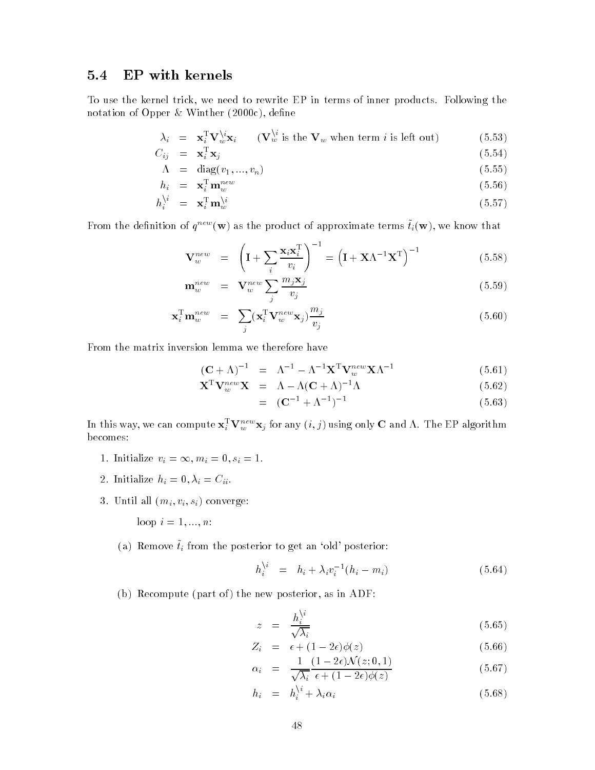## 5.4 EP with kernels

To use the kernel trick, we need to rewrite EP in terms of inner products. Following the notation of Opper & Winther (2000c), define

$$\lambda_i = \mathbf{x}_i^{\mathrm{T}} \mathbf{V}_w^{\setminus i} \mathbf{x}_i \qquad (\mathbf{V}_w^{\setminus i} \text{ is the } \mathbf{V}_w \text{ when term } i \text{ is left out}) \tag{5.53}$$

$$C_{ij} = \mathbf{x}_i^{\mathrm{T}} \mathbf{x}_j \tag{5.54}$$

$$\Lambda = \mathrm{diag}(v_1, ..., v_n) \tag{5.55}$$

$$h_i = \mathbf{x}_i^{\mathrm{T}} \mathbf{m}_w^{new} \tag{5.56}$$

$$h_i^{\setminus i} = \mathbf{x}_i^{\mathrm{T}} \mathbf{m}_w^{\setminus i} \tag{5.57}$$

From the definition of $q^{new}(\mathbf{w})$ as the product of approximate terms $\tilde{t}_i(\mathbf{w})$, we know that

$$\mathbf{V}_w^{new} = \left( \mathbf{I} + \sum_i \frac{\mathbf{x}_i \mathbf{x}_i^{\mathrm{T}}}{v_i} \right)^{-1} = \left( \mathbf{I} + \mathbf{X} \Lambda^{-1} \mathbf{X}^{\mathrm{T}} \right)^{-1} \tag{5.58}$$

$$\mathbf{m}_w^{new} = \mathbf{V}_w^{new} \sum_j \frac{m_j \mathbf{x}_j}{v_j} \tag{5.59}$$

$$\mathbf{x}_i^{\mathrm{T}} \mathbf{m}_w^{new} = \sum_j (\mathbf{x}_i^{\mathrm{T}} \mathbf{V}_w^{new} \mathbf{x}_j) \frac{m_j}{v_j} \tag{5.60}$$

From the matrix inversion lemma we therefore have

$$(\mathbf{C} + \Lambda)^{-1} = \Lambda^{-1} - \Lambda^{-1} \mathbf{X}^{\mathrm{T}} \mathbf{V}_w^{new} \mathbf{X} \Lambda^{-1} \tag{5.61}$$

$$\mathbf{X}^{\mathrm{T}} \mathbf{V}_w^{new} \mathbf{X} = \Lambda - \Lambda (\mathbf{C} + \Lambda)^{-1} \Lambda \tag{5.62}$$

$$= (\mathbf{C}^{-1} + \Lambda^{-1})^{-1} \tag{5.63}$$

In this way, we can compute $\mathbf{x}_i^{\mathrm{T}} \mathbf{V}_w^{new} \mathbf{x}_j$ for any $(i, j)$ using only $\mathbf{C}$ and $\Lambda$. The EP algorithm becomes:

1. Initialize $v_i = \infty, m_i = 0, s_i = 1$.
2. Initialize $h_i = 0, \lambda_i = C_{ii}$.
3. Until all $(m_i, v_i, s_i)$ converge:

   loop $i = 1, ..., n$:

   (a) Remove $\tilde{t}_i$ from the posterior to get an 'old' posterior:

   $$h_i^{\setminus i} = h_i + \lambda_i v_i^{-1} (h_i - m_i) \tag{5.64}$$

   (b) Recompute (part of) the new posterior, as in ADF:

   $$z = \frac{h_i^{\setminus i}}{\sqrt{\lambda_i}} \tag{5.65}$$

   $$Z_i = \epsilon + (1 - 2\epsilon) \phi(z) \tag{5.66}$$

   $$\alpha_i = \frac{1}{\sqrt{\lambda_i}} \frac{(1 - 2\epsilon) \mathcal{N}(z; 0, 1)}{\epsilon + (1 - 2\epsilon) \phi(z)} \tag{5.67}$$

   $$h_i = h_i^{\setminus i} + \lambda_i \alpha_i \tag{5.68}$$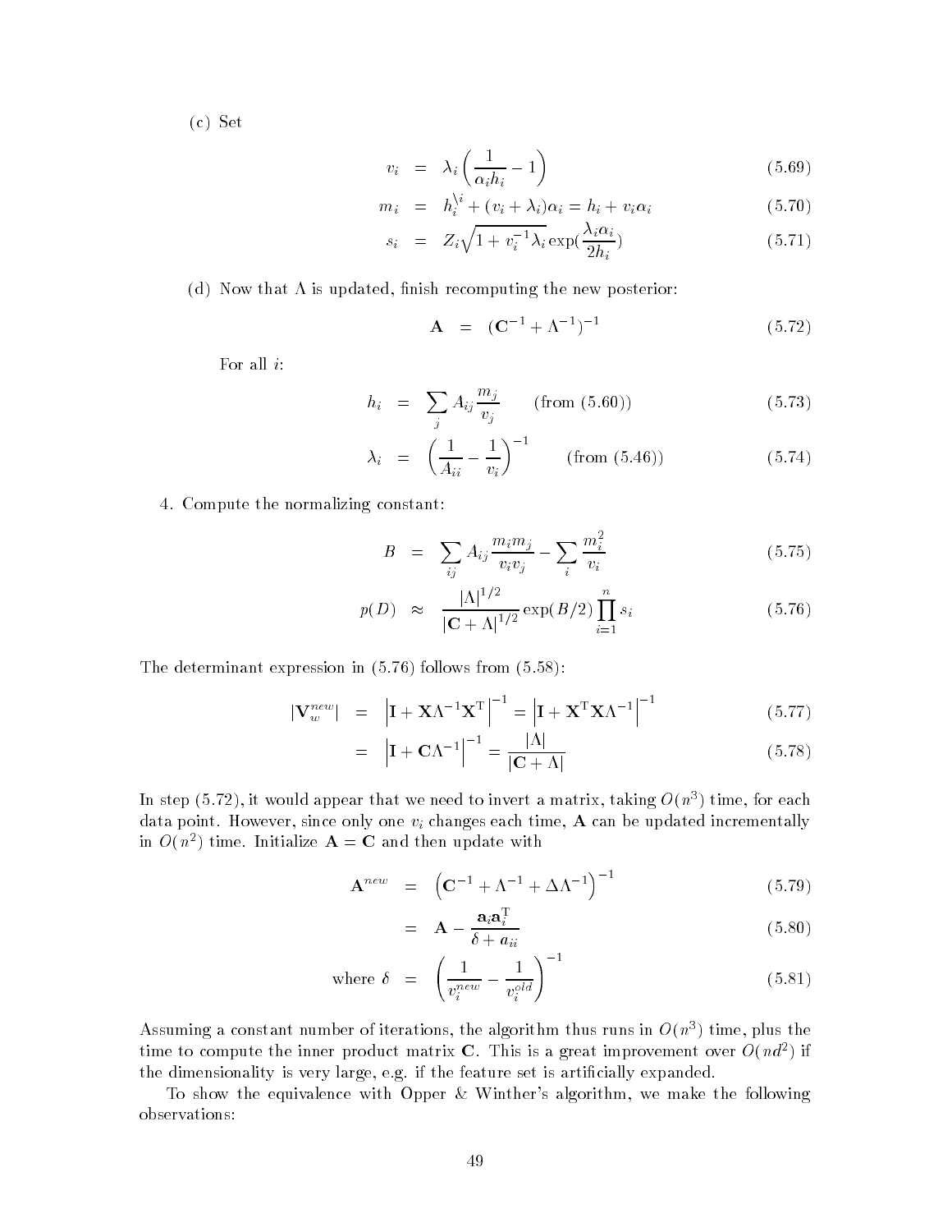(c) Set

$$v_i = \lambda_i \left( \frac{1}{\alpha_i h_i} - 1 \right) \tag{5.69}$$

$$m_i = h_i^{\setminus i} + (v_i + \lambda_i)\alpha_i = h_i + v_i \alpha_i \tag{5.70}$$

$$s_i = Z_i \sqrt{1 + v_i^{-1}\lambda_i} \exp\left(\frac{\lambda_i \alpha_i}{2h_i}\right) \tag{5.71}$$

(d) Now that $\Lambda$ is updated, finish recomputing the new posterior:

$$\mathbf{A} = (\mathbf{C}^{-1} + \Lambda^{-1})^{-1} \tag{5.72}$$

For all $i$:

$$h_i = \sum_j A_{ij} \frac{m_j}{v_j} \qquad \text{(from (5.60))} \tag{5.73}$$

$$\lambda_i = \left( \frac{1}{A_{ii}} - \frac{1}{v_i} \right)^{-1} \qquad \text{(from (5.46))} \tag{5.74}$$

4. Compute the normalizing constant:

$$B = \sum_{ij} A_{ij} \frac{m_i m_j}{v_i v_j} - \sum_i \frac{m_i^2}{v_i} \tag{5.75}$$

$$p(D) \approx \frac{|\Lambda|^{1/2}}{|\mathbf{C} + \Lambda|^{1/2}} \exp(B/2) \prod_{i=1}^{n} s_i \tag{5.76}$$

The determinant expression in (5.76) follows from (5.58):

$$|\mathbf{V}_w^{new}| = \left| \mathbf{I} + \mathbf{X}\Lambda^{-1}\mathbf{X}^{\mathrm{T}} \right|^{-1} = \left| \mathbf{I} + \mathbf{X}^{\mathrm{T}}\mathbf{X}\Lambda^{-1} \right|^{-1} \tag{5.77}$$

$$= \left| \mathbf{I} + \mathbf{C}\Lambda^{-1} \right|^{-1} = \frac{|\Lambda|}{|\mathbf{C} + \Lambda|} \tag{5.78}$$

In step (5.72), it would appear that we need to invert a matrix, taking $O(n^3)$ time, for each data point. However, since only one $v_i$ changes each time, $\mathbf{A}$ can be updated incrementally in $O(n^2)$ time. Initialize $\mathbf{A} = \mathbf{C}$ and then update with

$$\mathbf{A}^{new} = \left( \mathbf{C}^{-1} + \Lambda^{-1} + \Delta\Lambda^{-1} \right)^{-1} \tag{5.79}$$

$$= \mathbf{A} - \frac{\mathbf{a}_i \mathbf{a}_i^{\mathrm{T}}}{\delta + a_{ii}} \tag{5.80}$$

$$\text{where } \delta = \left( \frac{1}{v_i^{new}} - \frac{1}{v_i^{old}} \right)^{-1} \tag{5.81}$$

Assuming a constant number of iterations, the algorithm thus runs in $O(n^3)$ time, plus the time to compute the inner product matrix $\mathbf{C}$. This is a great improvement over $O(nd^2)$ if the dimensionality is very large, e.g. if the feature set is artificially expanded.

To show the equivalence with Opper & Winther's algorithm, we make the following observations: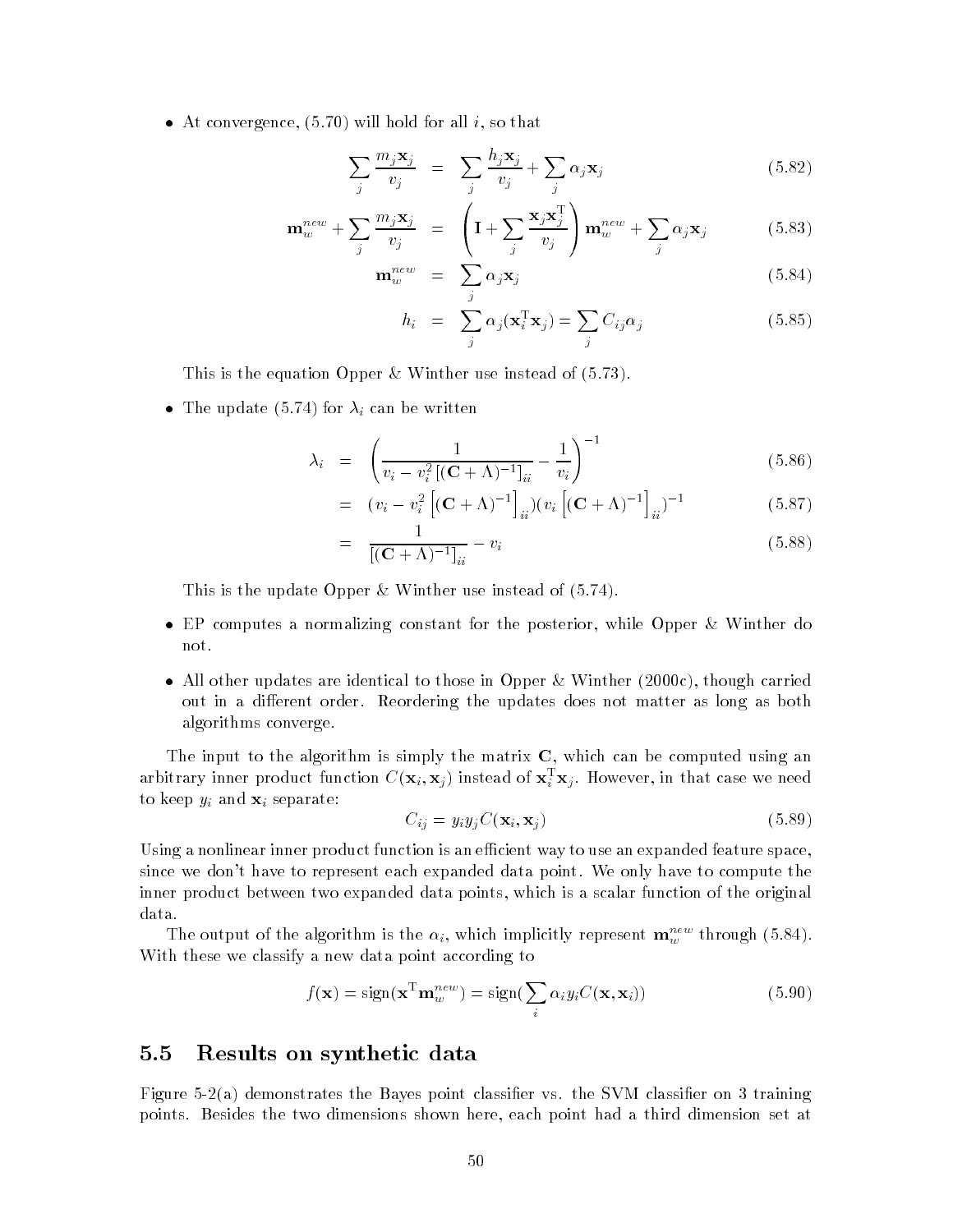- At convergence, (5.70) will hold for all $i$, so that

$$\sum_j \frac{m_j \mathbf{x}_j}{v_j} = \sum_j \frac{h_j \mathbf{x}_j}{v_j} + \sum_j \alpha_j \mathbf{x}_j \tag{5.82}$$

$$\mathbf{m}_w^{new} + \sum_j \frac{m_j \mathbf{x}_j}{v_j} = \left( \mathbf{I} + \sum_j \frac{\mathbf{x}_j \mathbf{x}_j^{\mathrm{T}}}{v_j} \right) \mathbf{m}_w^{new} + \sum_j \alpha_j \mathbf{x}_j \tag{5.83}$$

$$\mathbf{m}_w^{new} = \sum_j \alpha_j \mathbf{x}_j \tag{5.84}$$

$$h_i = \sum_j \alpha_j (\mathbf{x}_i^{\mathrm{T}} \mathbf{x}_j) = \sum_j C_{ij} \alpha_j \tag{5.85}$$

  This is the equation Opper & Winther use instead of (5.73).

- The update (5.74) for $\lambda_i$ can be written

$$\lambda_i = \left( \frac{1}{v_i - v_i^2 \left[ (\mathbf{C} + \Lambda)^{-1} \right]_{ii}} - \frac{1}{v_i} \right)^{-1} \tag{5.86}$$

$$= (v_i - v_i^2 \left[ (\mathbf{C} + \Lambda)^{-1} \right]_{ii})(v_i \left[ (\mathbf{C} + \Lambda)^{-1} \right]_{ii})^{-1} \tag{5.87}$$

$$= \frac{1}{\left[ (\mathbf{C} + \Lambda)^{-1} \right]_{ii}} - v_i \tag{5.88}$$

  This is the update Opper & Winther use instead of (5.74).

- EP computes a normalizing constant for the posterior, while Opper & Winther do not.

- All other updates are identical to those in Opper & Winther (2000c), though carried out in a different order. Reordering the updates does not matter as long as both algorithms converge.

The input to the algorithm is simply the matrix $\mathbf{C}$, which can be computed using an arbitrary inner product function $C(\mathbf{x}_i, \mathbf{x}_j)$ instead of $\mathbf{x}_i^{\mathrm{T}} \mathbf{x}_j$. However, in that case we need to keep $y_i$ and $\mathbf{x}_i$ separate:

$$C_{ij} = y_i y_j C(\mathbf{x}_i, \mathbf{x}_j) \tag{5.89}$$

Using a nonlinear inner product function is an efficient way to use an expanded feature space, since we don't have to represent each expanded data point. We only have to compute the inner product between two expanded data points, which is a scalar function of the original data.

The output of the algorithm is the $\alpha_i$, which implicitly represent $\mathbf{m}_w^{new}$ through (5.84). With these we classify a new data point according to

$$f(\mathbf{x}) = \mathrm{sign}(\mathbf{x}^{\mathrm{T}} \mathbf{m}_w^{new}) = \mathrm{sign}(\sum_i \alpha_i y_i C(\mathbf{x}, \mathbf{x}_i)) \tag{5.90}$$

## 5.5 Results on synthetic data

Figure 5-2(a) demonstrates the Bayes point classifier vs. the SVM classifier on 3 training points. Besides the two dimensions shown here, each point had a third dimension set at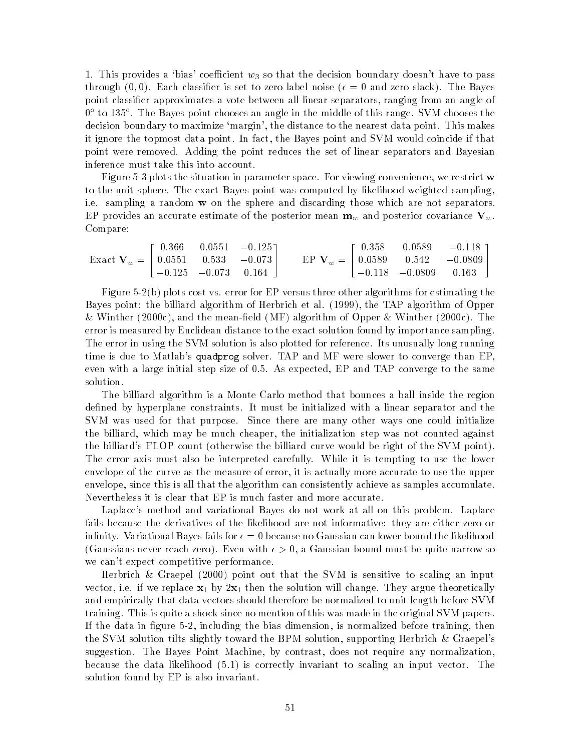1. This provides a 'bias' coefficient $w_3$ so that the decision boundary doesn't have to pass through $(0, 0)$. Each classifier is set to zero label noise ($\epsilon = 0$ and zero slack). The Bayes point classifier approximates a vote between all linear separators, ranging from an angle of $0°$ to $135°$. The Bayes point chooses an angle in the middle of this range. SVM chooses the decision boundary to maximize 'margin', the distance to the nearest data point. This makes it ignore the topmost data point. In fact, the Bayes point and SVM would coincide if that point were removed. Adding the point reduces the set of linear separators and Bayesian inference must take this into account.

Figure 5-3 plots the situation in parameter space. For viewing convenience, we restrict $\mathbf{w}$ to the unit sphere. The exact Bayes point was computed by likelihood-weighted sampling, i.e. sampling a random $\mathbf{w}$ on the sphere and discarding those which are not separators. EP provides an accurate estimate of the posterior mean $\mathbf{m}_w$ and posterior covariance $\mathbf{V}_w$. Compare:

$$\text{Exact } \mathbf{V}_w = \begin{bmatrix} 0.366 & 0.0551 & -0.125 \\ 0.0551 & 0.533 & -0.073 \\ -0.125 & -0.073 & 0.164 \end{bmatrix} \qquad \text{EP } \mathbf{V}_w = \begin{bmatrix} 0.358 & 0.0589 & -0.118 \\ 0.0589 & 0.542 & -0.0809 \\ -0.118 & -0.0809 & 0.163 \end{bmatrix}$$

Figure 5-2(b) plots cost vs. error for EP versus three other algorithms for estimating the Bayes point: the billiard algorithm of Herbrich et al. (1999), the TAP algorithm of Opper & Winther (2000c), and the mean-field (MF) algorithm of Opper & Winther (2000c). The error is measured by Euclidean distance to the exact solution found by importance sampling. The error in using the SVM solution is also plotted for reference. Its unusually long running time is due to Matlab's `quadprog` solver. TAP and MF were slower to converge than EP, even with a large initial step size of 0.5. As expected, EP and TAP converge to the same solution.

The billiard algorithm is a Monte Carlo method that bounces a ball inside the region defined by hyperplane constraints. It must be initialized with a linear separator and the SVM was used for that purpose. Since there are many other ways one could initialize the billiard, which may be much cheaper, the initialization step was not counted against the billiard's FLOP count (otherwise the billiard curve would be right of the SVM point). The error axis must also be interpreted carefully. While it is tempting to use the lower envelope of the curve as the measure of error, it is actually more accurate to use the upper envelope, since this is all that the algorithm can consistently achieve as samples accumulate. Nevertheless it is clear that EP is much faster and more accurate.

Laplace's method and variational Bayes do not work at all on this problem. Laplace fails because the derivatives of the likelihood are not informative: they are either zero or infinity. Variational Bayes fails for $\epsilon = 0$ because no Gaussian can lower bound the likelihood (Gaussians never reach zero). Even with $\epsilon > 0$, a Gaussian bound must be quite narrow so we can't expect competitive performance.

Herbrich & Graepel (2000) point out that the SVM is sensitive to scaling an input vector, i.e. if we replace $\mathbf{x}_1$ by $2\mathbf{x}_1$ then the solution will change. They argue theoretically and empirically that data vectors should therefore be normalized to unit length before SVM training. This is quite a shock since no mention of this was made in the original SVM papers. If the data in figure 5-2, including the bias dimension, is normalized before training, then the SVM solution tilts slightly toward the BPM solution, supporting Herbrich & Graepel's suggestion. The Bayes Point Machine, by contrast, does not require any normalization, because the data likelihood (5.1) is correctly invariant to scaling an input vector. The solution found by EP is also invariant.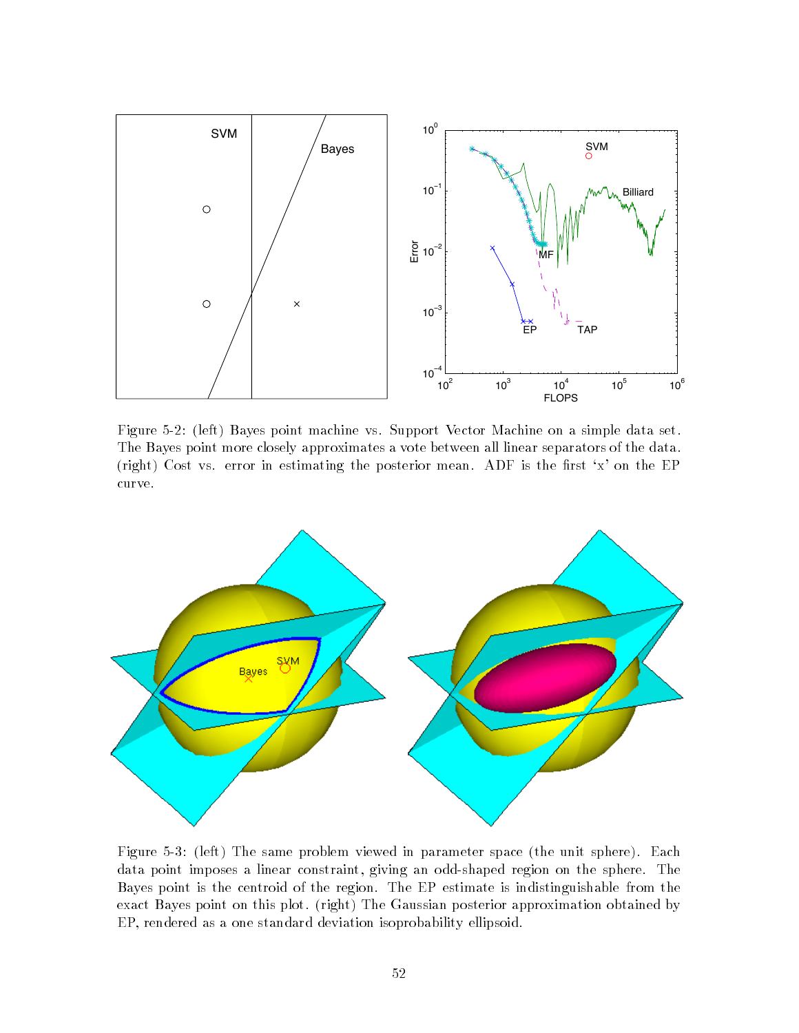Figure 5-2: (left) Bayes point machine vs. Support Vector Machine on a simple data set. The Bayes point more closely approximates a vote between all linear separators of the data. (right) Cost vs. error in estimating the posterior mean. ADF is the first 'x' on the EP curve.

Figure 5-3: (left) The same problem viewed in parameter space (the unit sphere). Each data point imposes a linear constraint, giving an odd-shaped region on the sphere. The Bayes point is the centroid of the region. The EP estimate is indistinguishable from the exact Bayes point on this plot. (right) The Gaussian posterior approximation obtained by EP, rendered as a one standard deviation isoprobability ellipsoid.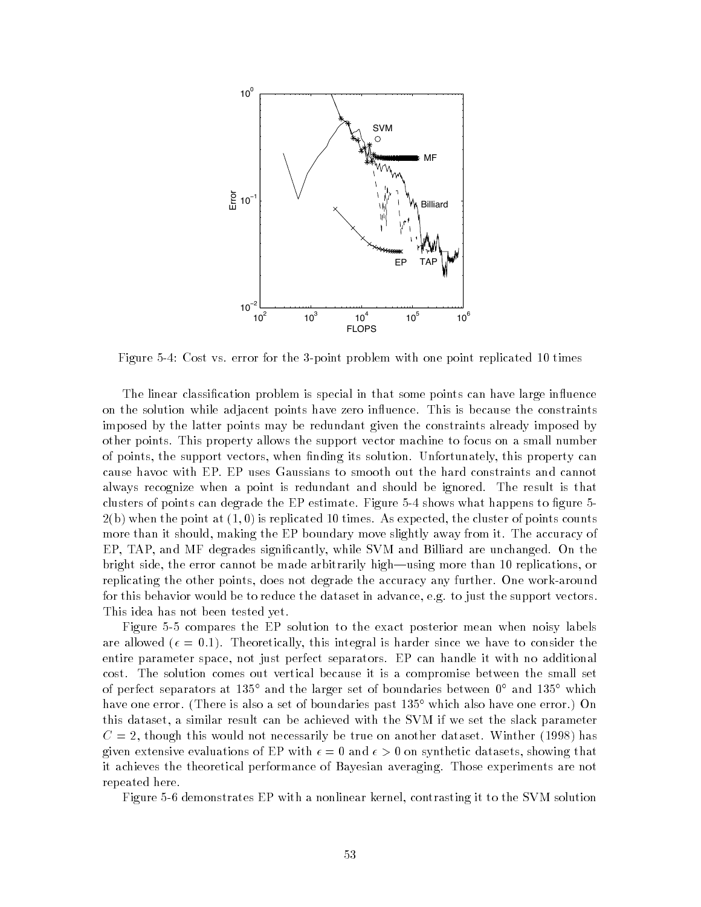Figure 5-4: Cost vs. error for the 3-point problem with one point replicated 10 times

The linear classification problem is special in that some points can have large influence on the solution while adjacent points have zero influence. This is because the constraints imposed by the latter points may be redundant given the constraints already imposed by other points. This property allows the support vector machine to focus on a small number of points, the support vectors, when finding its solution. Unfortunately, this property can cause havoc with EP. EP uses Gaussians to smooth out the hard constraints and cannot always recognize when a point is redundant and should be ignored. The result is that clusters of points can degrade the EP estimate. Figure 5-4 shows what happens to figure 5-2(b) when the point at $(1, 0)$ is replicated 10 times. As expected, the cluster of points counts more than it should, making the EP boundary move slightly away from it. The accuracy of EP, TAP, and MF degrades significantly, while SVM and Billiard are unchanged. On the bright side, the error cannot be made arbitrarily high—using more than 10 replications, or replicating the other points, does not degrade the accuracy any further. One work-around for this behavior would be to reduce the dataset in advance, e.g. to just the support vectors. This idea has not been tested yet.

Figure 5-5 compares the EP solution to the exact posterior mean when noisy labels are allowed ($\epsilon = 0.1$). Theoretically, this integral is harder since we have to consider the entire parameter space, not just perfect separators. EP can handle it with no additional cost. The solution comes out vertical because it is a compromise between the small set of perfect separators at $135°$ and the larger set of boundaries between $0°$ and $135°$ which have one error. (There is also a set of boundaries past $135°$ which also have one error.) On this dataset, a similar result can be achieved with the SVM if we set the slack parameter $C = 2$, though this would not necessarily be true on another dataset. Winther (1998) has given extensive evaluations of EP with $\epsilon = 0$ and $\epsilon > 0$ on synthetic datasets, showing that it achieves the theoretical performance of Bayesian averaging. Those experiments are not repeated here.

Figure 5-6 demonstrates EP with a nonlinear kernel, contrasting it to the SVM solution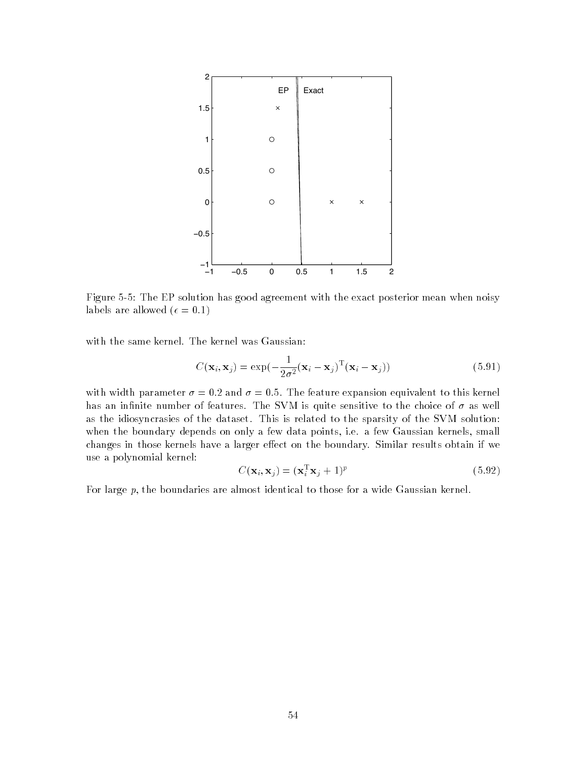Figure 5-5: The EP solution has good agreement with the exact posterior mean when noisy labels are allowed ($\epsilon = 0.1$)

with the same kernel. The kernel was Gaussian:

$$C(\mathbf{x}_i, \mathbf{x}_j) = \exp(-\frac{1}{2\sigma^2}(\mathbf{x}_i - \mathbf{x}_j)^{\mathrm{T}}(\mathbf{x}_i - \mathbf{x}_j)) \tag{5.91}$$

with width parameter $\sigma = 0.2$ and $\sigma = 0.5$. The feature expansion equivalent to this kernel has an infinite number of features. The SVM is quite sensitive to the choice of $\sigma$ as well as the idiosyncrasies of the dataset. This is related to the sparsity of the SVM solution: when the boundary depends on only a few data points, i.e. a few Gaussian kernels, small changes in those kernels have a larger effect on the boundary. Similar results obtain if we use a polynomial kernel:

$$C(\mathbf{x}_i, \mathbf{x}_j) = (\mathbf{x}_i^{\mathrm{T}}\mathbf{x}_j + 1)^p \tag{5.92}$$

For large $p$, the boundaries are almost identical to those for a wide Gaussian kernel.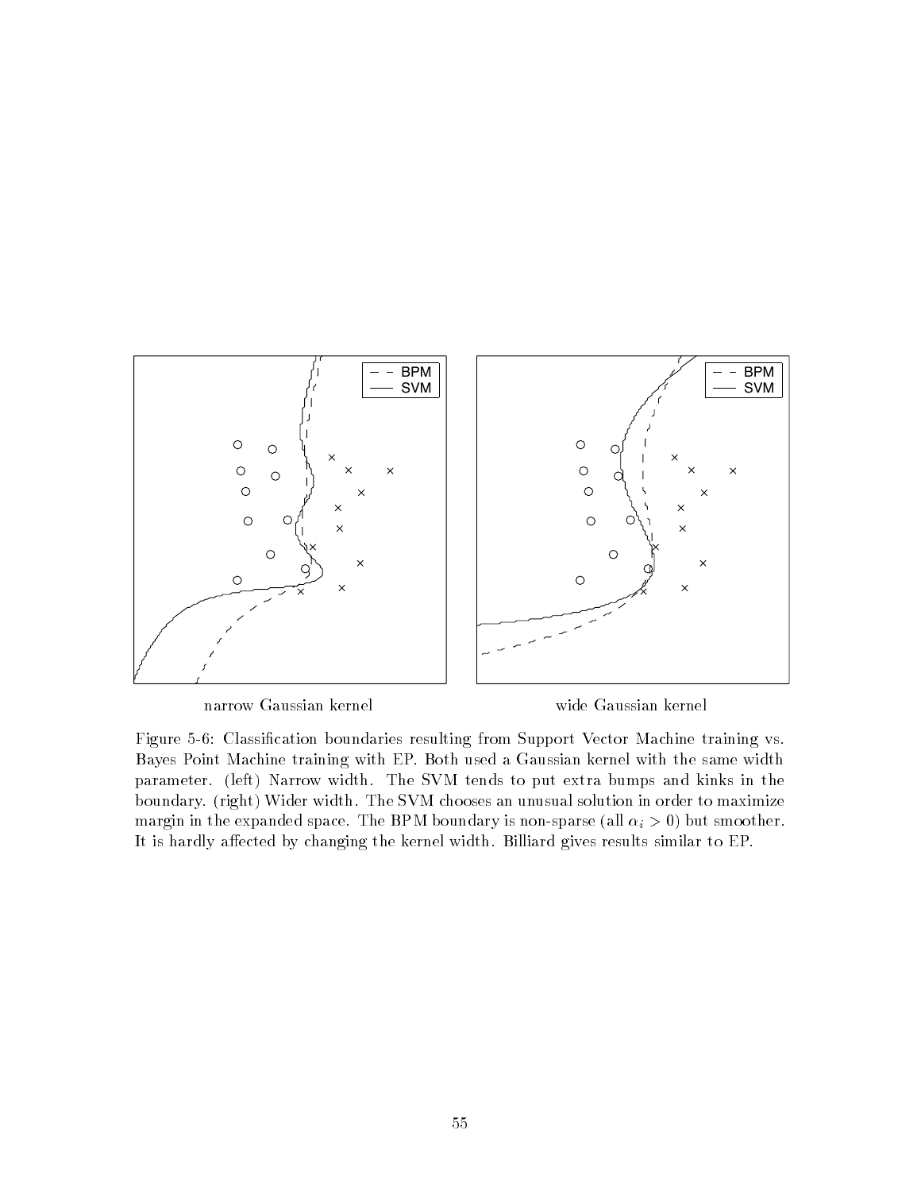narrow Gaussian kernel

wide Gaussian kernel

Figure 5-6: Classification boundaries resulting from Support Vector Machine training vs. Bayes Point Machine training with EP. Both used a Gaussian kernel with the same width parameter. (left) Narrow width. The SVM tends to put extra bumps and kinks in the boundary. (right) Wider width. The SVM chooses an unusual solution in order to maximize margin in the expanded space. The BPM boundary is non-sparse (all $\alpha_i > 0$) but smoother. It is hardly affected by changing the kernel width. Billiard gives results similar to EP.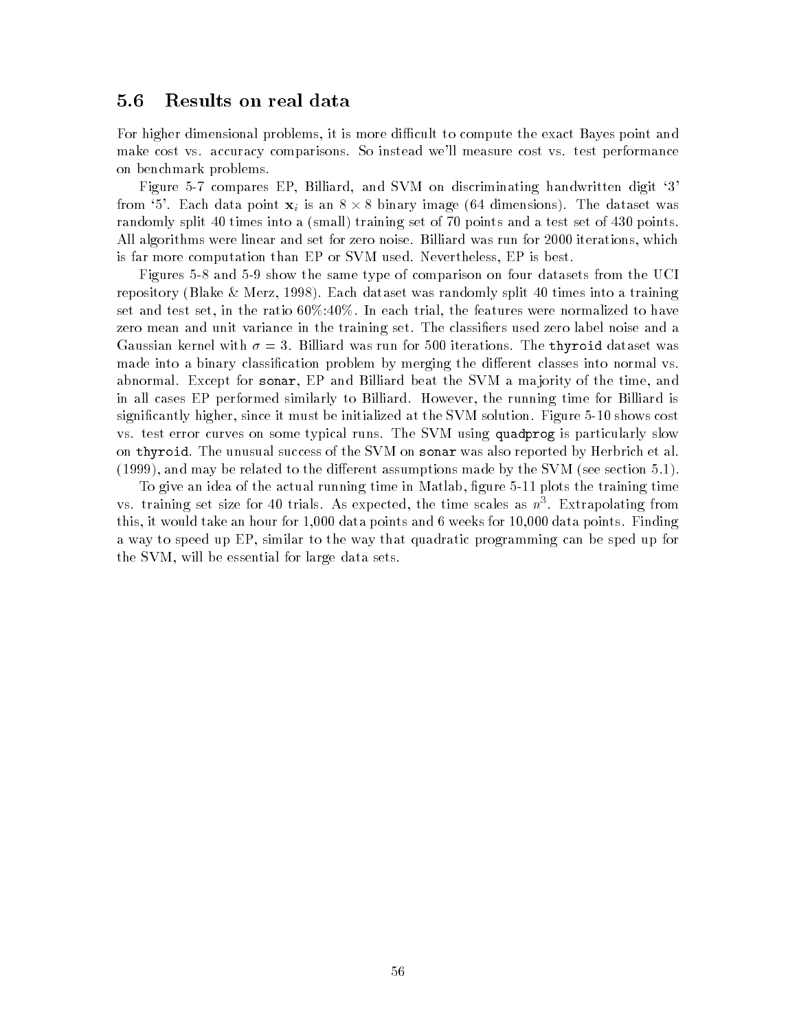## 5.6 Results on real data

For higher dimensional problems, it is more difficult to compute the exact Bayes point and make cost vs. accuracy comparisons. So instead we'll measure cost vs. test performance on benchmark problems.

Figure 5-7 compares EP, Billiard, and SVM on discriminating handwritten digit '3' from '5'. Each data point $\mathbf{x}_i$ is an $8 \times 8$ binary image (64 dimensions). The dataset was randomly split 40 times into a (small) training set of 70 points and a test set of 430 points. All algorithms were linear and set for zero noise. Billiard was run for 2000 iterations, which is far more computation than EP or SVM used. Nevertheless, EP is best.

Figures 5-8 and 5-9 show the same type of comparison on four datasets from the UCI repository (Blake & Merz, 1998). Each dataset was randomly split 40 times into a training set and test set, in the ratio 60%:40%. In each trial, the features were normalized to have zero mean and unit variance in the training set. The classifiers used zero label noise and a Gaussian kernel with $\sigma = 3$. Billiard was run for 500 iterations. The `thyroid` dataset was made into a binary classification problem by merging the different classes into normal vs. abnormal. Except for `sonar`, EP and Billiard beat the SVM a majority of the time, and in all cases EP performed similarly to Billiard. However, the running time for Billiard is significantly higher, since it must be initialized at the SVM solution. Figure 5-10 shows cost vs. test error curves on some typical runs. The SVM using `quadprog` is particularly slow on `thyroid`. The unusual success of the SVM on `sonar` was also reported by Herbrich et al. (1999), and may be related to the different assumptions made by the SVM (see section 5.1).

To give an idea of the actual running time in Matlab, figure 5-11 plots the training time vs. training set size for 40 trials. As expected, the time scales as $n^3$. Extrapolating from this, it would take an hour for 1,000 data points and 6 weeks for 10,000 data points. Finding a way to speed up EP, similar to the way that quadratic programming can be sped up for the SVM, will be essential for large data sets.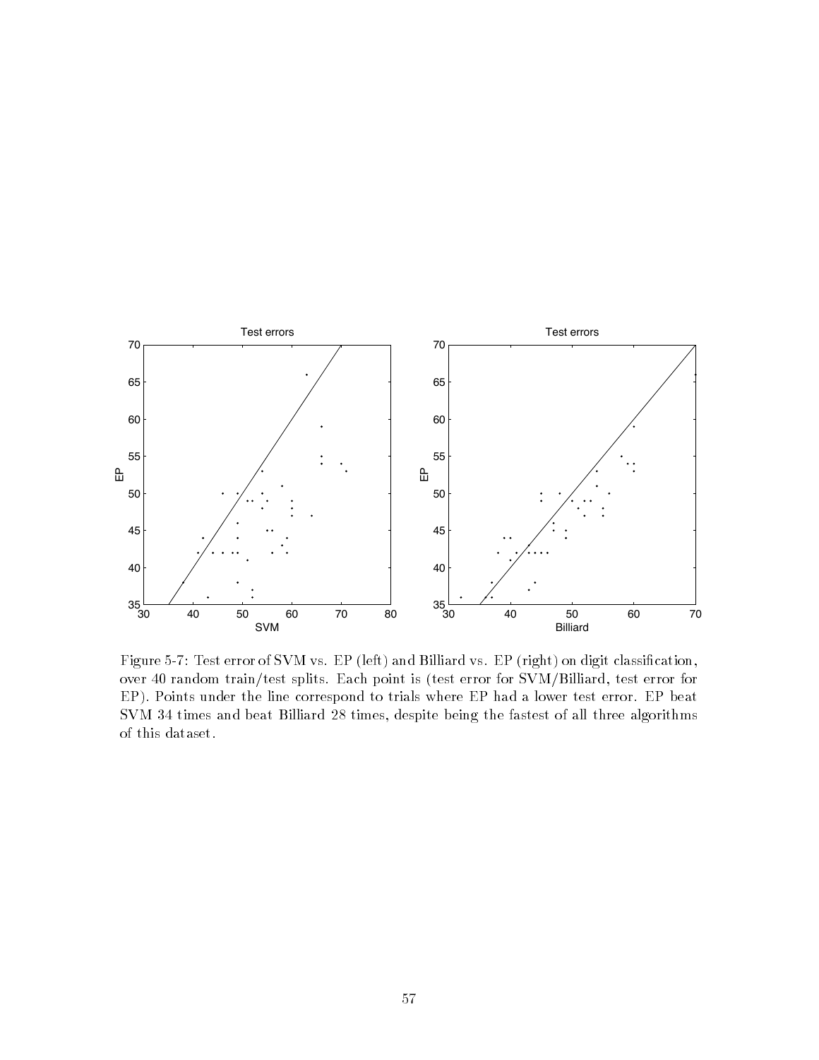Figure 5-7: Test error of SVM vs. EP (left) and Billiard vs. EP (right) on digit classification, over 40 random train/test splits. Each point is (test error for SVM/Billiard, test error for EP). Points under the line correspond to trials where EP had a lower test error. EP beat SVM 34 times and beat Billiard 28 times, despite being the fastest of all three algorithms of this dataset.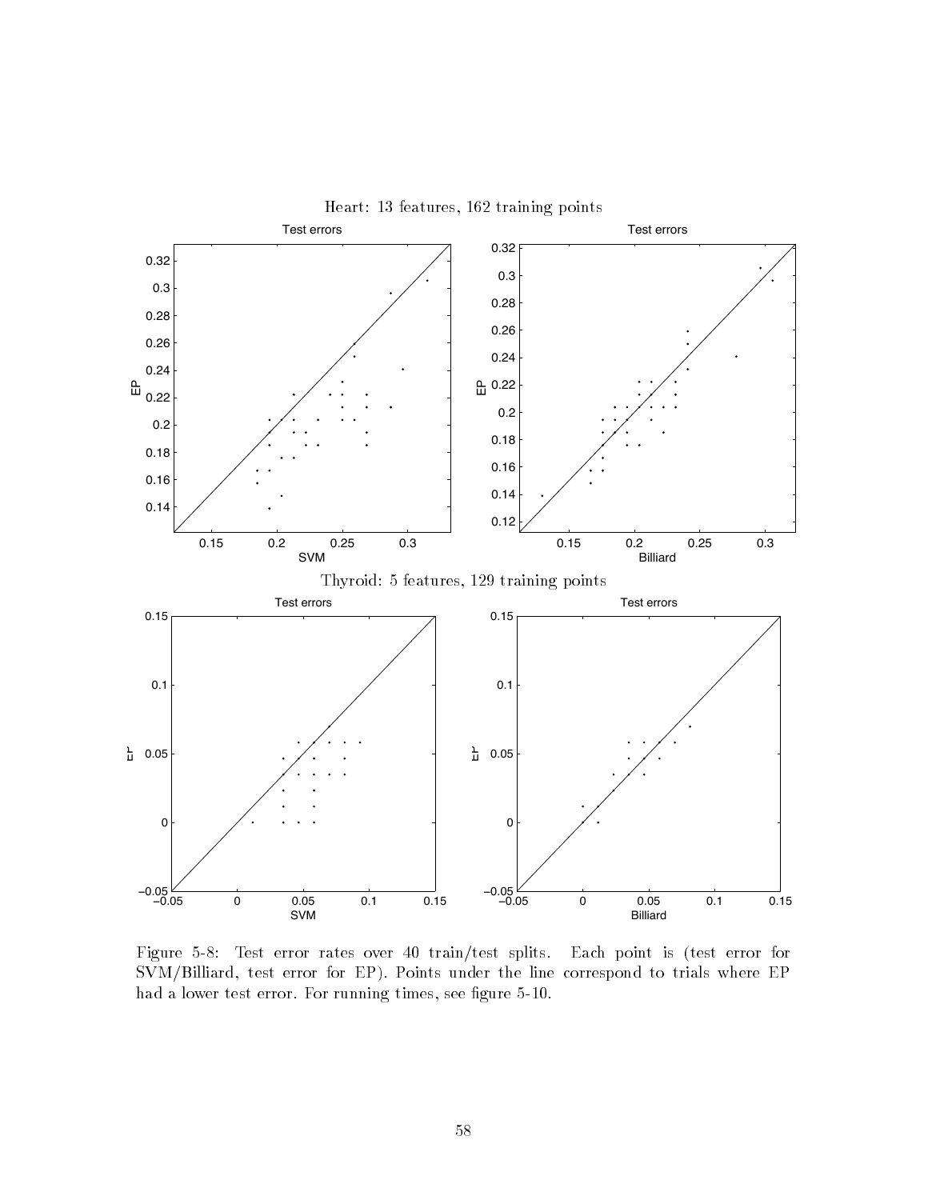Heart: 13 features, 162 training points

Thyroid: 5 features, 129 training points

Figure 5-8: Test error rates over 40 train/test splits. Each point is (test error for SVM/Billiard, test error for EP). Points under the line correspond to trials where EP had a lower test error. For running times, see figure 5-10.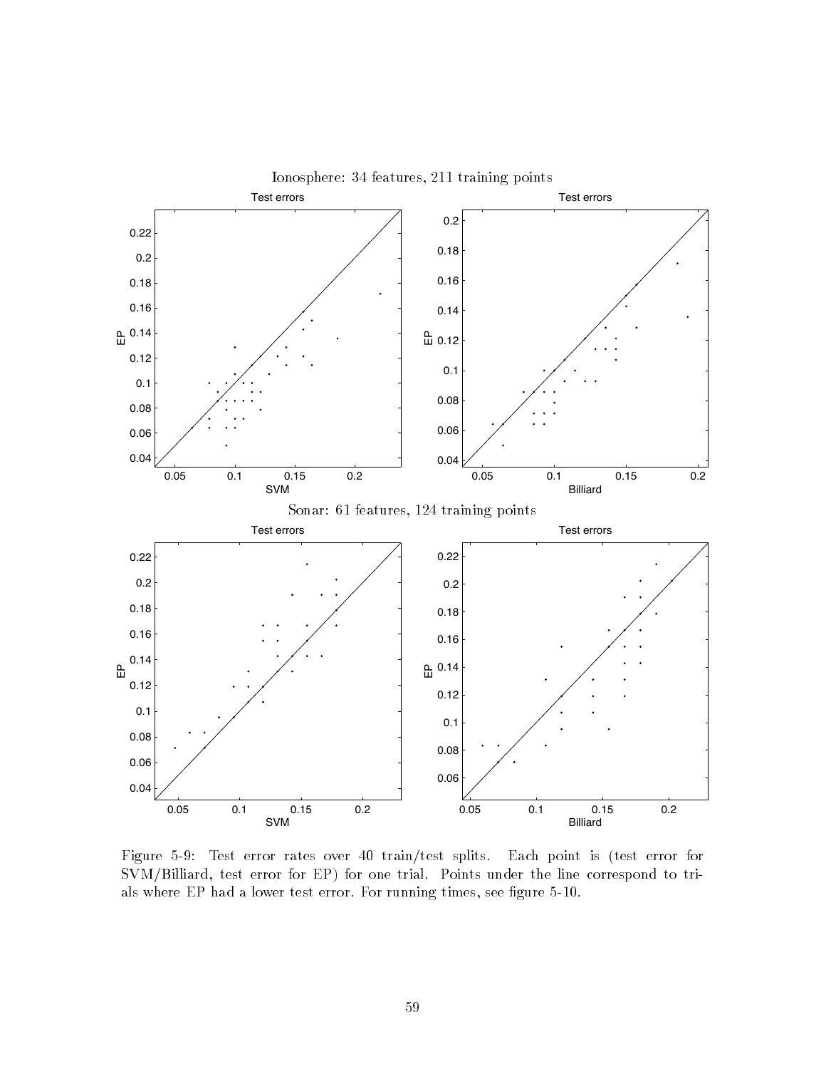Ionosphere: 34 features, 211 training points

Sonar: 61 features, 124 training points

Figure 5-9: Test error rates over 40 train/test splits. Each point is (test error for SVM/Billiard, test error for EP) for one trial. Points under the line correspond to trials where EP had a lower test error. For running times, see figure 5-10.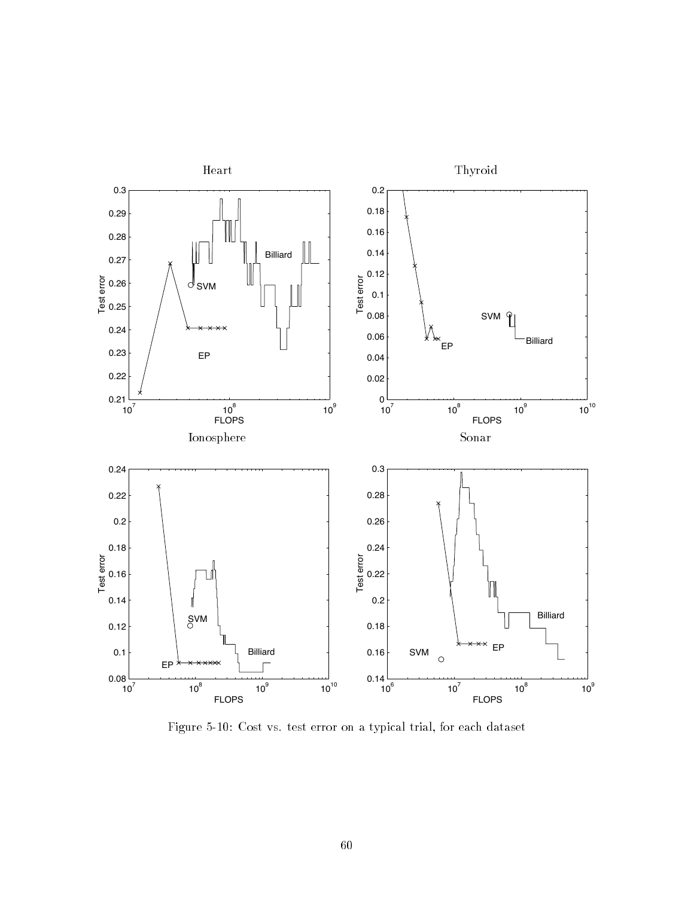Figure 5-10: Cost vs. test error on a typical trial, for each dataset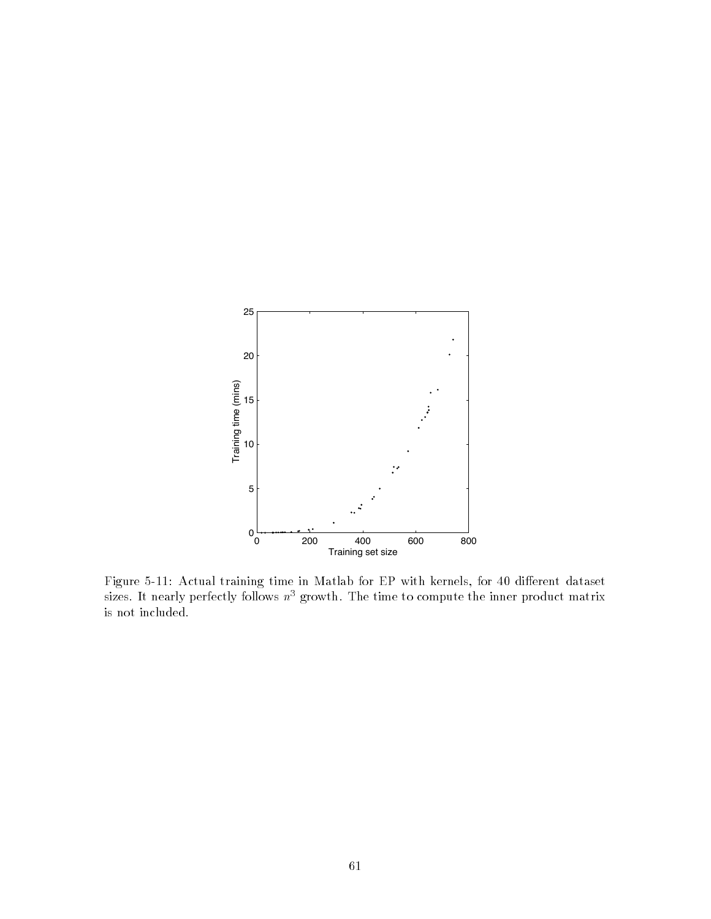Figure 5-11: Actual training time in Matlab for EP with kernels, for 40 different dataset sizes. It nearly perfectly follows $n^3$ growth. The time to compute the inner product matrix is not included.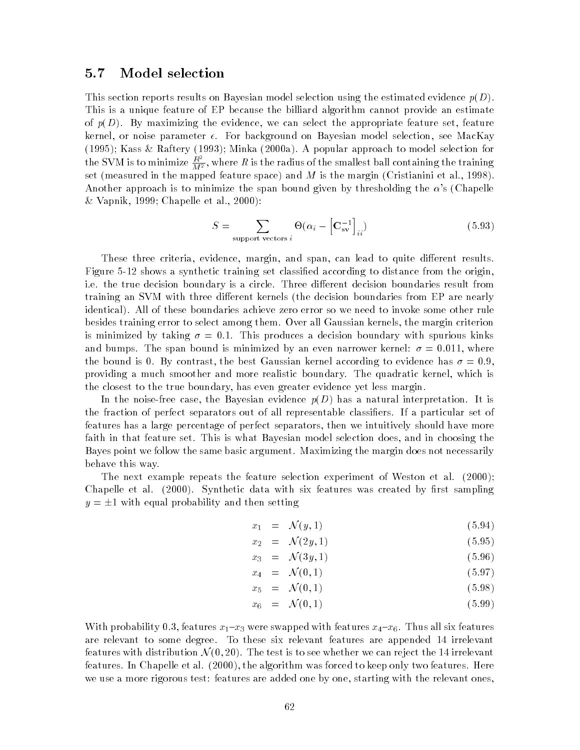## 5.7 Model selection

This section reports results on Bayesian model selection using the estimated evidence $p(D)$. This is a unique feature of EP because the billiard algorithm cannot provide an estimate of $p(D)$. By maximizing the evidence, we can select the appropriate feature set, feature kernel, or noise parameter $\epsilon$. For background on Bayesian model selection, see MacKay (1995); Kass & Raftery (1993); Minka (2000a). A popular approach to model selection for the SVM is to minimize $\frac{R^2}{M^2}$, where $R$ is the radius of the smallest ball containing the training set (measured in the mapped feature space) and $M$ is the margin (Cristianini et al., 1998). Another approach is to minimize the span bound given by thresholding the $\alpha$'s (Chapelle & Vapnik, 1999; Chapelle et al., 2000):

$$S = \sum_{\text{support vectors } i} \Theta(\alpha_i - \left[\mathbf{C}_{\text{sv}}^{-1}\right]_{ii}) \tag{5.93}$$

These three criteria, evidence, margin, and span, can lead to quite different results. Figure 5-12 shows a synthetic training set classified according to distance from the origin, i.e. the true decision boundary is a circle. Three different decision boundaries result from training an SVM with three different kernels (the decision boundaries from EP are nearly identical). All of these boundaries achieve zero error so we need to invoke some other rule besides training error to select among them. Over all Gaussian kernels, the margin criterion is minimized by taking $\sigma = 0.1$. This produces a decision boundary with spurious kinks and bumps. The span bound is minimized by an even narrower kernel: $\sigma = 0.011$, where the bound is 0. By contrast, the best Gaussian kernel according to evidence has $\sigma = 0.9$, providing a much smoother and more realistic boundary. The quadratic kernel, which is the closest to the true boundary, has even greater evidence yet less margin.

In the noise-free case, the Bayesian evidence $p(D)$ has a natural interpretation. It is the fraction of perfect separators out of all representable classifiers. If a particular set of features has a large percentage of perfect separators, then we intuitively should have more faith in that feature set. This is what Bayesian model selection does, and in choosing the Bayes point we follow the same basic argument. Maximizing the margin does not necessarily behave this way.

The next example repeats the feature selection experiment of Weston et al. (2000); Chapelle et al. (2000). Synthetic data with six features was created by first sampling $y = \pm 1$ with equal probability and then setting

$$x_1 = \mathcal{N}(y, 1) \tag{5.94}$$

$$x_2 = \mathcal{N}(2y, 1) \tag{5.95}$$

$$x_3 = \mathcal{N}(3y, 1) \tag{5.96}$$

$$x_4 = \mathcal{N}(0, 1) \tag{5.97}$$

$$x_5 = \mathcal{N}(0, 1) \tag{5.98}$$

$$x_6 = \mathcal{N}(0, 1) \tag{5.99}$$

With probability 0.3, features $x_1$–$x_3$ were swapped with features $x_4$–$x_6$. Thus all six features are relevant to some degree. To these six relevant features are appended 14 irrelevant features with distribution $\mathcal{N}(0, 20)$. The test is to see whether we can reject the 14 irrelevant features. In Chapelle et al. (2000), the algorithm was forced to keep only two features. Here we use a more rigorous test: features are added one by one, starting with the relevant ones,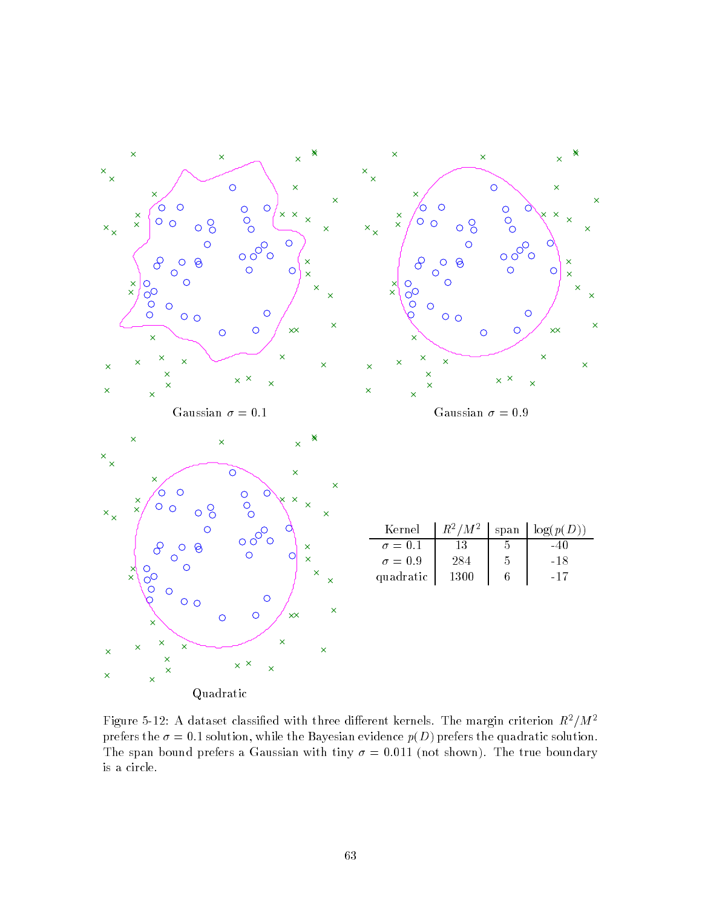Gaussian $\sigma = 0.1$

Gaussian $\sigma = 0.9$

Quadratic

| Kernel | $R^2/M^2$ | span | $\log(p(D))$ |
| --- | --- | --- | --- |
| $\sigma = 0.1$ | 13 | 5 | -40 |
| $\sigma = 0.9$ | 284 | 5 | -18 |
| quadratic | 1300 | 6 | -17 |

Figure 5-12: A dataset classified with three different kernels. The margin criterion $R^2/M^2$ prefers the $\sigma = 0.1$ solution, while the Bayesian evidence $p(D)$ prefers the quadratic solution. The span bound prefers a Gaussian with tiny $\sigma = 0.011$ (not shown). The true boundary is a circle.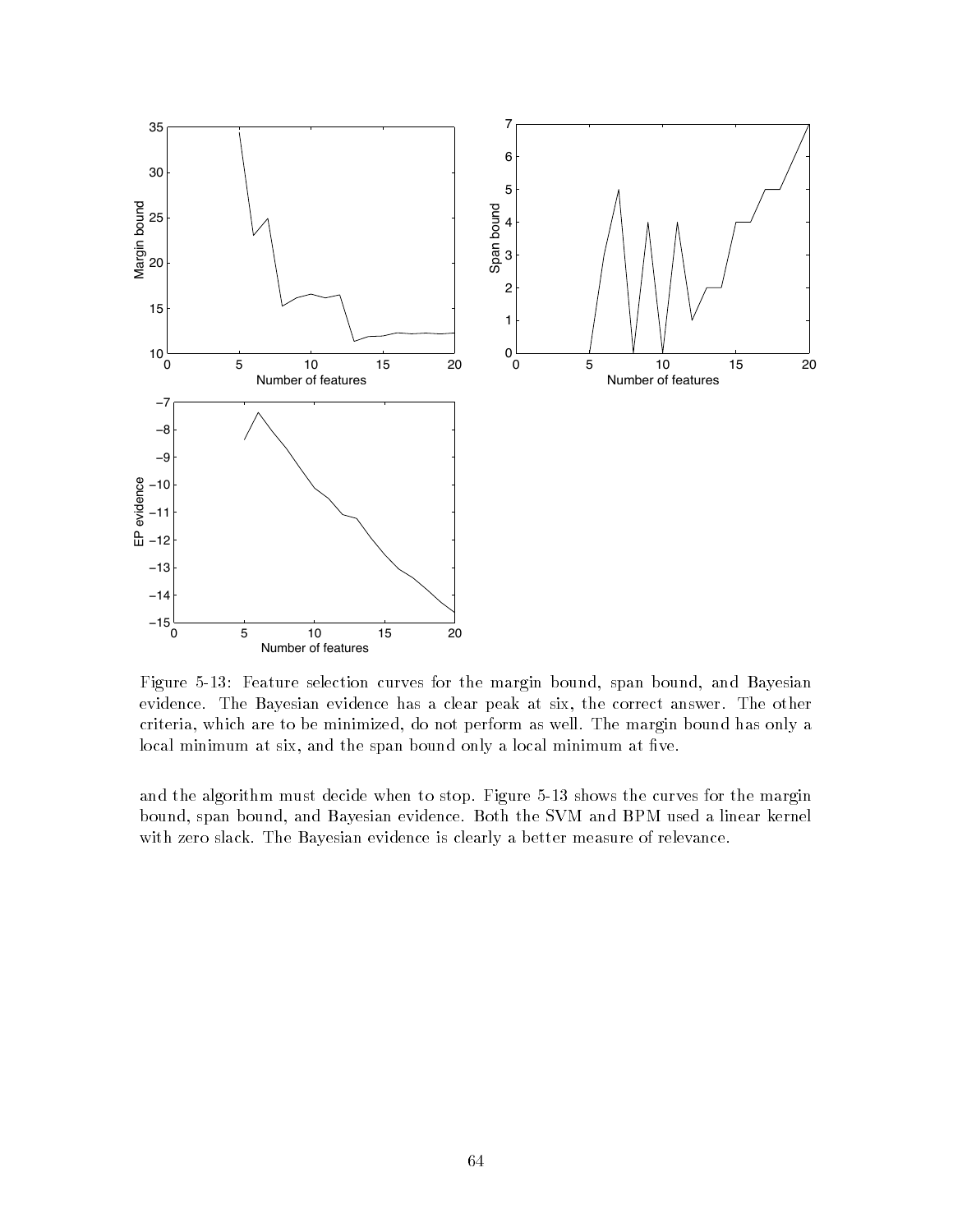Figure 5-13: Feature selection curves for the margin bound, span bound, and Bayesian evidence. The Bayesian evidence has a clear peak at six, the correct answer. The other criteria, which are to be minimized, do not perform as well. The margin bound has only a local minimum at six, and the span bound only a local minimum at five.

and the algorithm must decide when to stop. Figure 5-13 shows the curves for the margin bound, span bound, and Bayesian evidence. Both the SVM and BPM used a linear kernel with zero slack. The Bayesian evidence is clearly a better measure of relevance.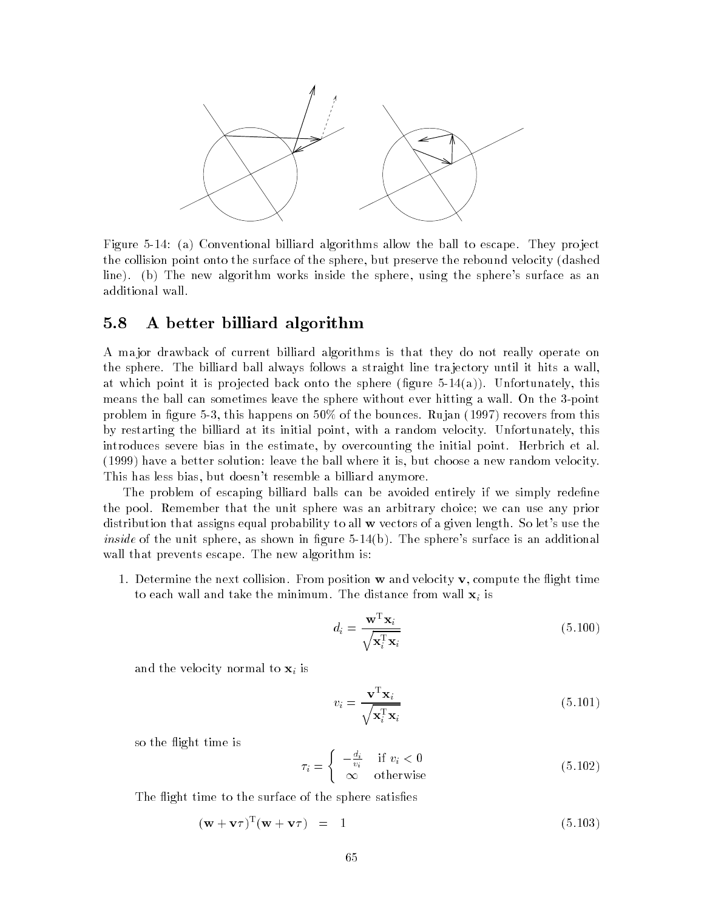Figure 5-14: (a) Conventional billiard algorithms allow the ball to escape. They project the collision point onto the surface of the sphere, but preserve the rebound velocity (dashed line). (b) The new algorithm works inside the sphere, using the sphere's surface as an additional wall.

## 5.8 A better billiard algorithm

A major drawback of current billiard algorithms is that they do not really operate on the sphere. The billiard ball always follows a straight line trajectory until it hits a wall, at which point it is projected back onto the sphere (figure 5-14(a)). Unfortunately, this means the ball can sometimes leave the sphere without ever hitting a wall. On the 3-point problem in figure 5-3, this happens on 50% of the bounces. Rujan (1997) recovers from this by restarting the billiard at its initial point, with a random velocity. Unfortunately, this introduces severe bias in the estimate, by overcounting the initial point. Herbrich et al. (1999) have a better solution: leave the ball where it is, but choose a new random velocity. This has less bias, but doesn't resemble a billiard anymore.

The problem of escaping billiard balls can be avoided entirely if we simply redefine the pool. Remember that the unit sphere was an arbitrary choice; we can use any prior distribution that assigns equal probability to all $\mathbf{w}$ vectors of a given length. So let's use the *inside* of the unit sphere, as shown in figure 5-14(b). The sphere's surface is an additional wall that prevents escape. The new algorithm is:

1. Determine the next collision. From position $\mathbf{w}$ and velocity $\mathbf{v}$, compute the flight time to each wall and take the minimum. The distance from wall $\mathbf{x}_i$ is

$$d_i = \frac{\mathbf{w}^{\mathrm{T}}\mathbf{x}_i}{\sqrt{\mathbf{x}_i^{\mathrm{T}}\mathbf{x}_i}} \tag{5.100}$$

   and the velocity normal to $\mathbf{x}_i$ is

$$v_i = \frac{\mathbf{v}^{\mathrm{T}}\mathbf{x}_i}{\sqrt{\mathbf{x}_i^{\mathrm{T}}\mathbf{x}_i}} \tag{5.101}$$

   so the flight time is

$$\tau_i = \begin{cases} -\frac{d_i}{v_i} & \text{if } v_i < 0 \\ \infty & \text{otherwise} \end{cases} \tag{5.102}$$

   The flight time to the surface of the sphere satisfies

$$(\mathbf{w} + \mathbf{v}\tau)^{\mathrm{T}}(\mathbf{w} + \mathbf{v}\tau) \quad = \quad 1 \tag{5.103}$$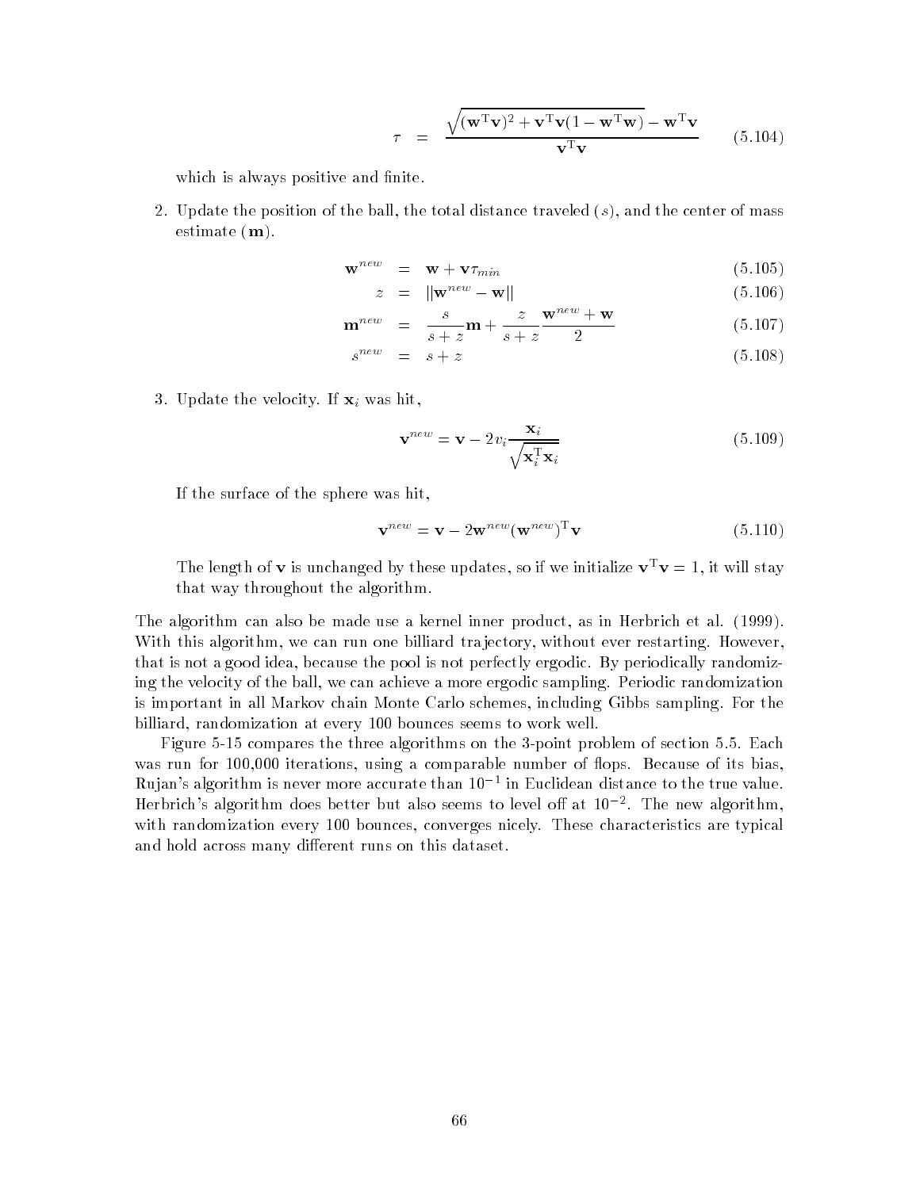$$\tau = \frac{\sqrt{(\mathbf{w}^{\mathrm{T}}\mathbf{v})^2 + \mathbf{v}^{\mathrm{T}}\mathbf{v}(1 - \mathbf{w}^{\mathrm{T}}\mathbf{w})} - \mathbf{w}^{\mathrm{T}}\mathbf{v}}{\mathbf{v}^{\mathrm{T}}\mathbf{v}} \tag{5.104}$$

which is always positive and finite.

2. Update the position of the ball, the total distance traveled ($s$), and the center of mass estimate ($\mathbf{m}$).

$$\mathbf{w}^{new} = \mathbf{w} + \mathbf{v}\tau_{min} \tag{5.105}$$

$$z = \|\mathbf{w}^{new} - \mathbf{w}\| \tag{5.106}$$

$$\mathbf{m}^{new} = \frac{s}{s+z}\mathbf{m} + \frac{z}{s+z}\frac{\mathbf{w}^{new} + \mathbf{w}}{2} \tag{5.107}$$

$$s^{new} = s + z \tag{5.108}$$

3. Update the velocity. If $\mathbf{x}_i$ was hit,

$$\mathbf{v}^{new} = \mathbf{v} - 2v_i \frac{\mathbf{x}_i}{\sqrt{\mathbf{x}_i^{\mathrm{T}}\mathbf{x}_i}} \tag{5.109}$$

If the surface of the sphere was hit,

$$\mathbf{v}^{new} = \mathbf{v} - 2\mathbf{w}^{new}(\mathbf{w}^{new})^{\mathrm{T}}\mathbf{v} \tag{5.110}$$

The length of $\mathbf{v}$ is unchanged by these updates, so if we initialize $\mathbf{v}^{\mathrm{T}}\mathbf{v} = 1$, it will stay that way throughout the algorithm.

The algorithm can also be made use a kernel inner product, as in Herbrich et al. (1999). With this algorithm, we can run one billiard trajectory, without ever restarting. However, that is not a good idea, because the pool is not perfectly ergodic. By periodically randomizing the velocity of the ball, we can achieve a more ergodic sampling. Periodic randomization is important in all Markov chain Monte Carlo schemes, including Gibbs sampling. For the billiard, randomization at every 100 bounces seems to work well.

Figure 5-15 compares the three algorithms on the 3-point problem of section 5.5. Each was run for 100,000 iterations, using a comparable number of flops. Because of its bias, Rujan's algorithm is never more accurate than $10^{-1}$ in Euclidean distance to the true value. Herbrich's algorithm does better but also seems to level off at $10^{-2}$. The new algorithm, with randomization every 100 bounces, converges nicely. These characteristics are typical and hold across many different runs on this dataset.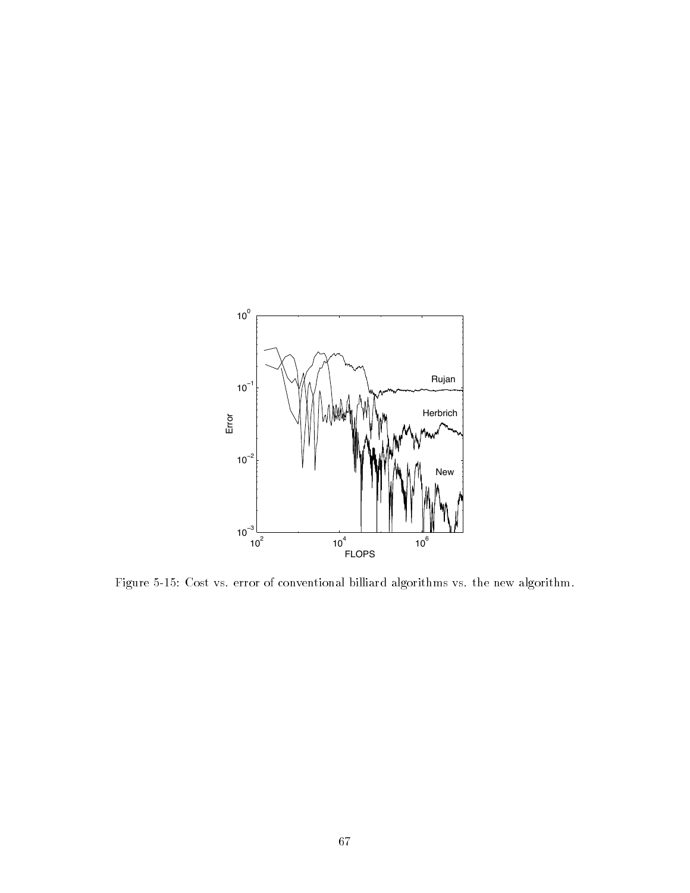Figure 5-15: Cost vs. error of conventional billiard algorithms vs. the new algorithm.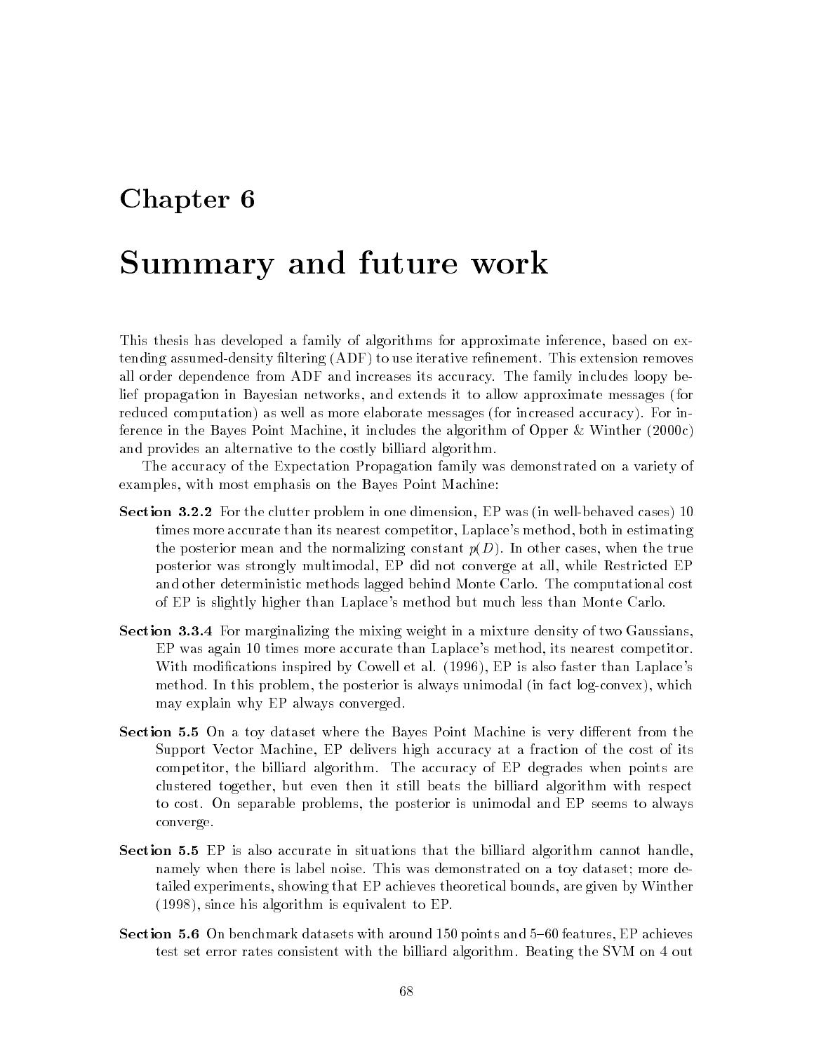# Chapter 6

# Summary and future work

This thesis has developed a family of algorithms for approximate inference, based on extending assumed-density filtering (ADF) to use iterative refinement. This extension removes all order dependence from ADF and increases its accuracy. The family includes loopy belief propagation in Bayesian networks, and extends it to allow approximate messages (for reduced computation) as well as more elaborate messages (for increased accuracy). For inference in the Bayes Point Machine, it includes the algorithm of Opper & Winther (2000c) and provides an alternative to the costly billiard algorithm.

The accuracy of the Expectation Propagation family was demonstrated on a variety of examples, with most emphasis on the Bayes Point Machine:

**Section 3.2.2** For the clutter problem in one dimension, EP was (in well-behaved cases) 10 times more accurate than its nearest competitor, Laplace's method, both in estimating the posterior mean and the normalizing constant $p(D)$. In other cases, when the true posterior was strongly multimodal, EP did not converge at all, while Restricted EP and other deterministic methods lagged behind Monte Carlo. The computational cost of EP is slightly higher than Laplace's method but much less than Monte Carlo.

**Section 3.3.4** For marginalizing the mixing weight in a mixture density of two Gaussians, EP was again 10 times more accurate than Laplace's method, its nearest competitor. With modifications inspired by Cowell et al. (1996), EP is also faster than Laplace's method. In this problem, the posterior is always unimodal (in fact log-convex), which may explain why EP always converged.

**Section 5.5** On a toy dataset where the Bayes Point Machine is very different from the Support Vector Machine, EP delivers high accuracy at a fraction of the cost of its competitor, the billiard algorithm. The accuracy of EP degrades when points are clustered together, but even then it still beats the billiard algorithm with respect to cost. On separable problems, the posterior is unimodal and EP seems to always converge.

**Section 5.5** EP is also accurate in situations that the billiard algorithm cannot handle, namely when there is label noise. This was demonstrated on a toy dataset; more detailed experiments, showing that EP achieves theoretical bounds, are given by Winther (1998), since his algorithm is equivalent to EP.

**Section 5.6** On benchmark datasets with around 150 points and 5–60 features, EP achieves test set error rates consistent with the billiard algorithm. Beating the SVM on 4 out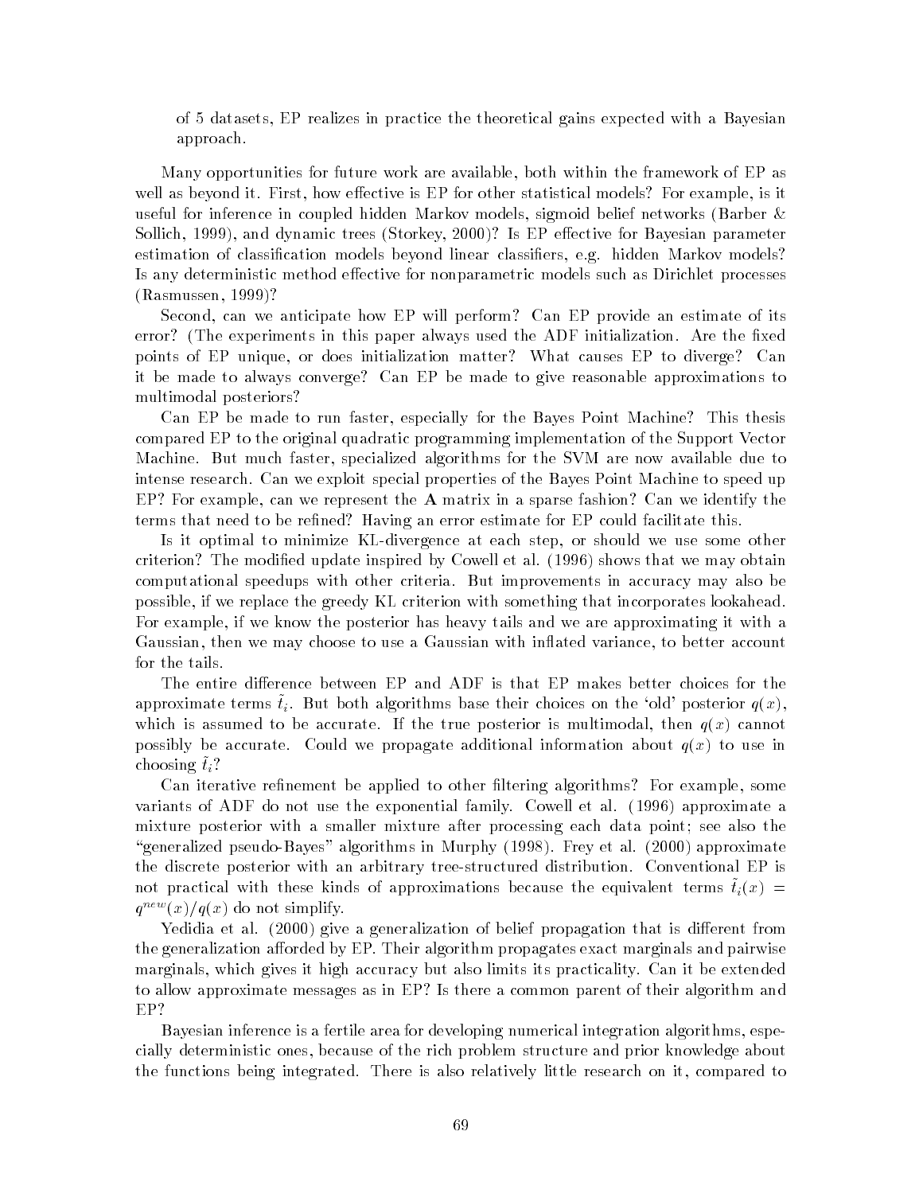of 5 datasets, EP realizes in practice the theoretical gains expected with a Bayesian approach.

Many opportunities for future work are available, both within the framework of EP as well as beyond it. First, how effective is EP for other statistical models? For example, is it useful for inference in coupled hidden Markov models, sigmoid belief networks (Barber & Sollich, 1999), and dynamic trees (Storkey, 2000)? Is EP effective for Bayesian parameter estimation of classification models beyond linear classifiers, e.g. hidden Markov models? Is any deterministic method effective for nonparametric models such as Dirichlet processes (Rasmussen, 1999)?

Second, can we anticipate how EP will perform? Can EP provide an estimate of its error? (The experiments in this paper always used the ADF initialization. Are the fixed points of EP unique, or does initialization matter? What causes EP to diverge? Can it be made to always converge? Can EP be made to give reasonable approximations to multimodal posteriors?

Can EP be made to run faster, especially for the Bayes Point Machine? This thesis compared EP to the original quadratic programming implementation of the Support Vector Machine. But much faster, specialized algorithms for the SVM are now available due to intense research. Can we exploit special properties of the Bayes Point Machine to speed up EP? For example, can we represent the **A** matrix in a sparse fashion? Can we identify the terms that need to be refined? Having an error estimate for EP could facilitate this.

Is it optimal to minimize KL-divergence at each step, or should we use some other criterion? The modified update inspired by Cowell et al. (1996) shows that we may obtain computational speedups with other criteria. But improvements in accuracy may also be possible, if we replace the greedy KL criterion with something that incorporates lookahead. For example, if we know the posterior has heavy tails and we are approximating it with a Gaussian, then we may choose to use a Gaussian with inflated variance, to better account for the tails.

The entire difference between EP and ADF is that EP makes better choices for the approximate terms $\tilde{t}_i$. But both algorithms base their choices on the 'old' posterior $q(x)$, which is assumed to be accurate. If the true posterior is multimodal, then $q(x)$ cannot possibly be accurate. Could we propagate additional information about $q(x)$ to use in choosing $\tilde{t}_i$?

Can iterative refinement be applied to other filtering algorithms? For example, some variants of ADF do not use the exponential family. Cowell et al. (1996) approximate a mixture posterior with a smaller mixture after processing each data point; see also the "generalized pseudo-Bayes" algorithms in Murphy (1998). Frey et al. (2000) approximate the discrete posterior with an arbitrary tree-structured distribution. Conventional EP is not practical with these kinds of approximations because the equivalent terms $\tilde{t}_i(x) = q^{new}(x)/q(x)$ do not simplify.

Yedidia et al. (2000) give a generalization of belief propagation that is different from the generalization afforded by EP. Their algorithm propagates exact marginals and pairwise marginals, which gives it high accuracy but also limits its practicality. Can it be extended to allow approximate messages as in EP? Is there a common parent of their algorithm and EP?

Bayesian inference is a fertile area for developing numerical integration algorithms, especially deterministic ones, because of the rich problem structure and prior knowledge about the functions being integrated. There is also relatively little research on it, compared to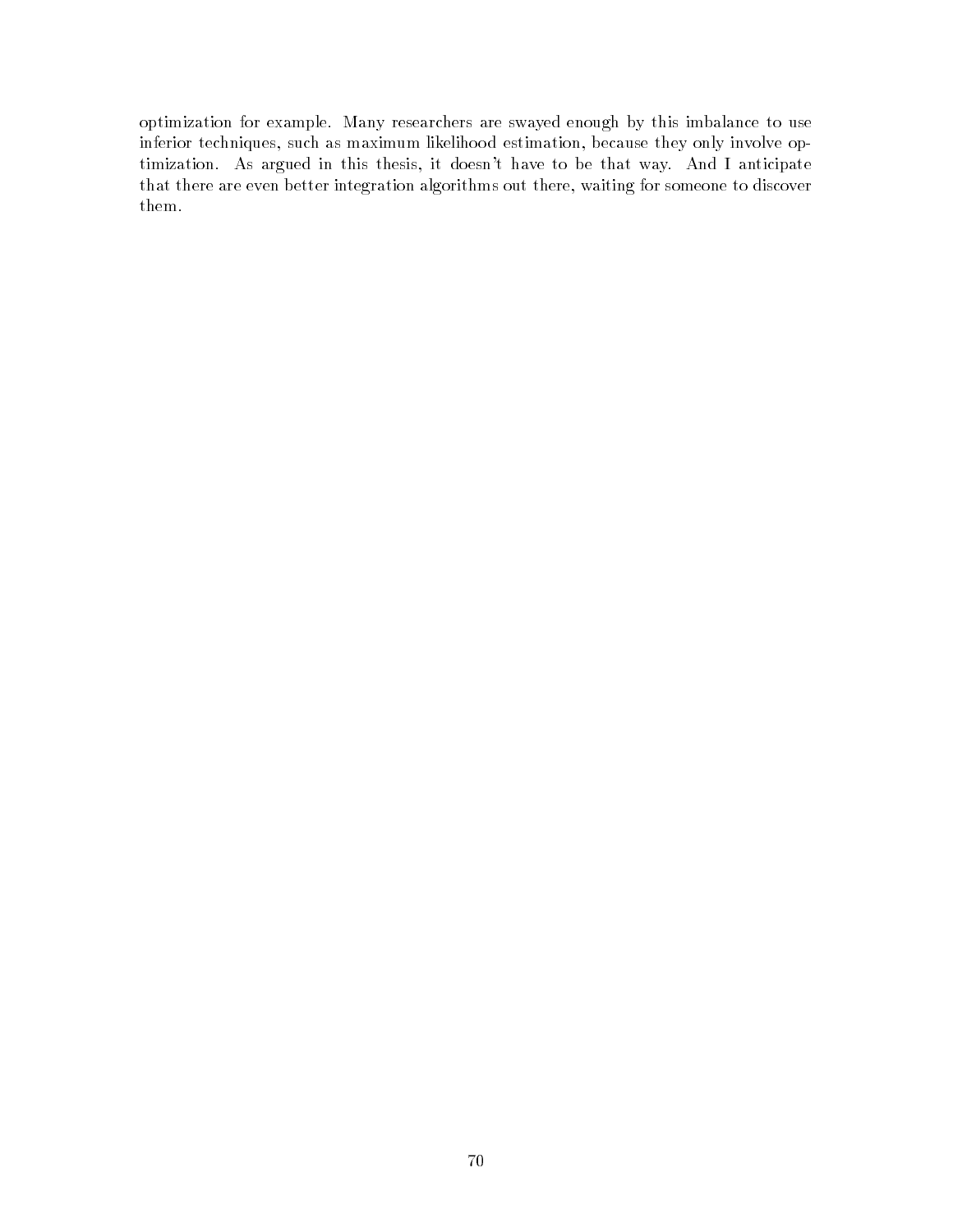optimization for example. Many researchers are swayed enough by this imbalance to use inferior techniques, such as maximum likelihood estimation, because they only involve optimization. As argued in this thesis, it doesn't have to be that way. And I anticipate that there are even better integration algorithms out there, waiting for someone to discover them.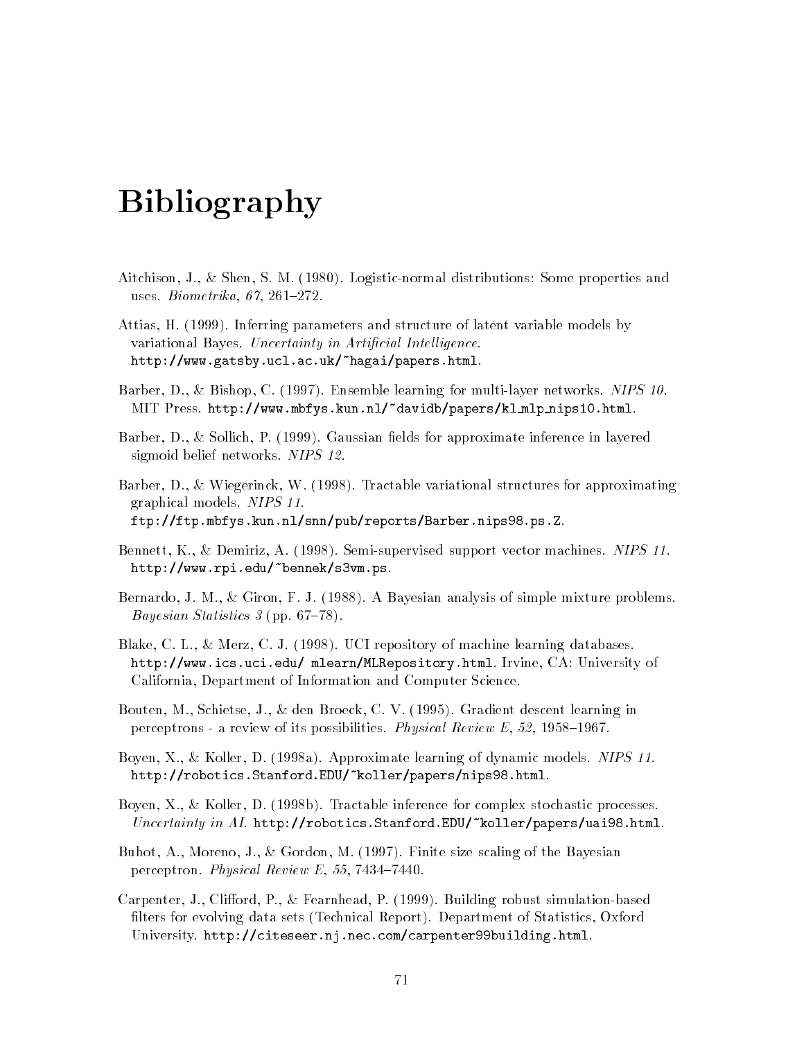# Bibliography

Aitchison, J., & Shen, S. M. (1980). Logistic-normal distributions: Some properties and uses. *Biometrika*, *67*, 261–272.

Attias, H. (1999). Inferring parameters and structure of latent variable models by variational Bayes. *Uncertainty in Artificial Intelligence*. http://www.gatsby.ucl.ac.uk/~hagai/papers.html.

Barber, D., & Bishop, C. (1997). Ensemble learning for multi-layer networks. *NIPS 10*. MIT Press. http://www.mbfys.kun.nl/~davidb/papers/kl_mlp_nips10.html.

Barber, D., & Sollich, P. (1999). Gaussian fields for approximate inference in layered sigmoid belief networks. *NIPS 12*.

Barber, D., & Wiegerinck, W. (1998). Tractable variational structures for approximating graphical models. *NIPS 11*. ftp://ftp.mbfys.kun.nl/snn/pub/reports/Barber.nips98.ps.Z.

Bennett, K., & Demiriz, A. (1998). Semi-supervised support vector machines. *NIPS 11*. http://www.rpi.edu/~bennek/s3vm.ps.

Bernardo, J. M., & Giron, F. J. (1988). A Bayesian analysis of simple mixture problems. *Bayesian Statistics 3* (pp. 67–78).

Blake, C. L., & Merz, C. J. (1998). UCI repository of machine learning databases. http://www.ics.uci.edu/ mlearn/MLRepository.html. Irvine, CA: University of California, Department of Information and Computer Science.

Bouten, M., Schietse, J., & den Broeck, C. V. (1995). Gradient descent learning in perceptrons - a review of its possibilities. *Physical Review E*, *52*, 1958–1967.

Boyen, X., & Koller, D. (1998a). Approximate learning of dynamic models. *NIPS 11*. http://robotics.Stanford.EDU/~koller/papers/nips98.html.

Boyen, X., & Koller, D. (1998b). Tractable inference for complex stochastic processes. *Uncertainty in AI*. http://robotics.Stanford.EDU/~koller/papers/uai98.html.

Buhot, A., Moreno, J., & Gordon, M. (1997). Finite size scaling of the Bayesian perceptron. *Physical Review E*, *55*, 7434–7440.

Carpenter, J., Clifford, P., & Fearnhead, P. (1999). Building robust simulation-based filters for evolving data sets (Technical Report). Department of Statistics, Oxford University. http://citeseer.nj.nec.com/carpenter99building.html.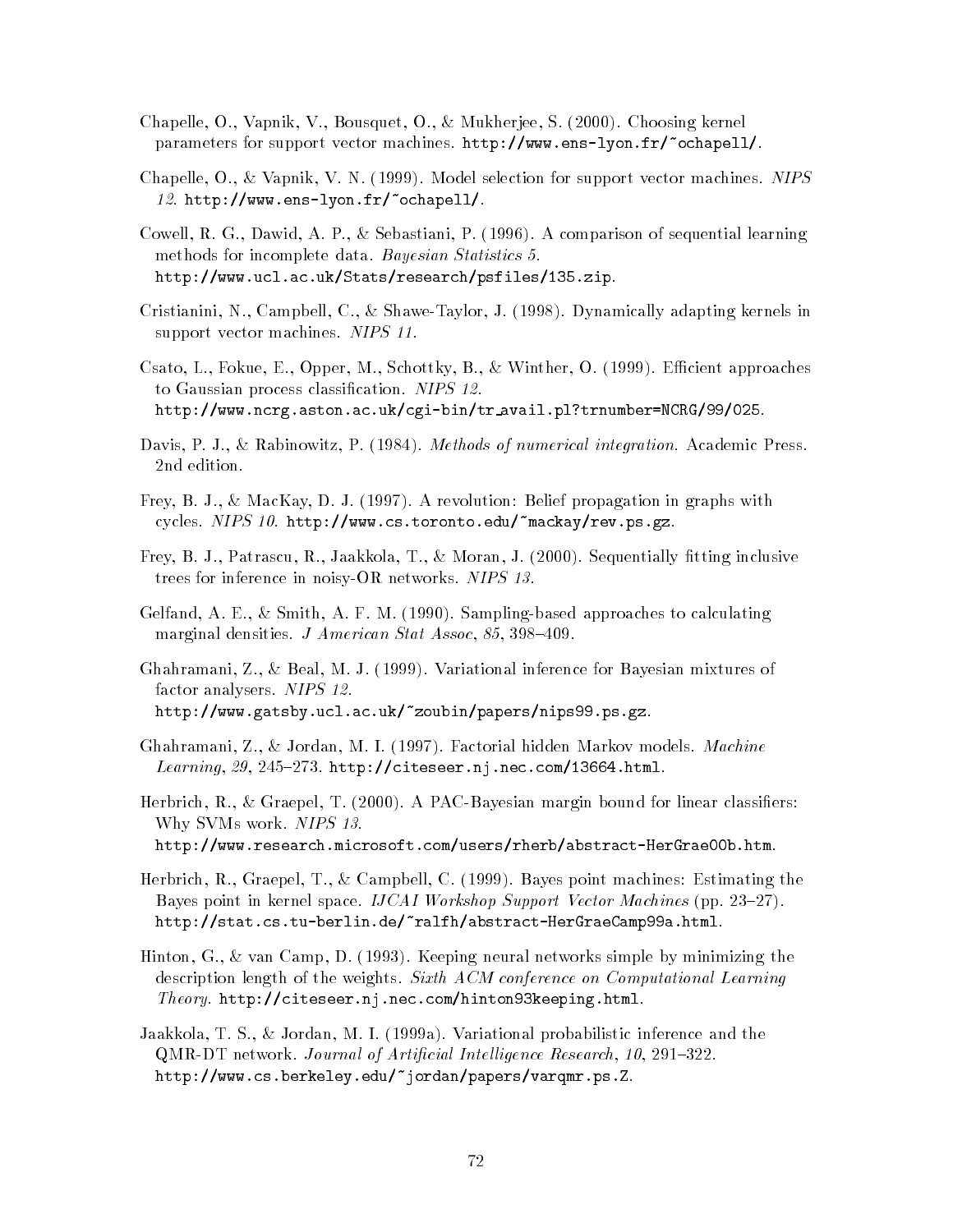Chapelle, O., Vapnik, V., Bousquet, O., & Mukherjee, S. (2000). Choosing kernel parameters for support vector machines. http://www.ens-lyon.fr/~ochapell/.

Chapelle, O., & Vapnik, V. N. (1999). Model selection for support vector machines. *NIPS 12*. http://www.ens-lyon.fr/~ochapell/.

Cowell, R. G., Dawid, A. P., & Sebastiani, P. (1996). A comparison of sequential learning methods for incomplete data. *Bayesian Statistics 5*. http://www.ucl.ac.uk/Stats/research/psfiles/135.zip.

Cristianini, N., Campbell, C., & Shawe-Taylor, J. (1998). Dynamically adapting kernels in support vector machines. *NIPS 11*.

Csato, L., Fokue, E., Opper, M., Schottky, B., & Winther, O. (1999). Efficient approaches to Gaussian process classification. *NIPS 12*. http://www.ncrg.aston.ac.uk/cgi-bin/tr_avail.pl?trnumber=NCRG/99/025.

Davis, P. J., & Rabinowitz, P. (1984). *Methods of numerical integration*. Academic Press. 2nd edition.

Frey, B. J., & MacKay, D. J. (1997). A revolution: Belief propagation in graphs with cycles. *NIPS 10*. http://www.cs.toronto.edu/~mackay/rev.ps.gz.

Frey, B. J., Patrascu, R., Jaakkola, T., & Moran, J. (2000). Sequentially fitting inclusive trees for inference in noisy-OR networks. *NIPS 13*.

Gelfand, A. E., & Smith, A. F. M. (1990). Sampling-based approaches to calculating marginal densities. *J American Stat Assoc*, *85*, 398–409.

Ghahramani, Z., & Beal, M. J. (1999). Variational inference for Bayesian mixtures of factor analysers. *NIPS 12*. http://www.gatsby.ucl.ac.uk/~zoubin/papers/nips99.ps.gz.

Ghahramani, Z., & Jordan, M. I. (1997). Factorial hidden Markov models. *Machine Learning*, *29*, 245–273. http://citeseer.nj.nec.com/13664.html.

Herbrich, R., & Graepel, T. (2000). A PAC-Bayesian margin bound for linear classifiers: Why SVMs work. *NIPS 13*. http://www.research.microsoft.com/users/rherb/abstract-HerGrae00b.htm.

Herbrich, R., Graepel, T., & Campbell, C. (1999). Bayes point machines: Estimating the Bayes point in kernel space. *IJCAI Workshop Support Vector Machines* (pp. 23–27). http://stat.cs.tu-berlin.de/~ralfh/abstract-HerGraeCamp99a.html.

Hinton, G., & van Camp, D. (1993). Keeping neural networks simple by minimizing the description length of the weights. *Sixth ACM conference on Computational Learning Theory*. http://citeseer.nj.nec.com/hinton93keeping.html.

Jaakkola, T. S., & Jordan, M. I. (1999a). Variational probabilistic inference and the QMR-DT network. *Journal of Artificial Intelligence Research*, *10*, 291–322. http://www.cs.berkeley.edu/~jordan/papers/varqmr.ps.Z.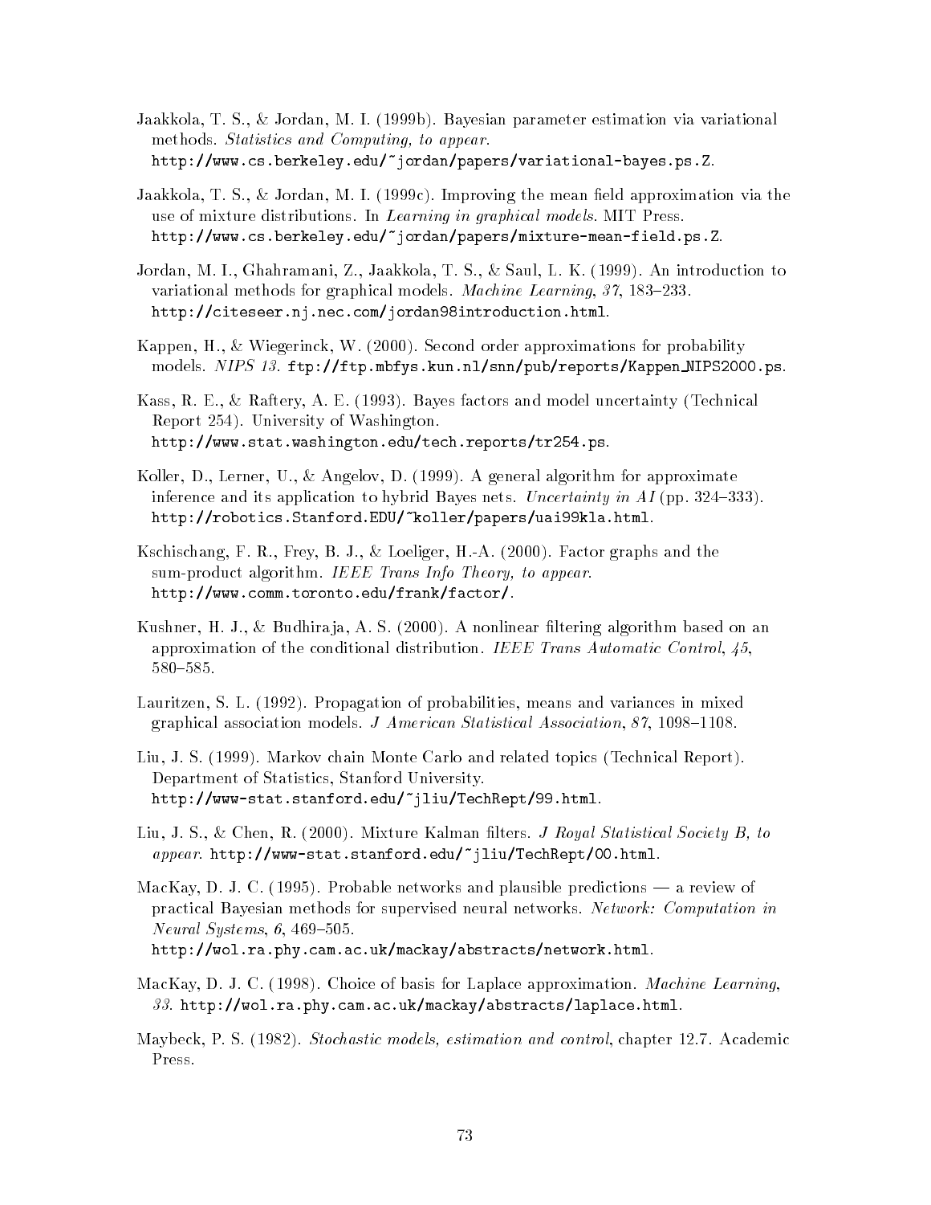Jaakkola, T. S., & Jordan, M. I. (1999b). Bayesian parameter estimation via variational methods. *Statistics and Computing, to appear.* http://www.cs.berkeley.edu/~jordan/papers/variational-bayes.ps.Z.

Jaakkola, T. S., & Jordan, M. I. (1999c). Improving the mean field approximation via the use of mixture distributions. In *Learning in graphical models*. MIT Press. http://www.cs.berkeley.edu/~jordan/papers/mixture-mean-field.ps.Z.

Jordan, M. I., Ghahramani, Z., Jaakkola, T. S., & Saul, L. K. (1999). An introduction to variational methods for graphical models. *Machine Learning, 37*, 183–233. http://citeseer.nj.nec.com/jordan98introduction.html.

Kappen, H., & Wiegerinck, W. (2000). Second order approximations for probability models. *NIPS 13*. ftp://ftp.mbfys.kun.nl/snn/pub/reports/Kappen_NIPS2000.ps.

Kass, R. E., & Raftery, A. E. (1993). Bayes factors and model uncertainty (Technical Report 254). University of Washington. http://www.stat.washington.edu/tech.reports/tr254.ps.

Koller, D., Lerner, U., & Angelov, D. (1999). A general algorithm for approximate inference and its application to hybrid Bayes nets. *Uncertainty in AI* (pp. 324–333). http://robotics.Stanford.EDU/~koller/papers/uai99kla.html.

Kschischang, F. R., Frey, B. J., & Loeliger, H.-A. (2000). Factor graphs and the sum-product algorithm. *IEEE Trans Info Theory, to appear.* http://www.comm.toronto.edu/frank/factor/.

Kushner, H. J., & Budhiraja, A. S. (2000). A nonlinear filtering algorithm based on an approximation of the conditional distribution. *IEEE Trans Automatic Control, 45*, 580–585.

Lauritzen, S. L. (1992). Propagation of probabilities, means and variances in mixed graphical association models. *J American Statistical Association, 87*, 1098–1108.

Liu, J. S. (1999). Markov chain Monte Carlo and related topics (Technical Report). Department of Statistics, Stanford University. http://www-stat.stanford.edu/~jliu/TechRept/99.html.

Liu, J. S., & Chen, R. (2000). Mixture Kalman filters. *J Royal Statistical Society B, to appear.* http://www-stat.stanford.edu/~jliu/TechRept/00.html.

MacKay, D. J. C. (1995). Probable networks and plausible predictions — a review of practical Bayesian methods for supervised neural networks. *Network: Computation in Neural Systems, 6*, 469–505. http://wol.ra.phy.cam.ac.uk/mackay/abstracts/network.html.

MacKay, D. J. C. (1998). Choice of basis for Laplace approximation. *Machine Learning, 33*. http://wol.ra.phy.cam.ac.uk/mackay/abstracts/laplace.html.

Maybeck, P. S. (1982). *Stochastic models, estimation and control*, chapter 12.7. Academic Press.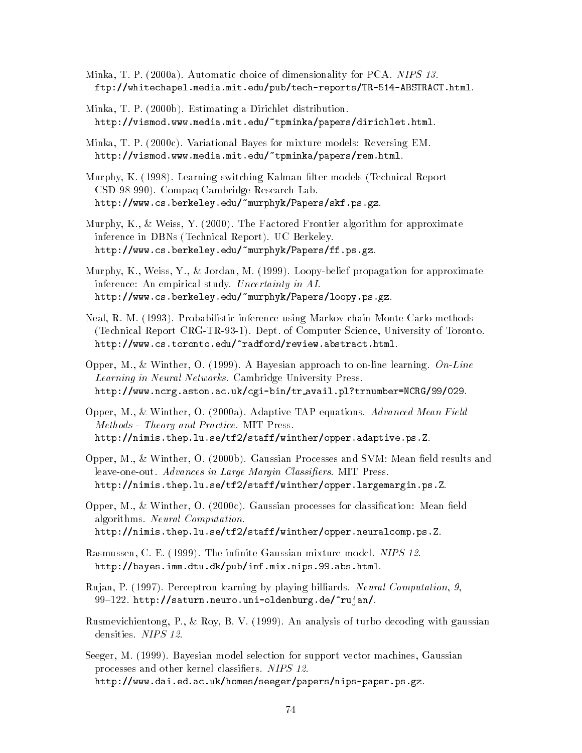Minka, T. P. (2000a). Automatic choice of dimensionality for PCA. *NIPS 13*. ftp://whitechapel.media.mit.edu/pub/tech-reports/TR-514-ABSTRACT.html.

Minka, T. P. (2000b). Estimating a Dirichlet distribution. http://vismod.www.media.mit.edu/~tpminka/papers/dirichlet.html.

Minka, T. P. (2000c). Variational Bayes for mixture models: Reversing EM. http://vismod.www.media.mit.edu/~tpminka/papers/rem.html.

Murphy, K. (1998). Learning switching Kalman filter models (Technical Report CSD-98-990). Compaq Cambridge Research Lab. http://www.cs.berkeley.edu/~murphyk/Papers/skf.ps.gz.

Murphy, K., & Weiss, Y. (2000). The Factored Frontier algorithm for approximate inference in DBNs (Technical Report). UC Berkeley. http://www.cs.berkeley.edu/~murphyk/Papers/ff.ps.gz.

Murphy, K., Weiss, Y., & Jordan, M. (1999). Loopy-belief propagation for approximate inference: An empirical study. *Uncertainty in AI*. http://www.cs.berkeley.edu/~murphyk/Papers/loopy.ps.gz.

Neal, R. M. (1993). Probabilistic inference using Markov chain Monte Carlo methods (Technical Report CRG-TR-93-1). Dept. of Computer Science, University of Toronto. http://www.cs.toronto.edu/~radford/review.abstract.html.

Opper, M., & Winther, O. (1999). A Bayesian approach to on-line learning. *On-Line Learning in Neural Networks*. Cambridge University Press. http://www.ncrg.aston.ac.uk/cgi-bin/tr_avail.pl?trnumber=NCRG/99/029.

Opper, M., & Winther, O. (2000a). Adaptive TAP equations. *Advanced Mean Field Methods - Theory and Practice*. MIT Press. http://nimis.thep.lu.se/tf2/staff/winther/opper.adaptive.ps.Z.

Opper, M., & Winther, O. (2000b). Gaussian Processes and SVM: Mean field results and leave-one-out. *Advances in Large Margin Classifiers*. MIT Press. http://nimis.thep.lu.se/tf2/staff/winther/opper.largemargin.ps.Z.

Opper, M., & Winther, O. (2000c). Gaussian processes for classification: Mean field algorithms. *Neural Computation*. http://nimis.thep.lu.se/tf2/staff/winther/opper.neuralcomp.ps.Z.

Rasmussen, C. E. (1999). The infinite Gaussian mixture model. *NIPS 12*. http://bayes.imm.dtu.dk/pub/inf.mix.nips.99.abs.html.

Rujan, P. (1997). Perceptron learning by playing billiards. *Neural Computation*, *9*, 99–122. http://saturn.neuro.uni-oldenburg.de/~rujan/.

Rusmevichientong, P., & Roy, B. V. (1999). An analysis of turbo decoding with gaussian densities. *NIPS 12*.

Seeger, M. (1999). Bayesian model selection for support vector machines, Gaussian processes and other kernel classifiers. *NIPS 12*. http://www.dai.ed.ac.uk/homes/seeger/papers/nips-paper.ps.gz.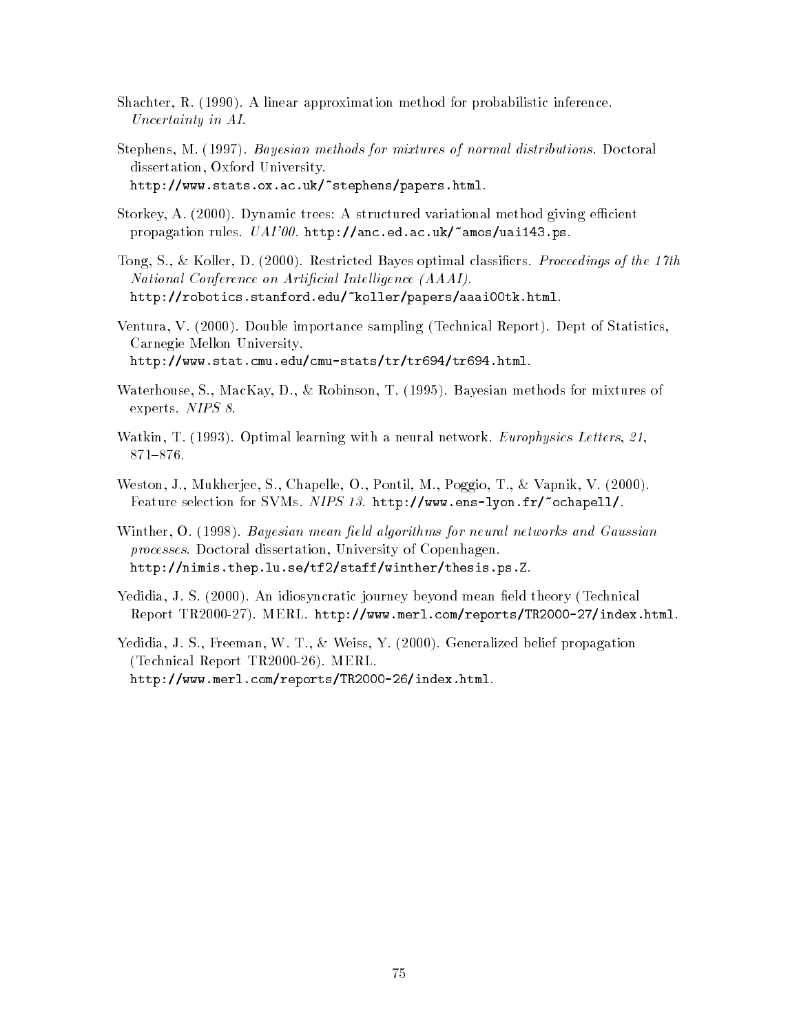Shachter, R. (1990). A linear approximation method for probabilistic inference. *Uncertainty in AI*.

Stephens, M. (1997). *Bayesian methods for mixtures of normal distributions*. Doctoral dissertation, Oxford University. http://www.stats.ox.ac.uk/~stephens/papers.html.

Storkey, A. (2000). Dynamic trees: A structured variational method giving efficient propagation rules. *UAI'00*. http://anc.ed.ac.uk/~amos/uai143.ps.

Tong, S., & Koller, D. (2000). Restricted Bayes optimal classifiers. *Proceedings of the 17th National Conference on Artificial Intelligence (AAAI)*. http://robotics.stanford.edu/~koller/papers/aaai00tk.html.

Ventura, V. (2000). Double importance sampling (Technical Report). Dept of Statistics, Carnegie Mellon University. http://www.stat.cmu.edu/cmu-stats/tr/tr694/tr694.html.

Waterhouse, S., MacKay, D., & Robinson, T. (1995). Bayesian methods for mixtures of experts. *NIPS 8*.

Watkin, T. (1993). Optimal learning with a neural network. *Europhysics Letters*, *21*, 871–876.

Weston, J., Mukherjee, S., Chapelle, O., Pontil, M., Poggio, T., & Vapnik, V. (2000). Feature selection for SVMs. *NIPS 13*. http://www.ens-lyon.fr/~ochapell/.

Winther, O. (1998). *Bayesian mean field algorithms for neural networks and Gaussian processes*. Doctoral dissertation, University of Copenhagen. http://nimis.thep.lu.se/tf2/staff/winther/thesis.ps.Z.

Yedidia, J. S. (2000). An idiosyncratic journey beyond mean field theory (Technical Report TR2000-27). MERL. http://www.merl.com/reports/TR2000-27/index.html.

Yedidia, J. S., Freeman, W. T., & Weiss, Y. (2000). Generalized belief propagation (Technical Report TR2000-26). MERL. http://www.merl.com/reports/TR2000-26/index.html.